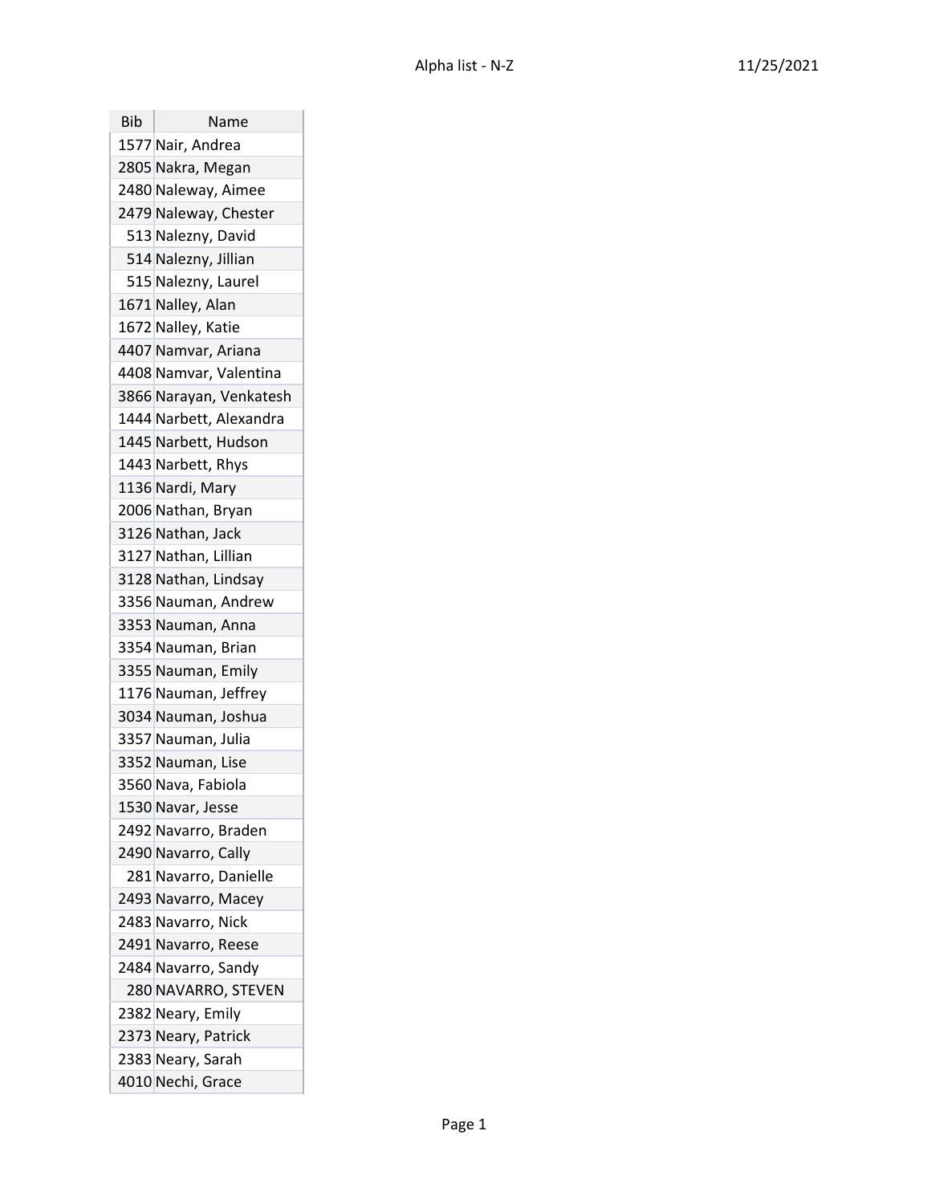| Bib | Name |
|---|---|
| 1577 | Nair, Andrea |
| 2805 | Nakra, Megan |
| 2480 | Naleway, Aimee |
| 2479 | Naleway, Chester |
| 513 | Nalezny, David |
| 514 | Nalezny, Jillian |
| 515 | Nalezny, Laurel |
| 1671 | Nalley, Alan |
| 1672 | Nalley, Katie |
| 4407 | Namvar, Ariana |
| 4408 | Namvar, Valentina |
| 3866 | Narayan, Venkatesh |
| 1444 | Narbett, Alexandra |
| 1445 | Narbett, Hudson |
| 1443 | Narbett, Rhys |
| 1136 | Nardi, Mary |
| 2006 | Nathan, Bryan |
| 3126 | Nathan, Jack |
| 3127 | Nathan, Lillian |
| 3128 | Nathan, Lindsay |
| 3356 | Nauman, Andrew |
| 3353 | Nauman, Anna |
| 3354 | Nauman, Brian |
| 3355 | Nauman, Emily |
| 1176 | Nauman, Jeffrey |
| 3034 | Nauman, Joshua |
| 3357 | Nauman, Julia |
| 3352 | Nauman, Lise |
| 3560 | Nava, Fabiola |
| 1530 | Navar, Jesse |
| 2492 | Navarro, Braden |
| 2490 | Navarro, Cally |
| 281 | Navarro, Danielle |
| 2493 | Navarro, Macey |
| 2483 | Navarro, Nick |
| 2491 | Navarro, Reese |
| 2484 | Navarro, Sandy |
| 280 | NAVARRO, STEVEN |
| 2382 | Neary, Emily |
| 2373 | Neary, Patrick |
| 2383 | Neary, Sarah |
| 4010 | Nechi, Grace |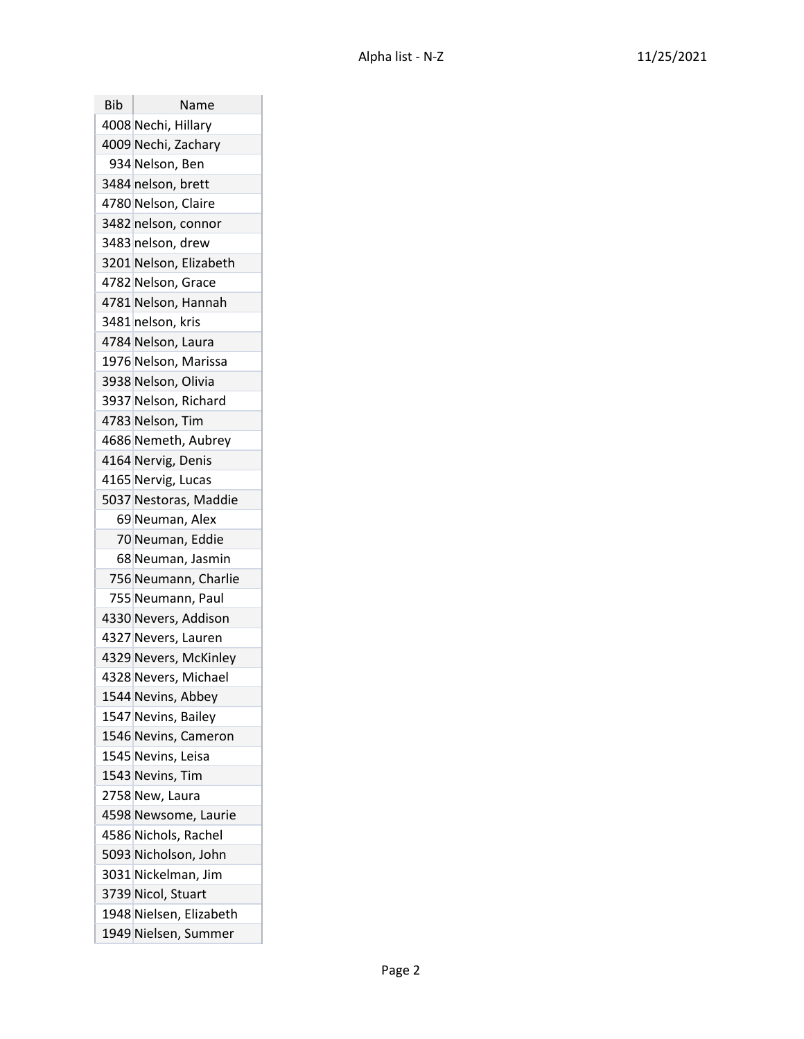| Bib | Name |
|---|---|
| 4008 | Nechi, Hillary |
| 4009 | Nechi, Zachary |
| 934 | Nelson, Ben |
| 3484 | nelson, brett |
| 4780 | Nelson, Claire |
| 3482 | nelson, connor |
| 3483 | nelson, drew |
| 3201 | Nelson, Elizabeth |
| 4782 | Nelson, Grace |
| 4781 | Nelson, Hannah |
| 3481 | nelson, kris |
| 4784 | Nelson, Laura |
| 1976 | Nelson, Marissa |
| 3938 | Nelson, Olivia |
| 3937 | Nelson, Richard |
| 4783 | Nelson, Tim |
| 4686 | Nemeth, Aubrey |
| 4164 | Nervig, Denis |
| 4165 | Nervig, Lucas |
| 5037 | Nestoras, Maddie |
| 69 | Neuman, Alex |
| 70 | Neuman, Eddie |
| 68 | Neuman, Jasmin |
| 756 | Neumann, Charlie |
| 755 | Neumann, Paul |
| 4330 | Nevers, Addison |
| 4327 | Nevers, Lauren |
| 4329 | Nevers, McKinley |
| 4328 | Nevers, Michael |
| 1544 | Nevins, Abbey |
| 1547 | Nevins, Bailey |
| 1546 | Nevins, Cameron |
| 1545 | Nevins, Leisa |
| 1543 | Nevins, Tim |
| 2758 | New, Laura |
| 4598 | Newsome, Laurie |
| 4586 | Nichols, Rachel |
| 5093 | Nicholson, John |
| 3031 | Nickelman, Jim |
| 3739 | Nicol, Stuart |
| 1948 | Nielsen, Elizabeth |
| 1949 | Nielsen, Summer |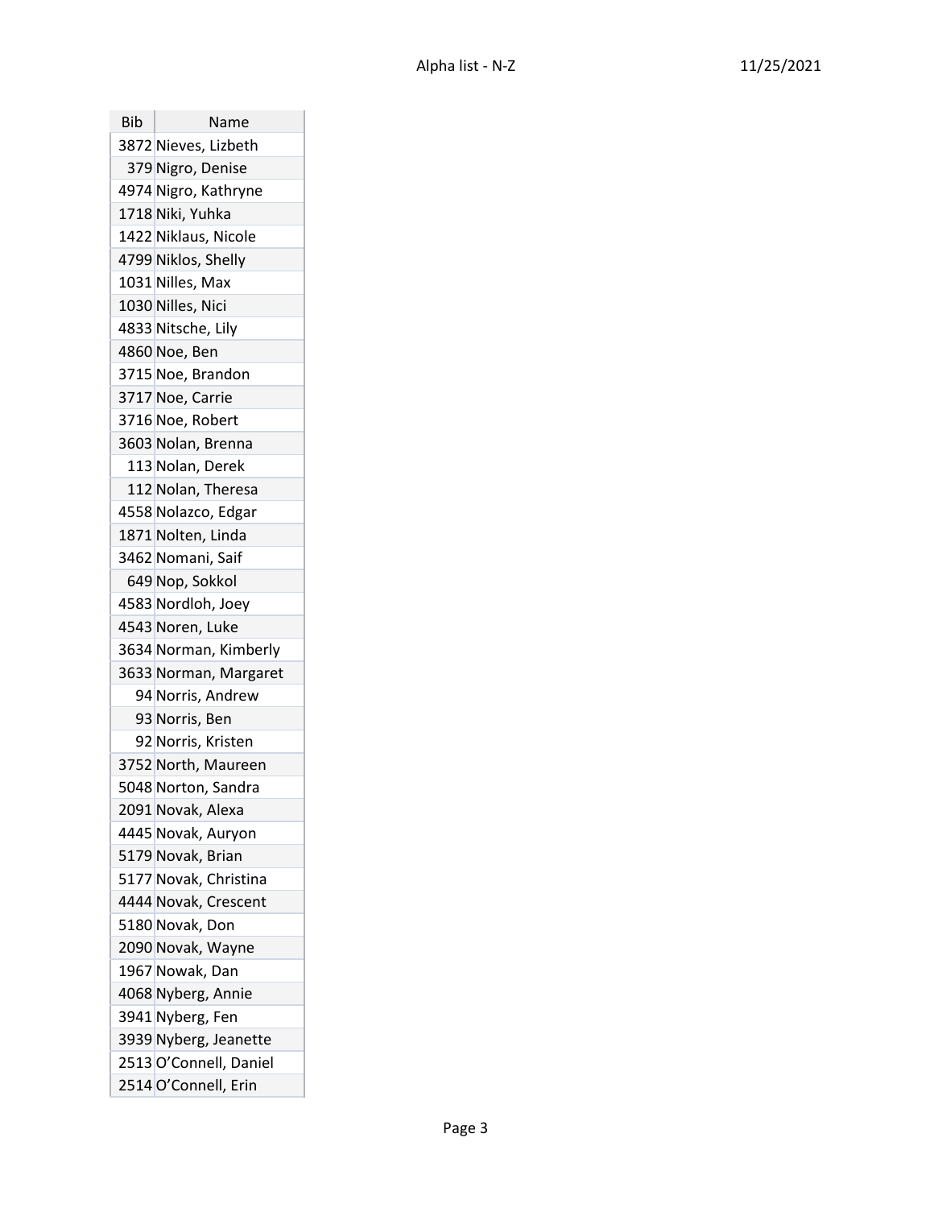| Bib | Name |
|---|---|
| 3872 | Nieves, Lizbeth |
| 379 | Nigro, Denise |
| 4974 | Nigro, Kathryne |
| 1718 | Niki, Yuhka |
| 1422 | Niklaus, Nicole |
| 4799 | Niklos, Shelly |
| 1031 | Nilles, Max |
| 1030 | Nilles, Nici |
| 4833 | Nitsche, Lily |
| 4860 | Noe, Ben |
| 3715 | Noe, Brandon |
| 3717 | Noe, Carrie |
| 3716 | Noe, Robert |
| 3603 | Nolan, Brenna |
| 113 | Nolan, Derek |
| 112 | Nolan, Theresa |
| 4558 | Nolazco, Edgar |
| 1871 | Nolten, Linda |
| 3462 | Nomani, Saif |
| 649 | Nop, Sokkol |
| 4583 | Nordloh, Joey |
| 4543 | Noren, Luke |
| 3634 | Norman, Kimberly |
| 3633 | Norman, Margaret |
| 94 | Norris, Andrew |
| 93 | Norris, Ben |
| 92 | Norris, Kristen |
| 3752 | North, Maureen |
| 5048 | Norton, Sandra |
| 2091 | Novak, Alexa |
| 4445 | Novak, Auryon |
| 5179 | Novak, Brian |
| 5177 | Novak, Christina |
| 4444 | Novak, Crescent |
| 5180 | Novak, Don |
| 2090 | Novak, Wayne |
| 1967 | Nowak, Dan |
| 4068 | Nyberg, Annie |
| 3941 | Nyberg, Fen |
| 3939 | Nyberg, Jeanette |
| 2513 | O'Connell, Daniel |
| 2514 | O'Connell, Erin |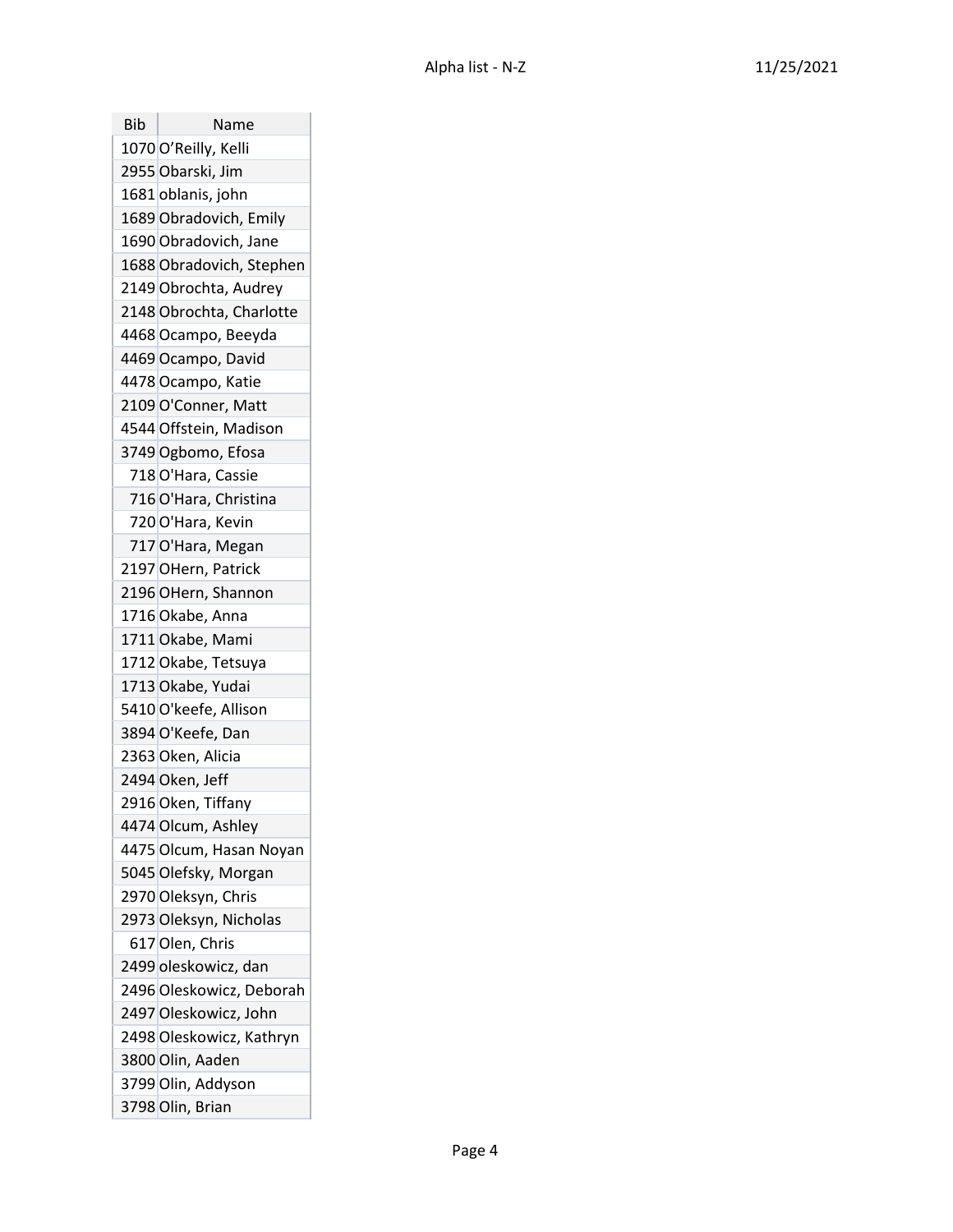| Bib | Name |
|---|---|
| 1070 | O'Reilly, Kelli |
| 2955 | Obarski, Jim |
| 1681 | oblanis, john |
| 1689 | Obradovich, Emily |
| 1690 | Obradovich, Jane |
| 1688 | Obradovich, Stephen |
| 2149 | Obrochta, Audrey |
| 2148 | Obrochta, Charlotte |
| 4468 | Ocampo, Beeyda |
| 4469 | Ocampo, David |
| 4478 | Ocampo, Katie |
| 2109 | O'Conner, Matt |
| 4544 | Offstein, Madison |
| 3749 | Ogbomo, Efosa |
| 718 | O'Hara, Cassie |
| 716 | O'Hara, Christina |
| 720 | O'Hara, Kevin |
| 717 | O'Hara, Megan |
| 2197 | OHern, Patrick |
| 2196 | OHern, Shannon |
| 1716 | Okabe, Anna |
| 1711 | Okabe, Mami |
| 1712 | Okabe, Tetsuya |
| 1713 | Okabe, Yudai |
| 5410 | O'keefe, Allison |
| 3894 | O'Keefe, Dan |
| 2363 | Oken, Alicia |
| 2494 | Oken, Jeff |
| 2916 | Oken, Tiffany |
| 4474 | Olcum, Ashley |
| 4475 | Olcum, Hasan Noyan |
| 5045 | Olefsky, Morgan |
| 2970 | Oleksyn, Chris |
| 2973 | Oleksyn, Nicholas |
| 617 | Olen, Chris |
| 2499 | oleskowicz, dan |
| 2496 | Oleskowicz, Deborah |
| 2497 | Oleskowicz, John |
| 2498 | Oleskowicz, Kathryn |
| 3800 | Olin, Aaden |
| 3799 | Olin, Addyson |
| 3798 | Olin, Brian |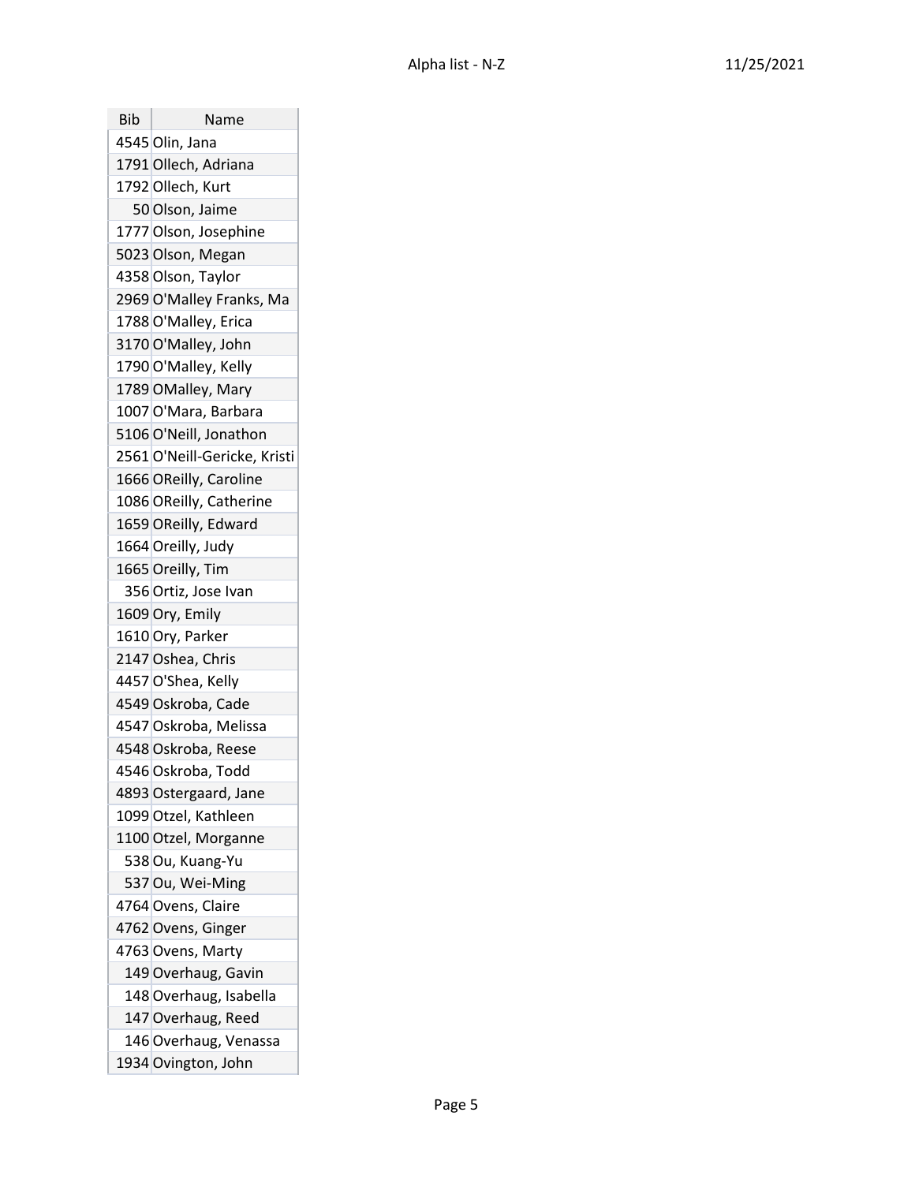| Bib | Name |
| --- | --- |
| 4545 | Olin, Jana |
| 1791 | Ollech, Adriana |
| 1792 | Ollech, Kurt |
| 50 | Olson, Jaime |
| 1777 | Olson, Josephine |
| 5023 | Olson, Megan |
| 4358 | Olson, Taylor |
| 2969 | O'Malley Franks, Ma |
| 1788 | O'Malley, Erica |
| 3170 | O'Malley, John |
| 1790 | O'Malley, Kelly |
| 1789 | OMalley, Mary |
| 1007 | O'Mara, Barbara |
| 5106 | O'Neill, Jonathon |
| 2561 | O'Neill-Gericke, Kristi |
| 1666 | OReilly, Caroline |
| 1086 | OReilly, Catherine |
| 1659 | OReilly, Edward |
| 1664 | Oreilly, Judy |
| 1665 | Oreilly, Tim |
| 356 | Ortiz, Jose Ivan |
| 1609 | Ory, Emily |
| 1610 | Ory, Parker |
| 2147 | Oshea, Chris |
| 4457 | O'Shea, Kelly |
| 4549 | Oskroba, Cade |
| 4547 | Oskroba, Melissa |
| 4548 | Oskroba, Reese |
| 4546 | Oskroba, Todd |
| 4893 | Ostergaard, Jane |
| 1099 | Otzel, Kathleen |
| 1100 | Otzel, Morganne |
| 538 | Ou, Kuang-Yu |
| 537 | Ou, Wei-Ming |
| 4764 | Ovens, Claire |
| 4762 | Ovens, Ginger |
| 4763 | Ovens, Marty |
| 149 | Overhaug, Gavin |
| 148 | Overhaug, Isabella |
| 147 | Overhaug, Reed |
| 146 | Overhaug, Venassa |
| 1934 | Ovington, John |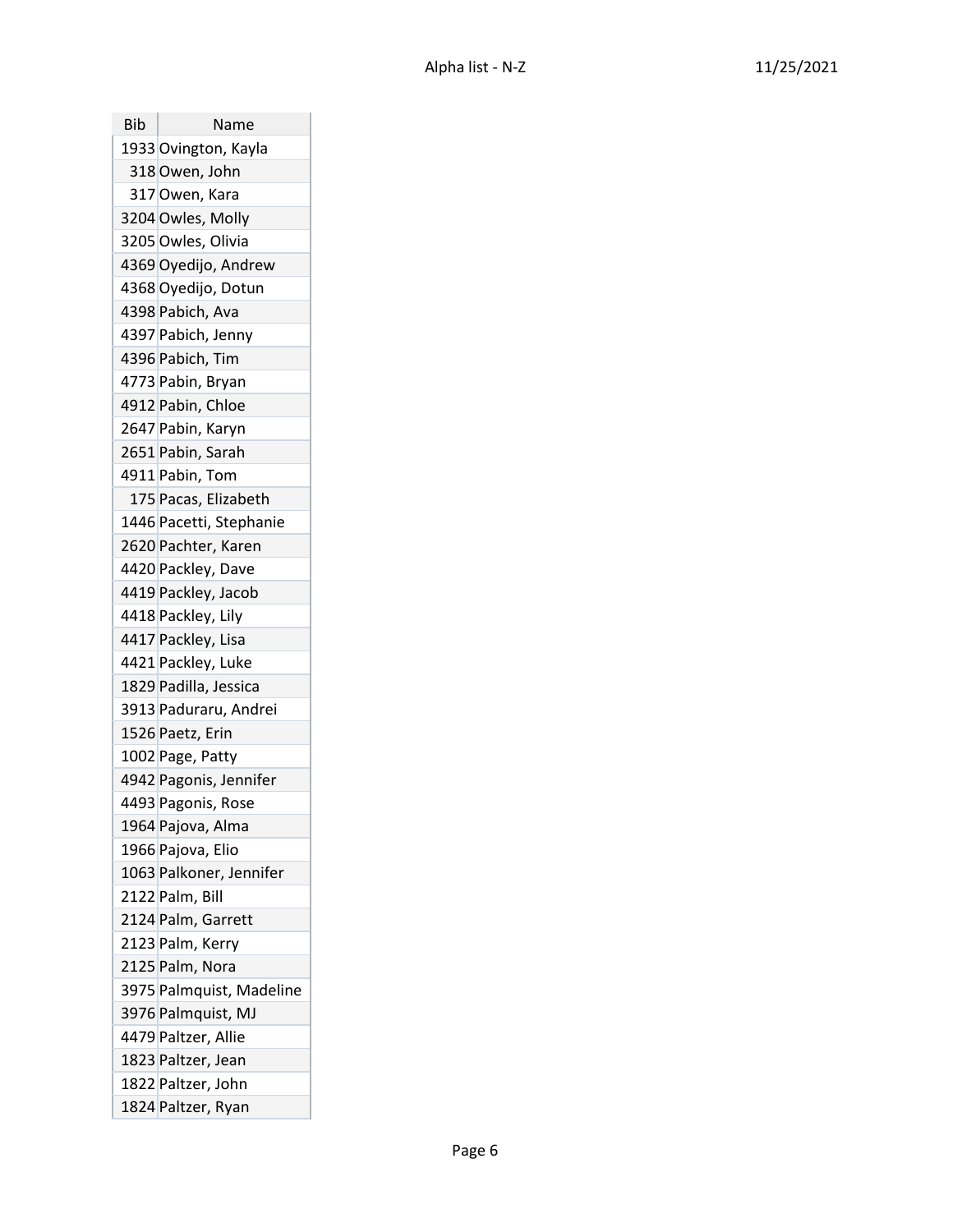| Bib | Name |
|---|---|
| 1933 | Ovington, Kayla |
| 318 | Owen, John |
| 317 | Owen, Kara |
| 3204 | Owles, Molly |
| 3205 | Owles, Olivia |
| 4369 | Oyedijo, Andrew |
| 4368 | Oyedijo, Dotun |
| 4398 | Pabich, Ava |
| 4397 | Pabich, Jenny |
| 4396 | Pabich, Tim |
| 4773 | Pabin, Bryan |
| 4912 | Pabin, Chloe |
| 2647 | Pabin, Karyn |
| 2651 | Pabin, Sarah |
| 4911 | Pabin, Tom |
| 175 | Pacas, Elizabeth |
| 1446 | Pacetti, Stephanie |
| 2620 | Pachter, Karen |
| 4420 | Packley, Dave |
| 4419 | Packley, Jacob |
| 4418 | Packley, Lily |
| 4417 | Packley, Lisa |
| 4421 | Packley, Luke |
| 1829 | Padilla, Jessica |
| 3913 | Paduraru, Andrei |
| 1526 | Paetz, Erin |
| 1002 | Page, Patty |
| 4942 | Pagonis, Jennifer |
| 4493 | Pagonis, Rose |
| 1964 | Pajova, Alma |
| 1966 | Pajova, Elio |
| 1063 | Palkoner, Jennifer |
| 2122 | Palm, Bill |
| 2124 | Palm, Garrett |
| 2123 | Palm, Kerry |
| 2125 | Palm, Nora |
| 3975 | Palmquist, Madeline |
| 3976 | Palmquist, MJ |
| 4479 | Paltzer, Allie |
| 1823 | Paltzer, Jean |
| 1822 | Paltzer, John |
| 1824 | Paltzer, Ryan |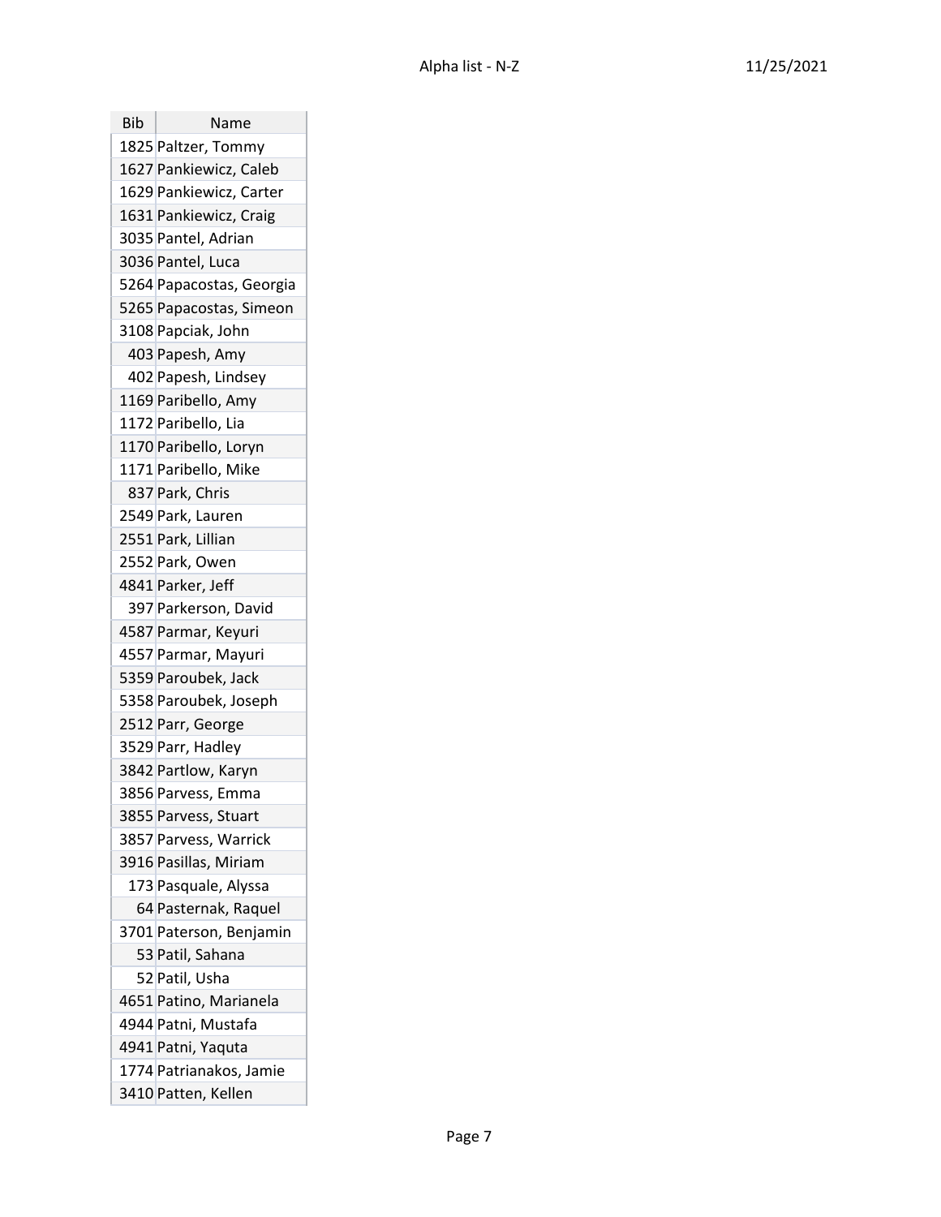| Bib | Name |
|---|---|
| 1825 | Paltzer, Tommy |
| 1627 | Pankiewicz, Caleb |
| 1629 | Pankiewicz, Carter |
| 1631 | Pankiewicz, Craig |
| 3035 | Pantel, Adrian |
| 3036 | Pantel, Luca |
| 5264 | Papacostas, Georgia |
| 5265 | Papacostas, Simeon |
| 3108 | Papciak, John |
| 403 | Papesh, Amy |
| 402 | Papesh, Lindsey |
| 1169 | Paribello, Amy |
| 1172 | Paribello, Lia |
| 1170 | Paribello, Loryn |
| 1171 | Paribello, Mike |
| 837 | Park, Chris |
| 2549 | Park, Lauren |
| 2551 | Park, Lillian |
| 2552 | Park, Owen |
| 4841 | Parker, Jeff |
| 397 | Parkerson, David |
| 4587 | Parmar, Keyuri |
| 4557 | Parmar, Mayuri |
| 5359 | Paroubek, Jack |
| 5358 | Paroubek, Joseph |
| 2512 | Parr, George |
| 3529 | Parr, Hadley |
| 3842 | Partlow, Karyn |
| 3856 | Parvess, Emma |
| 3855 | Parvess, Stuart |
| 3857 | Parvess, Warrick |
| 3916 | Pasillas, Miriam |
| 173 | Pasquale, Alyssa |
| 64 | Pasternak, Raquel |
| 3701 | Paterson, Benjamin |
| 53 | Patil, Sahana |
| 52 | Patil, Usha |
| 4651 | Patino, Marianela |
| 4944 | Patni, Mustafa |
| 4941 | Patni, Yaquta |
| 1774 | Patrianakos, Jamie |
| 3410 | Patten, Kellen |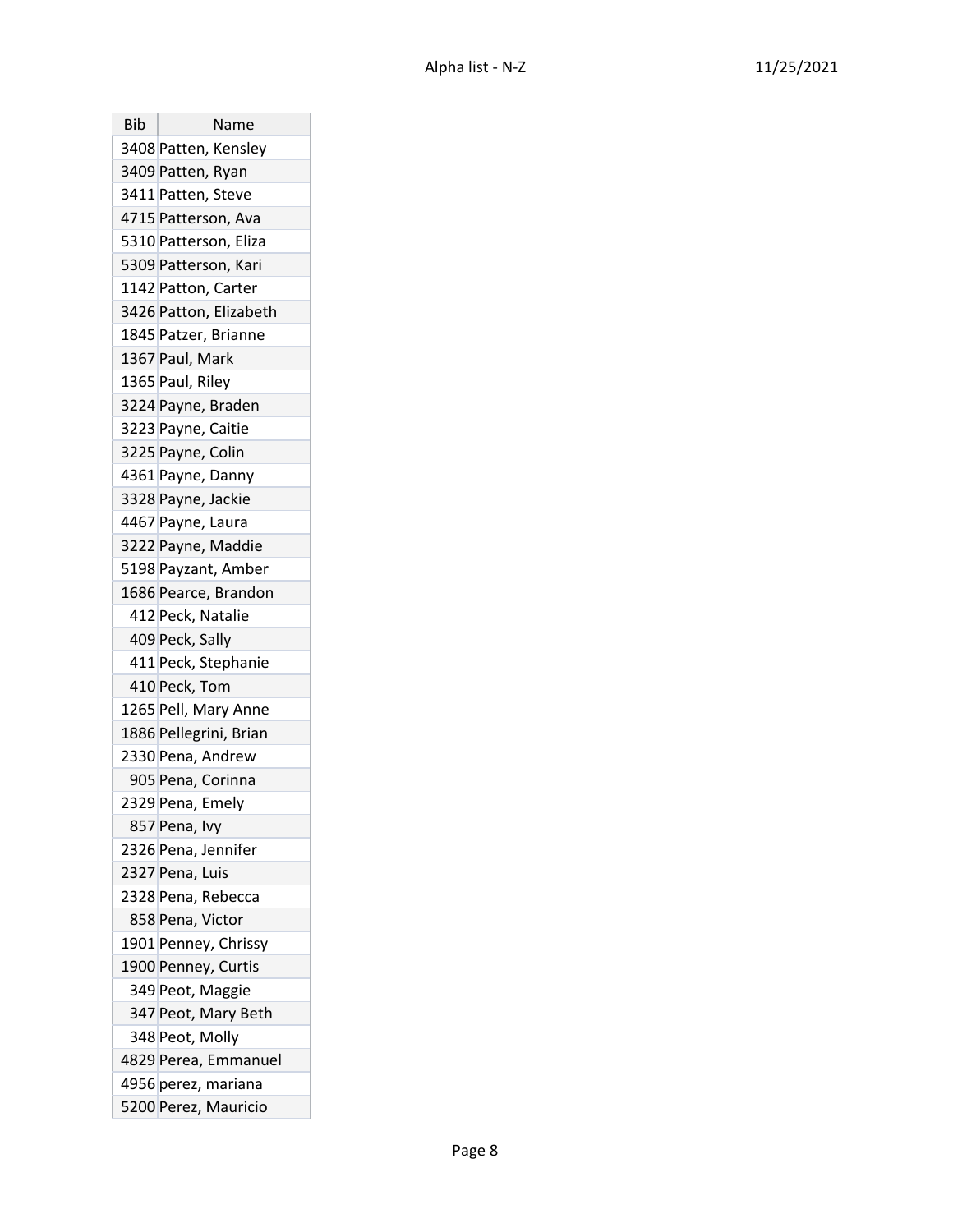| Bib | Name |
|---|---|
| 3408 | Patten, Kensley |
| 3409 | Patten, Ryan |
| 3411 | Patten, Steve |
| 4715 | Patterson, Ava |
| 5310 | Patterson, Eliza |
| 5309 | Patterson, Kari |
| 1142 | Patton, Carter |
| 3426 | Patton, Elizabeth |
| 1845 | Patzer, Brianne |
| 1367 | Paul, Mark |
| 1365 | Paul, Riley |
| 3224 | Payne, Braden |
| 3223 | Payne, Caitie |
| 3225 | Payne, Colin |
| 4361 | Payne, Danny |
| 3328 | Payne, Jackie |
| 4467 | Payne, Laura |
| 3222 | Payne, Maddie |
| 5198 | Payzant, Amber |
| 1686 | Pearce, Brandon |
| 412 | Peck, Natalie |
| 409 | Peck, Sally |
| 411 | Peck, Stephanie |
| 410 | Peck, Tom |
| 1265 | Pell, Mary Anne |
| 1886 | Pellegrini, Brian |
| 2330 | Pena, Andrew |
| 905 | Pena, Corinna |
| 2329 | Pena, Emely |
| 857 | Pena, Ivy |
| 2326 | Pena, Jennifer |
| 2327 | Pena, Luis |
| 2328 | Pena, Rebecca |
| 858 | Pena, Victor |
| 1901 | Penney, Chrissy |
| 1900 | Penney, Curtis |
| 349 | Peot, Maggie |
| 347 | Peot, Mary Beth |
| 348 | Peot, Molly |
| 4829 | Perea, Emmanuel |
| 4956 | perez, mariana |
| 5200 | Perez, Mauricio |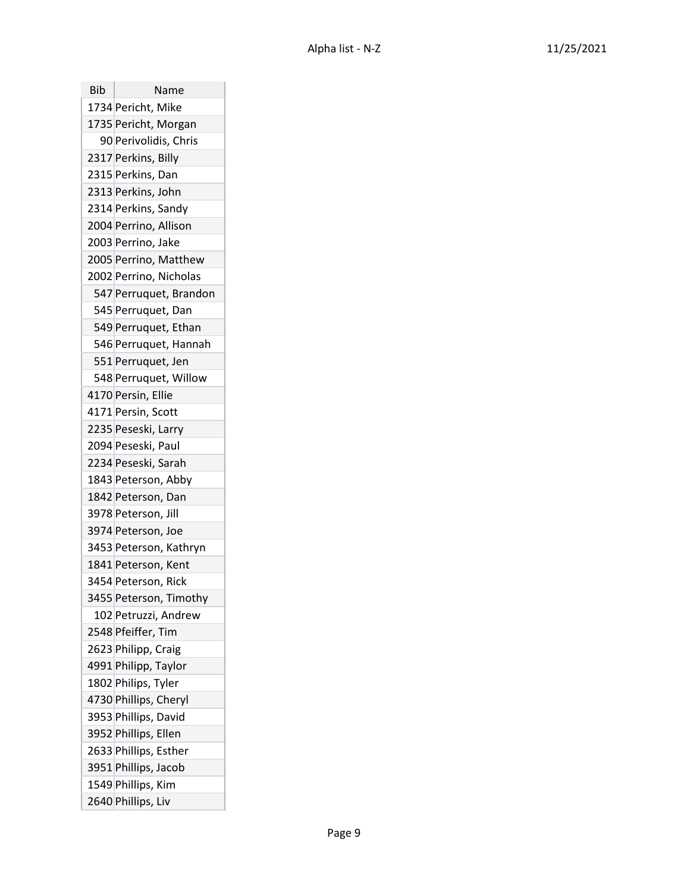| Bib | Name |
|---|---|
| 1734 | Pericht, Mike |
| 1735 | Pericht, Morgan |
| 90 | Perivolidis, Chris |
| 2317 | Perkins, Billy |
| 2315 | Perkins, Dan |
| 2313 | Perkins, John |
| 2314 | Perkins, Sandy |
| 2004 | Perrino, Allison |
| 2003 | Perrino, Jake |
| 2005 | Perrino, Matthew |
| 2002 | Perrino, Nicholas |
| 547 | Perruquet, Brandon |
| 545 | Perruquet, Dan |
| 549 | Perruquet, Ethan |
| 546 | Perruquet, Hannah |
| 551 | Perruquet, Jen |
| 548 | Perruquet, Willow |
| 4170 | Persin, Ellie |
| 4171 | Persin, Scott |
| 2235 | Peseski, Larry |
| 2094 | Peseski, Paul |
| 2234 | Peseski, Sarah |
| 1843 | Peterson, Abby |
| 1842 | Peterson, Dan |
| 3978 | Peterson, Jill |
| 3974 | Peterson, Joe |
| 3453 | Peterson, Kathryn |
| 1841 | Peterson, Kent |
| 3454 | Peterson, Rick |
| 3455 | Peterson, Timothy |
| 102 | Petruzzi, Andrew |
| 2548 | Pfeiffer, Tim |
| 2623 | Philipp, Craig |
| 4991 | Philipp, Taylor |
| 1802 | Philips, Tyler |
| 4730 | Phillips, Cheryl |
| 3953 | Phillips, David |
| 3952 | Phillips, Ellen |
| 2633 | Phillips, Esther |
| 3951 | Phillips, Jacob |
| 1549 | Phillips, Kim |
| 2640 | Phillips, Liv |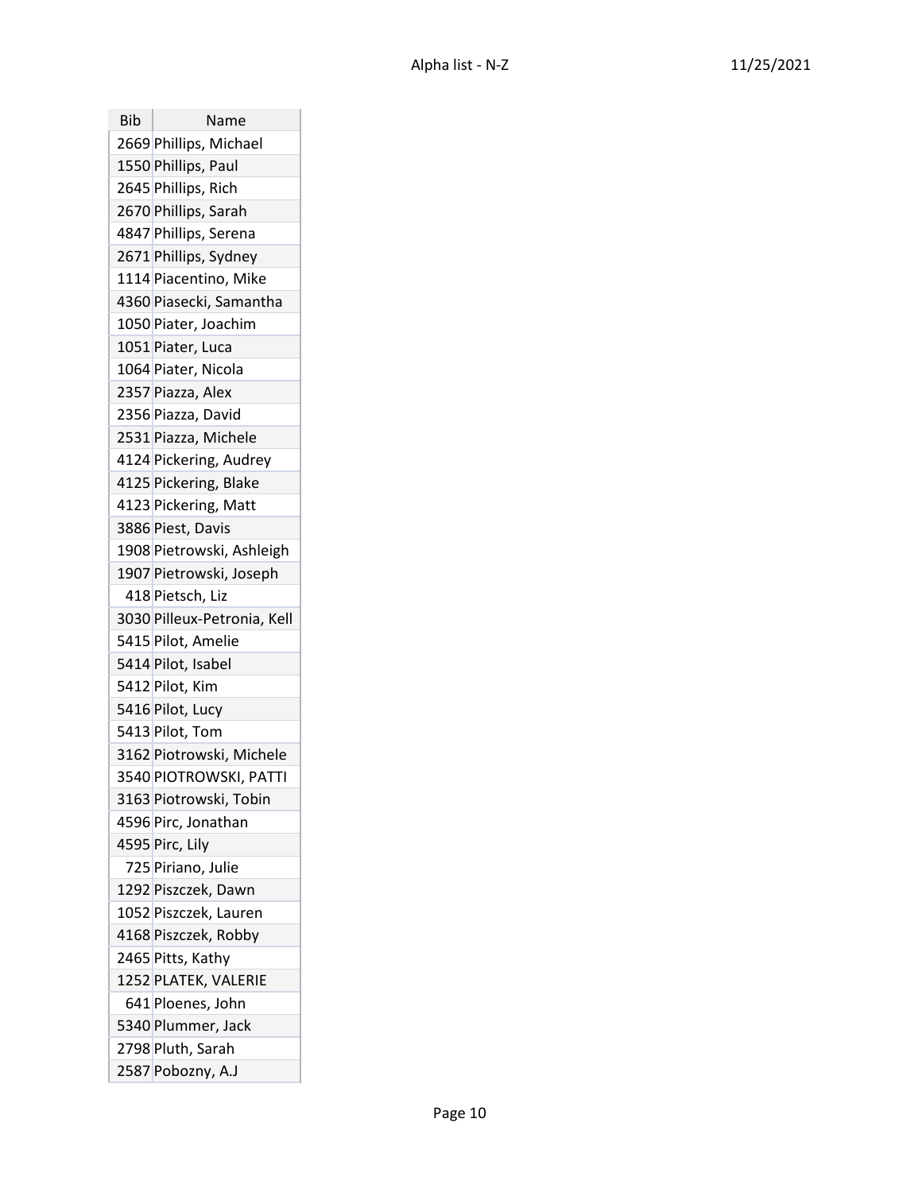| Bib | Name |
| --- | --- |
| 2669 | Phillips, Michael |
| 1550 | Phillips, Paul |
| 2645 | Phillips, Rich |
| 2670 | Phillips, Sarah |
| 4847 | Phillips, Serena |
| 2671 | Phillips, Sydney |
| 1114 | Piacentino, Mike |
| 4360 | Piasecki, Samantha |
| 1050 | Piater, Joachim |
| 1051 | Piater, Luca |
| 1064 | Piater, Nicola |
| 2357 | Piazza, Alex |
| 2356 | Piazza, David |
| 2531 | Piazza, Michele |
| 4124 | Pickering, Audrey |
| 4125 | Pickering, Blake |
| 4123 | Pickering, Matt |
| 3886 | Piest, Davis |
| 1908 | Pietrowski, Ashleigh |
| 1907 | Pietrowski, Joseph |
| 418 | Pietsch, Liz |
| 3030 | Pilleux-Petronia, Kell |
| 5415 | Pilot, Amelie |
| 5414 | Pilot, Isabel |
| 5412 | Pilot, Kim |
| 5416 | Pilot, Lucy |
| 5413 | Pilot, Tom |
| 3162 | Piotrowski, Michele |
| 3540 | PIOTROWSKI, PATTI |
| 3163 | Piotrowski, Tobin |
| 4596 | Pirc, Jonathan |
| 4595 | Pirc, Lily |
| 725 | Piriano, Julie |
| 1292 | Piszczek, Dawn |
| 1052 | Piszczek, Lauren |
| 4168 | Piszczek, Robby |
| 2465 | Pitts, Kathy |
| 1252 | PLATEK, VALERIE |
| 641 | Ploenes, John |
| 5340 | Plummer, Jack |
| 2798 | Pluth, Sarah |
| 2587 | Pobozny, A.J |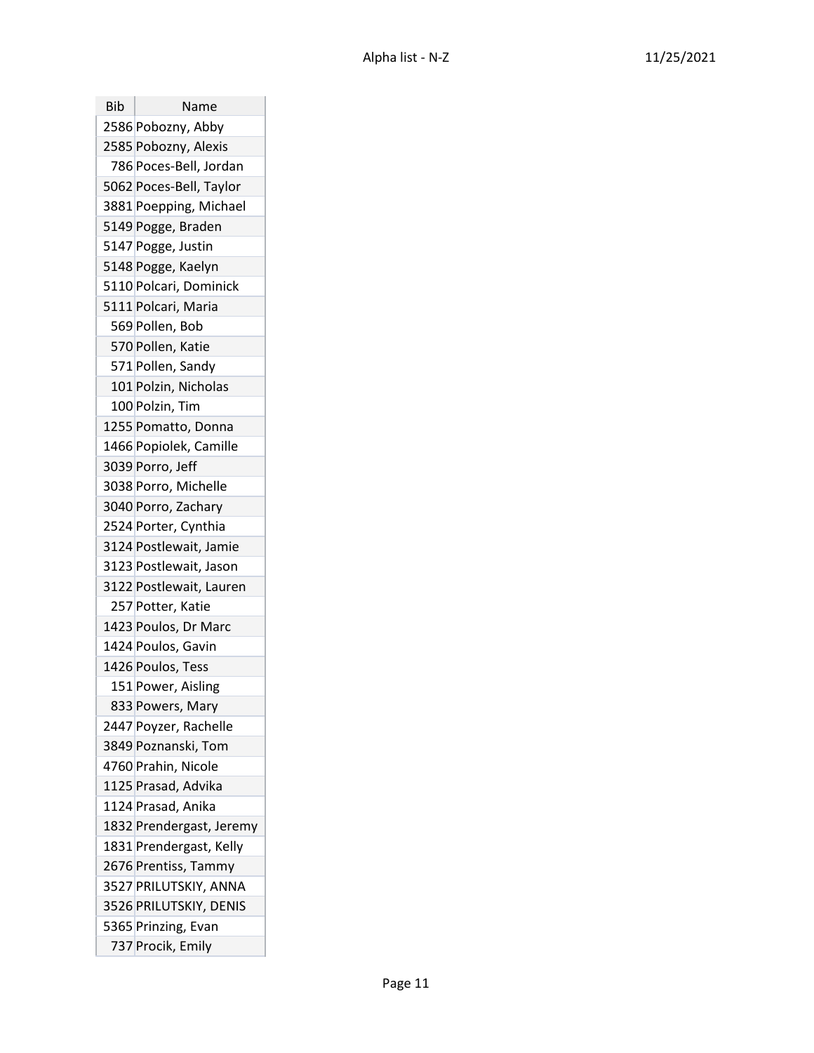| Bib | Name |
| --- | --- |
| 2586 | Pobozny, Abby |
| 2585 | Pobozny, Alexis |
| 786 | Poces-Bell, Jordan |
| 5062 | Poces-Bell, Taylor |
| 3881 | Poepping, Michael |
| 5149 | Pogge, Braden |
| 5147 | Pogge, Justin |
| 5148 | Pogge, Kaelyn |
| 5110 | Polcari, Dominick |
| 5111 | Polcari, Maria |
| 569 | Pollen, Bob |
| 570 | Pollen, Katie |
| 571 | Pollen, Sandy |
| 101 | Polzin, Nicholas |
| 100 | Polzin, Tim |
| 1255 | Pomatto, Donna |
| 1466 | Popiolek, Camille |
| 3039 | Porro, Jeff |
| 3038 | Porro, Michelle |
| 3040 | Porro, Zachary |
| 2524 | Porter, Cynthia |
| 3124 | Postlewait, Jamie |
| 3123 | Postlewait, Jason |
| 3122 | Postlewait, Lauren |
| 257 | Potter, Katie |
| 1423 | Poulos, Dr Marc |
| 1424 | Poulos, Gavin |
| 1426 | Poulos, Tess |
| 151 | Power, Aisling |
| 833 | Powers, Mary |
| 2447 | Poyzer, Rachelle |
| 3849 | Poznanski, Tom |
| 4760 | Prahin, Nicole |
| 1125 | Prasad, Advika |
| 1124 | Prasad, Anika |
| 1832 | Prendergast, Jeremy |
| 1831 | Prendergast, Kelly |
| 2676 | Prentiss, Tammy |
| 3527 | PRILUTSKIY, ANNA |
| 3526 | PRILUTSKIY, DENIS |
| 5365 | Prinzing, Evan |
| 737 | Procik, Emily |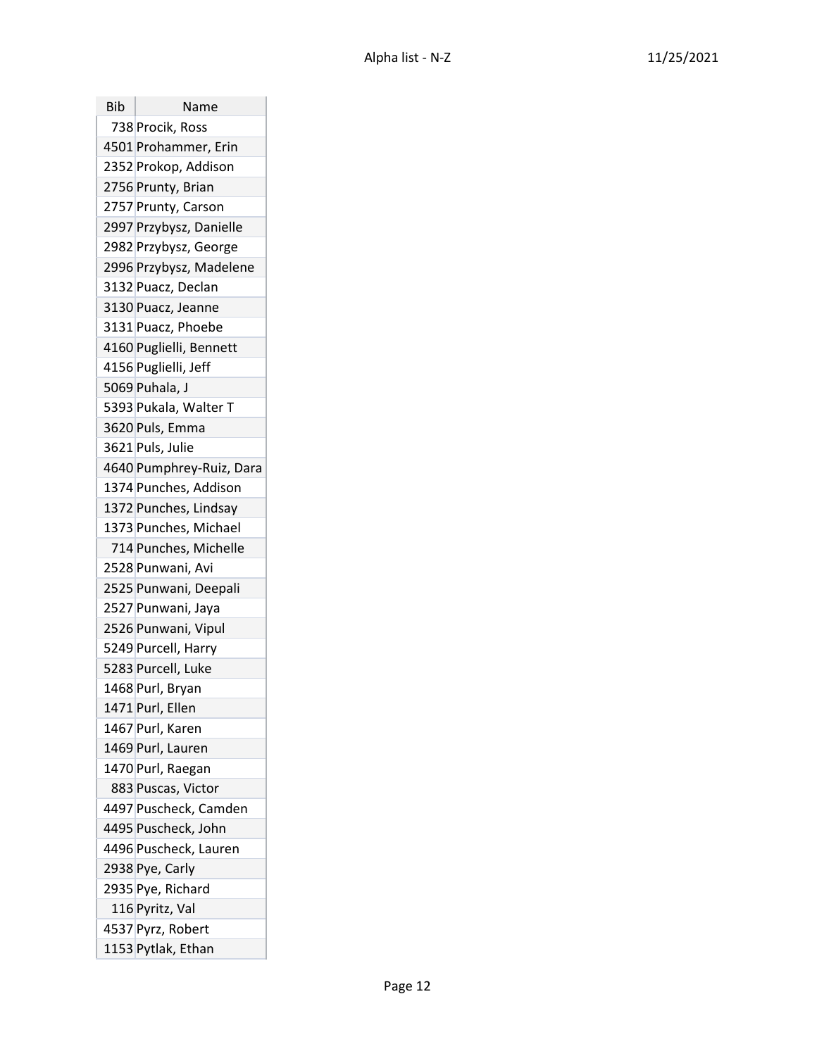| Bib | Name |
|---|---|
| 738 | Procik, Ross |
| 4501 | Prohammer, Erin |
| 2352 | Prokop, Addison |
| 2756 | Prunty, Brian |
| 2757 | Prunty, Carson |
| 2997 | Przybysz, Danielle |
| 2982 | Przybysz, George |
| 2996 | Przybysz, Madelene |
| 3132 | Puacz, Declan |
| 3130 | Puacz, Jeanne |
| 3131 | Puacz, Phoebe |
| 4160 | Puglielli, Bennett |
| 4156 | Puglielli, Jeff |
| 5069 | Puhala, J |
| 5393 | Pukala, Walter T |
| 3620 | Puls, Emma |
| 3621 | Puls, Julie |
| 4640 | Pumphrey-Ruiz, Dara |
| 1374 | Punches, Addison |
| 1372 | Punches, Lindsay |
| 1373 | Punches, Michael |
| 714 | Punches, Michelle |
| 2528 | Punwani, Avi |
| 2525 | Punwani, Deepali |
| 2527 | Punwani, Jaya |
| 2526 | Punwani, Vipul |
| 5249 | Purcell, Harry |
| 5283 | Purcell, Luke |
| 1468 | Purl, Bryan |
| 1471 | Purl, Ellen |
| 1467 | Purl, Karen |
| 1469 | Purl, Lauren |
| 1470 | Purl, Raegan |
| 883 | Puscas, Victor |
| 4497 | Puscheck, Camden |
| 4495 | Puscheck, John |
| 4496 | Puscheck, Lauren |
| 2938 | Pye, Carly |
| 2935 | Pye, Richard |
| 116 | Pyritz, Val |
| 4537 | Pyrz, Robert |
| 1153 | Pytlak, Ethan |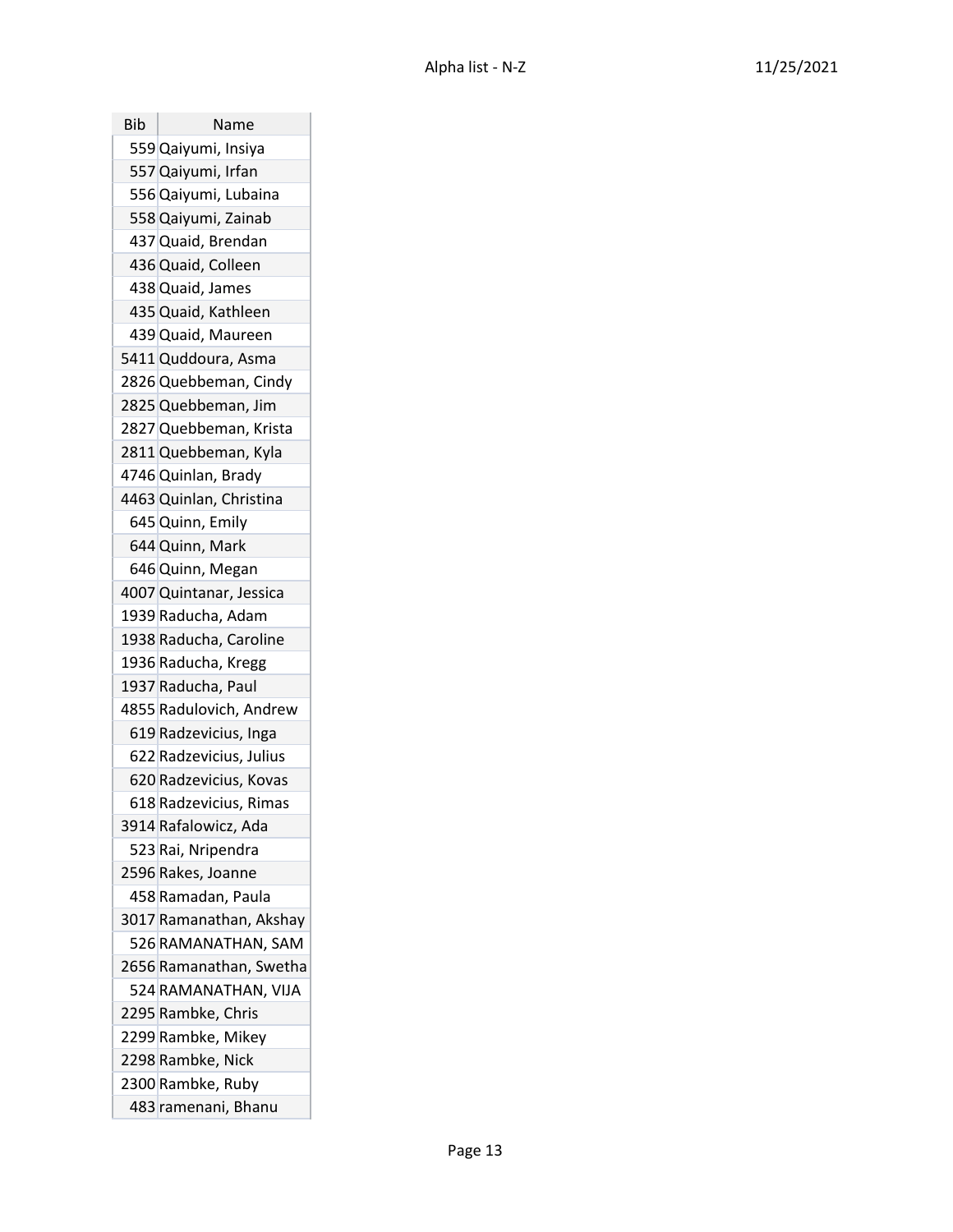| Bib | Name |
| --- | --- |
| 559 | Qaiyumi, Insiya |
| 557 | Qaiyumi, Irfan |
| 556 | Qaiyumi, Lubaina |
| 558 | Qaiyumi, Zainab |
| 437 | Quaid, Brendan |
| 436 | Quaid, Colleen |
| 438 | Quaid, James |
| 435 | Quaid, Kathleen |
| 439 | Quaid, Maureen |
| 5411 | Quddoura, Asma |
| 2826 | Quebbeman, Cindy |
| 2825 | Quebbeman, Jim |
| 2827 | Quebbeman, Krista |
| 2811 | Quebbeman, Kyla |
| 4746 | Quinlan, Brady |
| 4463 | Quinlan, Christina |
| 645 | Quinn, Emily |
| 644 | Quinn, Mark |
| 646 | Quinn, Megan |
| 4007 | Quintanar, Jessica |
| 1939 | Raducha, Adam |
| 1938 | Raducha, Caroline |
| 1936 | Raducha, Kregg |
| 1937 | Raducha, Paul |
| 4855 | Radulovich, Andrew |
| 619 | Radzevicius, Inga |
| 622 | Radzevicius, Julius |
| 620 | Radzevicius, Kovas |
| 618 | Radzevicius, Rimas |
| 3914 | Rafalowicz, Ada |
| 523 | Rai, Nripendra |
| 2596 | Rakes, Joanne |
| 458 | Ramadan, Paula |
| 3017 | Ramanathan, Akshay |
| 526 | RAMANATHAN, SAM |
| 2656 | Ramanathan, Swetha |
| 524 | RAMANATHAN, VIJA |
| 2295 | Rambke, Chris |
| 2299 | Rambke, Mikey |
| 2298 | Rambke, Nick |
| 2300 | Rambke, Ruby |
| 483 | ramenani, Bhanu |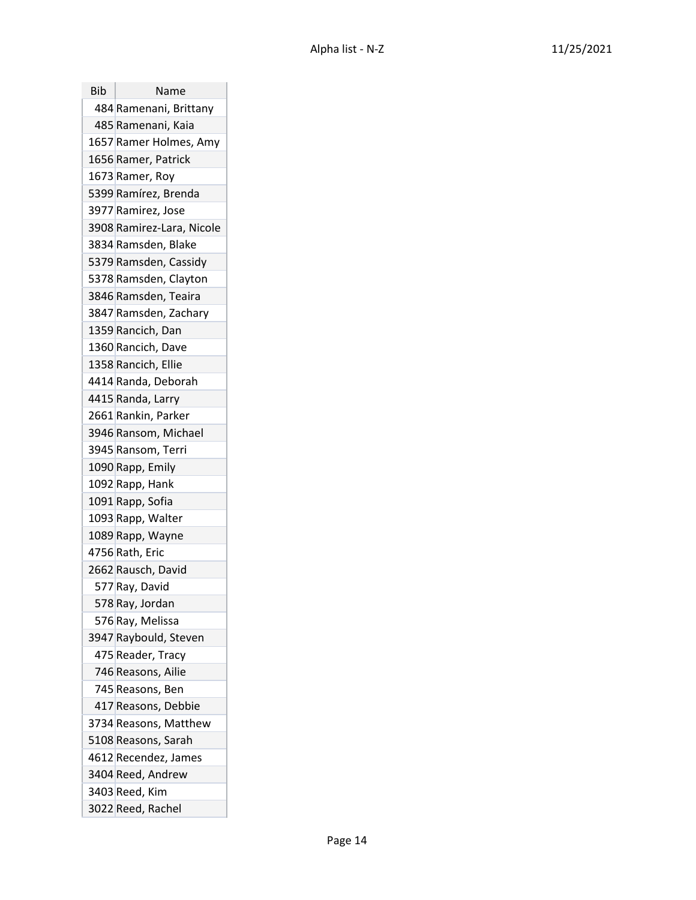| Bib | Name |
| --- | --- |
| 484 | Ramenani, Brittany |
| 485 | Ramenani, Kaia |
| 1657 | Ramer Holmes, Amy |
| 1656 | Ramer, Patrick |
| 1673 | Ramer, Roy |
| 5399 | Ramírez, Brenda |
| 3977 | Ramirez, Jose |
| 3908 | Ramirez-Lara, Nicole |
| 3834 | Ramsden, Blake |
| 5379 | Ramsden, Cassidy |
| 5378 | Ramsden, Clayton |
| 3846 | Ramsden, Teaira |
| 3847 | Ramsden, Zachary |
| 1359 | Rancich, Dan |
| 1360 | Rancich, Dave |
| 1358 | Rancich, Ellie |
| 4414 | Randa, Deborah |
| 4415 | Randa, Larry |
| 2661 | Rankin, Parker |
| 3946 | Ransom, Michael |
| 3945 | Ransom, Terri |
| 1090 | Rapp, Emily |
| 1092 | Rapp, Hank |
| 1091 | Rapp, Sofia |
| 1093 | Rapp, Walter |
| 1089 | Rapp, Wayne |
| 4756 | Rath, Eric |
| 2662 | Rausch, David |
| 577 | Ray, David |
| 578 | Ray, Jordan |
| 576 | Ray, Melissa |
| 3947 | Raybould, Steven |
| 475 | Reader, Tracy |
| 746 | Reasons, Ailie |
| 745 | Reasons, Ben |
| 417 | Reasons, Debbie |
| 3734 | Reasons, Matthew |
| 5108 | Reasons, Sarah |
| 4612 | Recendez, James |
| 3404 | Reed, Andrew |
| 3403 | Reed, Kim |
| 3022 | Reed, Rachel |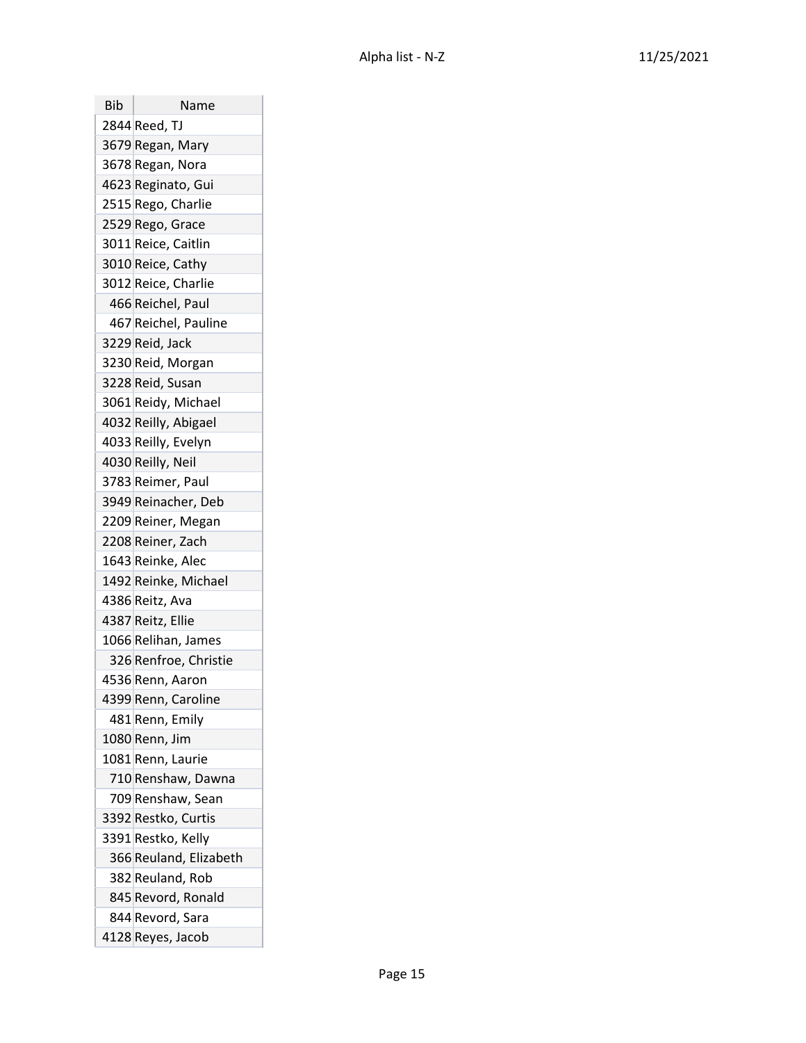| Bib | Name |
| --- | --- |
| 2844 | Reed, TJ |
| 3679 | Regan, Mary |
| 3678 | Regan, Nora |
| 4623 | Reginato, Gui |
| 2515 | Rego, Charlie |
| 2529 | Rego, Grace |
| 3011 | Reice, Caitlin |
| 3010 | Reice, Cathy |
| 3012 | Reice, Charlie |
| 466 | Reichel, Paul |
| 467 | Reichel, Pauline |
| 3229 | Reid, Jack |
| 3230 | Reid, Morgan |
| 3228 | Reid, Susan |
| 3061 | Reidy, Michael |
| 4032 | Reilly, Abigael |
| 4033 | Reilly, Evelyn |
| 4030 | Reilly, Neil |
| 3783 | Reimer, Paul |
| 3949 | Reinacher, Deb |
| 2209 | Reiner, Megan |
| 2208 | Reiner, Zach |
| 1643 | Reinke, Alec |
| 1492 | Reinke, Michael |
| 4386 | Reitz, Ava |
| 4387 | Reitz, Ellie |
| 1066 | Relihan, James |
| 326 | Renfroe, Christie |
| 4536 | Renn, Aaron |
| 4399 | Renn, Caroline |
| 481 | Renn, Emily |
| 1080 | Renn, Jim |
| 1081 | Renn, Laurie |
| 710 | Renshaw, Dawna |
| 709 | Renshaw, Sean |
| 3392 | Restko, Curtis |
| 3391 | Restko, Kelly |
| 366 | Reuland, Elizabeth |
| 382 | Reuland, Rob |
| 845 | Revord, Ronald |
| 844 | Revord, Sara |
| 4128 | Reyes, Jacob |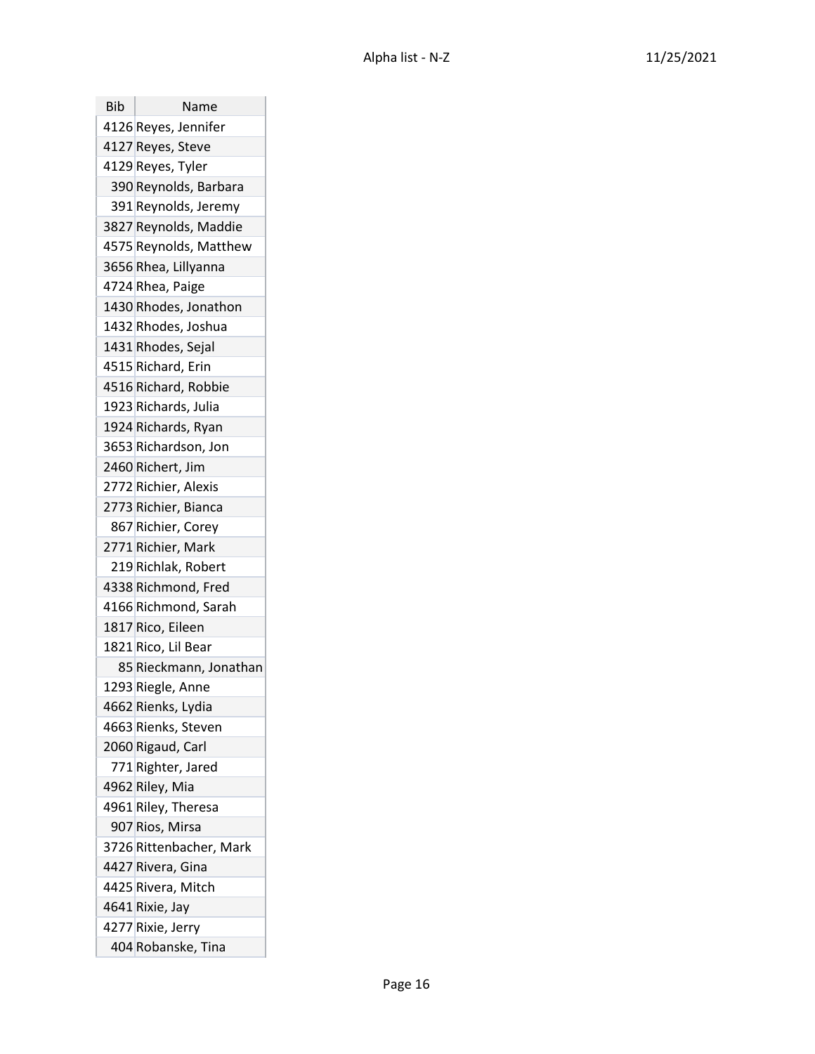| Bib | Name |
|---|---|
| 4126 | Reyes, Jennifer |
| 4127 | Reyes, Steve |
| 4129 | Reyes, Tyler |
| 390 | Reynolds, Barbara |
| 391 | Reynolds, Jeremy |
| 3827 | Reynolds, Maddie |
| 4575 | Reynolds, Matthew |
| 3656 | Rhea, Lillyanna |
| 4724 | Rhea, Paige |
| 1430 | Rhodes, Jonathon |
| 1432 | Rhodes, Joshua |
| 1431 | Rhodes, Sejal |
| 4515 | Richard, Erin |
| 4516 | Richard, Robbie |
| 1923 | Richards, Julia |
| 1924 | Richards, Ryan |
| 3653 | Richardson, Jon |
| 2460 | Richert, Jim |
| 2772 | Richier, Alexis |
| 2773 | Richier, Bianca |
| 867 | Richier, Corey |
| 2771 | Richier, Mark |
| 219 | Richlak, Robert |
| 4338 | Richmond, Fred |
| 4166 | Richmond, Sarah |
| 1817 | Rico, Eileen |
| 1821 | Rico, Lil Bear |
| 85 | Rieckmann, Jonathan |
| 1293 | Riegle, Anne |
| 4662 | Rienks, Lydia |
| 4663 | Rienks, Steven |
| 2060 | Rigaud, Carl |
| 771 | Righter, Jared |
| 4962 | Riley, Mia |
| 4961 | Riley, Theresa |
| 907 | Rios, Mirsa |
| 3726 | Rittenbacher, Mark |
| 4427 | Rivera, Gina |
| 4425 | Rivera, Mitch |
| 4641 | Rixie, Jay |
| 4277 | Rixie, Jerry |
| 404 | Robanske, Tina |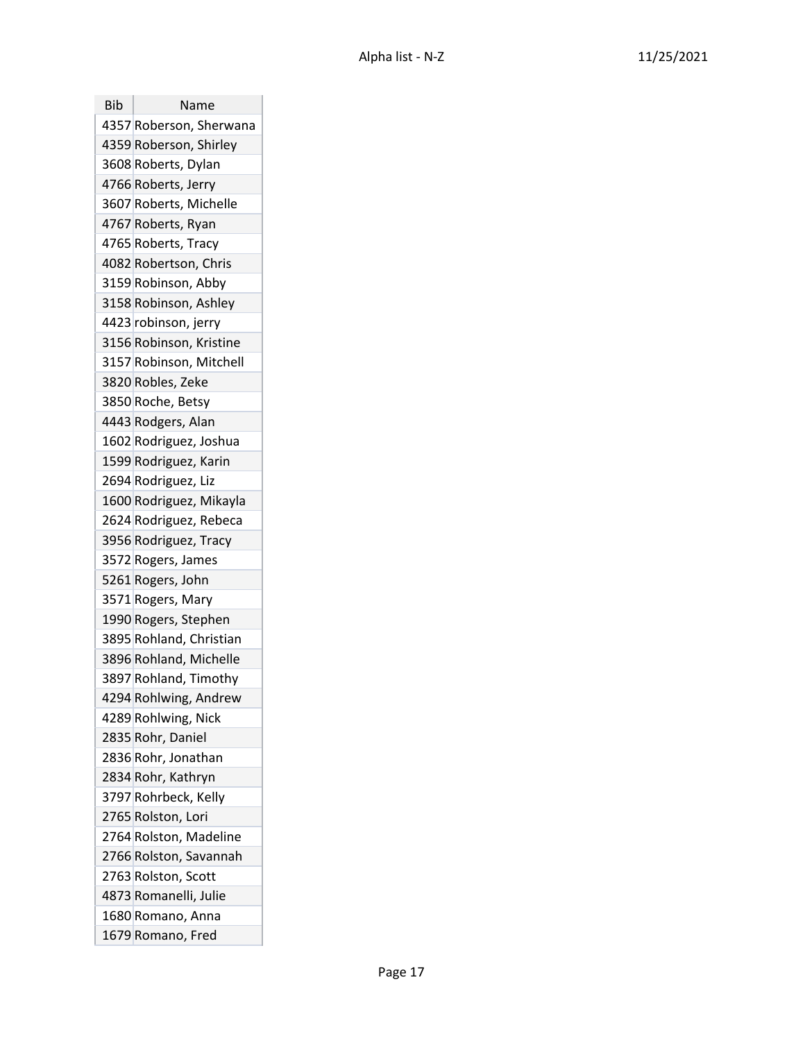| Bib | Name |
| --- | --- |
| 4357 | Roberson, Sherwana |
| 4359 | Roberson, Shirley |
| 3608 | Roberts, Dylan |
| 4766 | Roberts, Jerry |
| 3607 | Roberts, Michelle |
| 4767 | Roberts, Ryan |
| 4765 | Roberts, Tracy |
| 4082 | Robertson, Chris |
| 3159 | Robinson, Abby |
| 3158 | Robinson, Ashley |
| 4423 | robinson, jerry |
| 3156 | Robinson, Kristine |
| 3157 | Robinson, Mitchell |
| 3820 | Robles, Zeke |
| 3850 | Roche, Betsy |
| 4443 | Rodgers, Alan |
| 1602 | Rodriguez, Joshua |
| 1599 | Rodriguez, Karin |
| 2694 | Rodriguez, Liz |
| 1600 | Rodriguez, Mikayla |
| 2624 | Rodriguez, Rebeca |
| 3956 | Rodriguez, Tracy |
| 3572 | Rogers, James |
| 5261 | Rogers, John |
| 3571 | Rogers, Mary |
| 1990 | Rogers, Stephen |
| 3895 | Rohland, Christian |
| 3896 | Rohland, Michelle |
| 3897 | Rohland, Timothy |
| 4294 | Rohlwing, Andrew |
| 4289 | Rohlwing, Nick |
| 2835 | Rohr, Daniel |
| 2836 | Rohr, Jonathan |
| 2834 | Rohr, Kathryn |
| 3797 | Rohrbeck, Kelly |
| 2765 | Rolston, Lori |
| 2764 | Rolston, Madeline |
| 2766 | Rolston, Savannah |
| 2763 | Rolston, Scott |
| 4873 | Romanelli, Julie |
| 1680 | Romano, Anna |
| 1679 | Romano, Fred |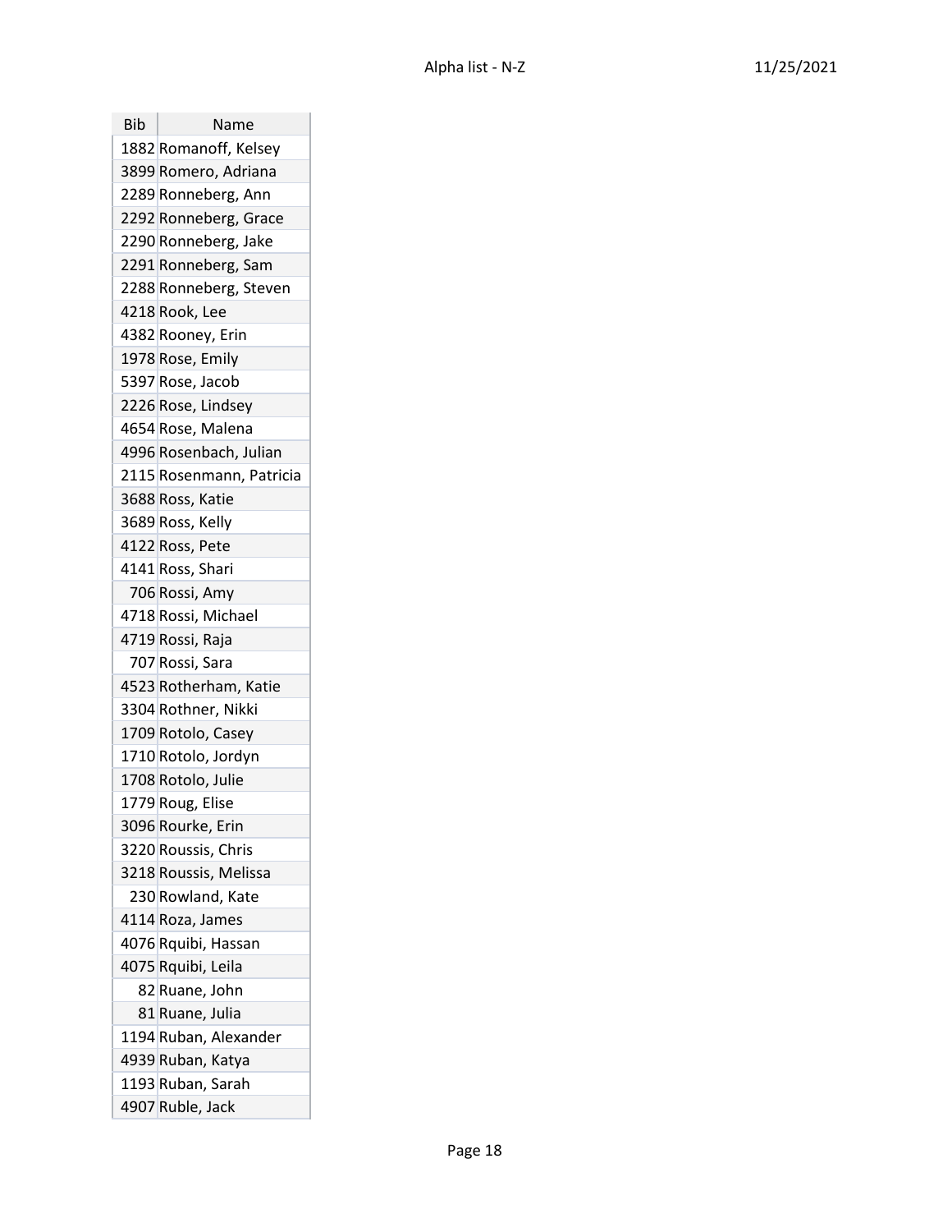| Bib | Name |
|---|---|
| 1882 | Romanoff, Kelsey |
| 3899 | Romero, Adriana |
| 2289 | Ronneberg, Ann |
| 2292 | Ronneberg, Grace |
| 2290 | Ronneberg, Jake |
| 2291 | Ronneberg, Sam |
| 2288 | Ronneberg, Steven |
| 4218 | Rook, Lee |
| 4382 | Rooney, Erin |
| 1978 | Rose, Emily |
| 5397 | Rose, Jacob |
| 2226 | Rose, Lindsey |
| 4654 | Rose, Malena |
| 4996 | Rosenbach, Julian |
| 2115 | Rosenmann, Patricia |
| 3688 | Ross, Katie |
| 3689 | Ross, Kelly |
| 4122 | Ross, Pete |
| 4141 | Ross, Shari |
| 706 | Rossi, Amy |
| 4718 | Rossi, Michael |
| 4719 | Rossi, Raja |
| 707 | Rossi, Sara |
| 4523 | Rotherham, Katie |
| 3304 | Rothner, Nikki |
| 1709 | Rotolo, Casey |
| 1710 | Rotolo, Jordyn |
| 1708 | Rotolo, Julie |
| 1779 | Roug, Elise |
| 3096 | Rourke, Erin |
| 3220 | Roussis, Chris |
| 3218 | Roussis, Melissa |
| 230 | Rowland, Kate |
| 4114 | Roza, James |
| 4076 | Rquibi, Hassan |
| 4075 | Rquibi, Leila |
| 82 | Ruane, John |
| 81 | Ruane, Julia |
| 1194 | Ruban, Alexander |
| 4939 | Ruban, Katya |
| 1193 | Ruban, Sarah |
| 4907 | Ruble, Jack |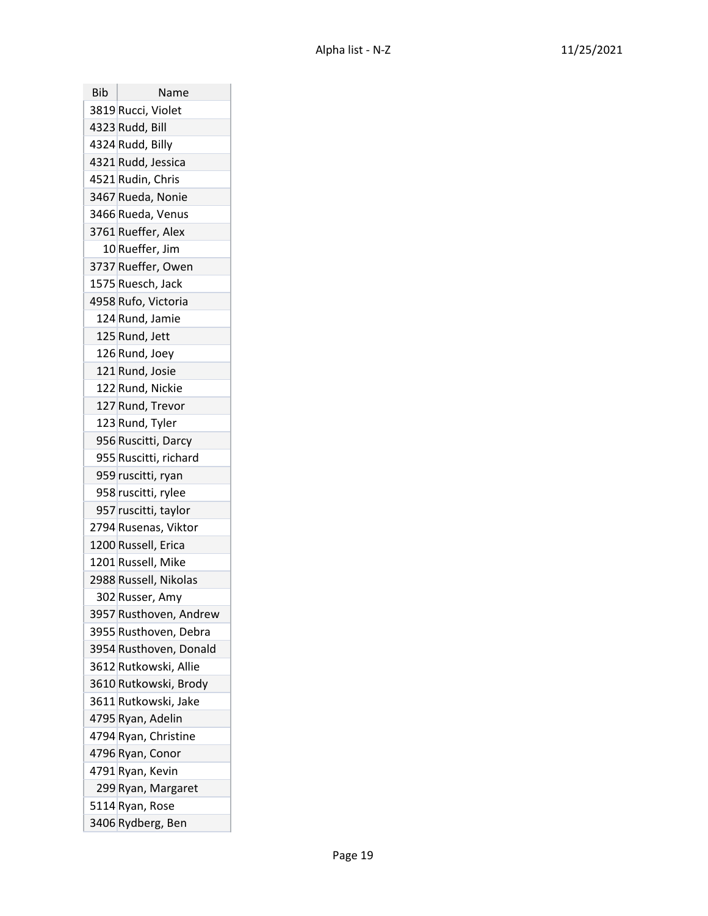| Bib | Name |
|---|---|
| 3819 | Rucci, Violet |
| 4323 | Rudd, Bill |
| 4324 | Rudd, Billy |
| 4321 | Rudd, Jessica |
| 4521 | Rudin, Chris |
| 3467 | Rueda, Nonie |
| 3466 | Rueda, Venus |
| 3761 | Rueffer, Alex |
| 10 | Rueffer, Jim |
| 3737 | Rueffer, Owen |
| 1575 | Ruesch, Jack |
| 4958 | Rufo, Victoria |
| 124 | Rund, Jamie |
| 125 | Rund, Jett |
| 126 | Rund, Joey |
| 121 | Rund, Josie |
| 122 | Rund, Nickie |
| 127 | Rund, Trevor |
| 123 | Rund, Tyler |
| 956 | Ruscitti, Darcy |
| 955 | Ruscitti, richard |
| 959 | ruscitti, ryan |
| 958 | ruscitti, rylee |
| 957 | ruscitti, taylor |
| 2794 | Rusenas, Viktor |
| 1200 | Russell, Erica |
| 1201 | Russell, Mike |
| 2988 | Russell, Nikolas |
| 302 | Russer, Amy |
| 3957 | Rusthoven, Andrew |
| 3955 | Rusthoven, Debra |
| 3954 | Rusthoven, Donald |
| 3612 | Rutkowski, Allie |
| 3610 | Rutkowski, Brody |
| 3611 | Rutkowski, Jake |
| 4795 | Ryan, Adelin |
| 4794 | Ryan, Christine |
| 4796 | Ryan, Conor |
| 4791 | Ryan, Kevin |
| 299 | Ryan, Margaret |
| 5114 | Ryan, Rose |
| 3406 | Rydberg, Ben |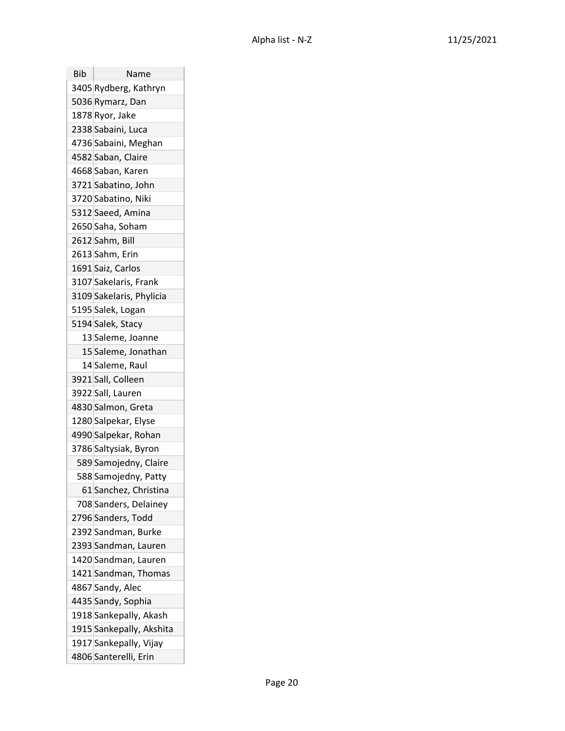| Bib | Name |
| --- | --- |
| 3405 | Rydberg, Kathryn |
| 5036 | Rymarz, Dan |
| 1878 | Ryor, Jake |
| 2338 | Sabaini, Luca |
| 4736 | Sabaini, Meghan |
| 4582 | Saban, Claire |
| 4668 | Saban, Karen |
| 3721 | Sabatino, John |
| 3720 | Sabatino, Niki |
| 5312 | Saeed, Amina |
| 2650 | Saha, Soham |
| 2612 | Sahm, Bill |
| 2613 | Sahm, Erin |
| 1691 | Saiz, Carlos |
| 3107 | Sakelaris, Frank |
| 3109 | Sakelaris, Phylicia |
| 5195 | Salek, Logan |
| 5194 | Salek, Stacy |
| 13 | Saleme, Joanne |
| 15 | Saleme, Jonathan |
| 14 | Saleme, Raul |
| 3921 | Sall, Colleen |
| 3922 | Sall, Lauren |
| 4830 | Salmon, Greta |
| 1280 | Salpekar, Elyse |
| 4990 | Salpekar, Rohan |
| 3786 | Saltysiak, Byron |
| 589 | Samojedny, Claire |
| 588 | Samojedny, Patty |
| 61 | Sanchez, Christina |
| 708 | Sanders, Delainey |
| 2796 | Sanders, Todd |
| 2392 | Sandman, Burke |
| 2393 | Sandman, Lauren |
| 1420 | Sandman, Lauren |
| 1421 | Sandman, Thomas |
| 4867 | Sandy, Alec |
| 4435 | Sandy, Sophia |
| 1918 | Sankepally, Akash |
| 1915 | Sankepally, Akshita |
| 1917 | Sankepally, Vijay |
| 4806 | Santerelli, Erin |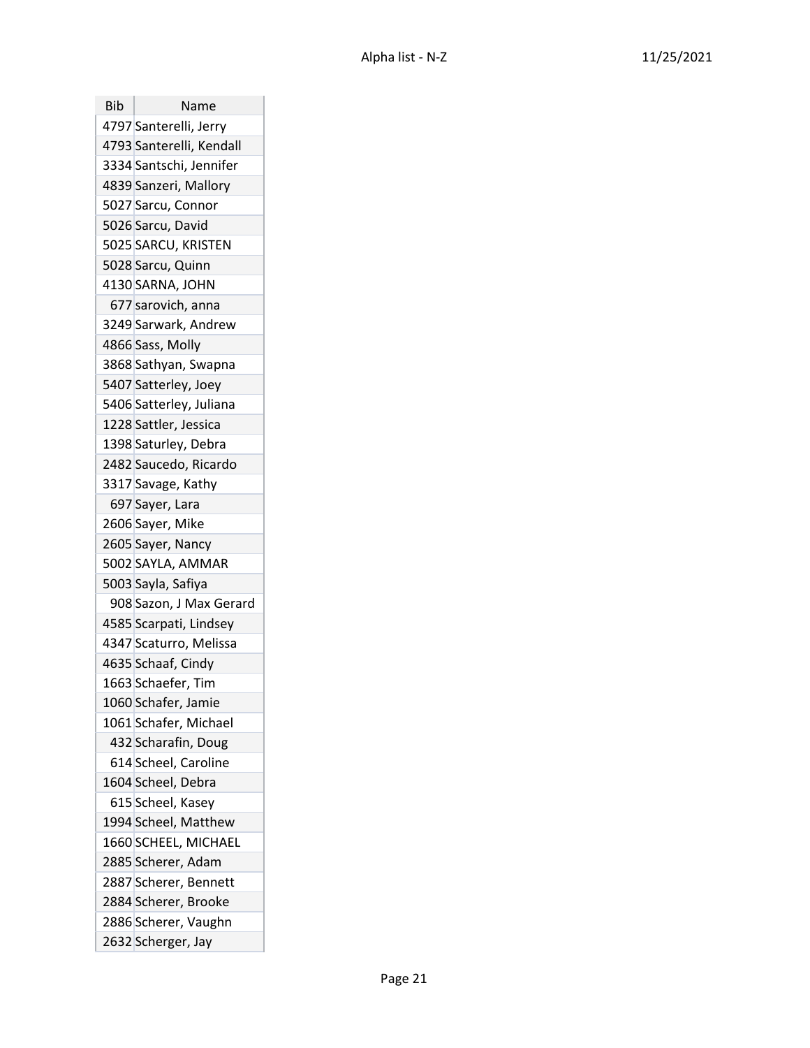| Bib | Name |
| --- | --- |
| 4797 | Santerelli, Jerry |
| 4793 | Santerelli, Kendall |
| 3334 | Santschi, Jennifer |
| 4839 | Sanzeri, Mallory |
| 5027 | Sarcu, Connor |
| 5026 | Sarcu, David |
| 5025 | SARCU, KRISTEN |
| 5028 | Sarcu, Quinn |
| 4130 | SARNA, JOHN |
| 677 | sarovich, anna |
| 3249 | Sarwark, Andrew |
| 4866 | Sass, Molly |
| 3868 | Sathyan, Swapna |
| 5407 | Satterley, Joey |
| 5406 | Satterley, Juliana |
| 1228 | Sattler, Jessica |
| 1398 | Saturley, Debra |
| 2482 | Saucedo, Ricardo |
| 3317 | Savage, Kathy |
| 697 | Sayer, Lara |
| 2606 | Sayer, Mike |
| 2605 | Sayer, Nancy |
| 5002 | SAYLA, AMMAR |
| 5003 | Sayla, Safiya |
| 908 | Sazon, J Max Gerard |
| 4585 | Scarpati, Lindsey |
| 4347 | Scaturro, Melissa |
| 4635 | Schaaf, Cindy |
| 1663 | Schaefer, Tim |
| 1060 | Schafer, Jamie |
| 1061 | Schafer, Michael |
| 432 | Scharafin, Doug |
| 614 | Scheel, Caroline |
| 1604 | Scheel, Debra |
| 615 | Scheel, Kasey |
| 1994 | Scheel, Matthew |
| 1660 | SCHEEL, MICHAEL |
| 2885 | Scherer, Adam |
| 2887 | Scherer, Bennett |
| 2884 | Scherer, Brooke |
| 2886 | Scherer, Vaughn |
| 2632 | Scherger, Jay |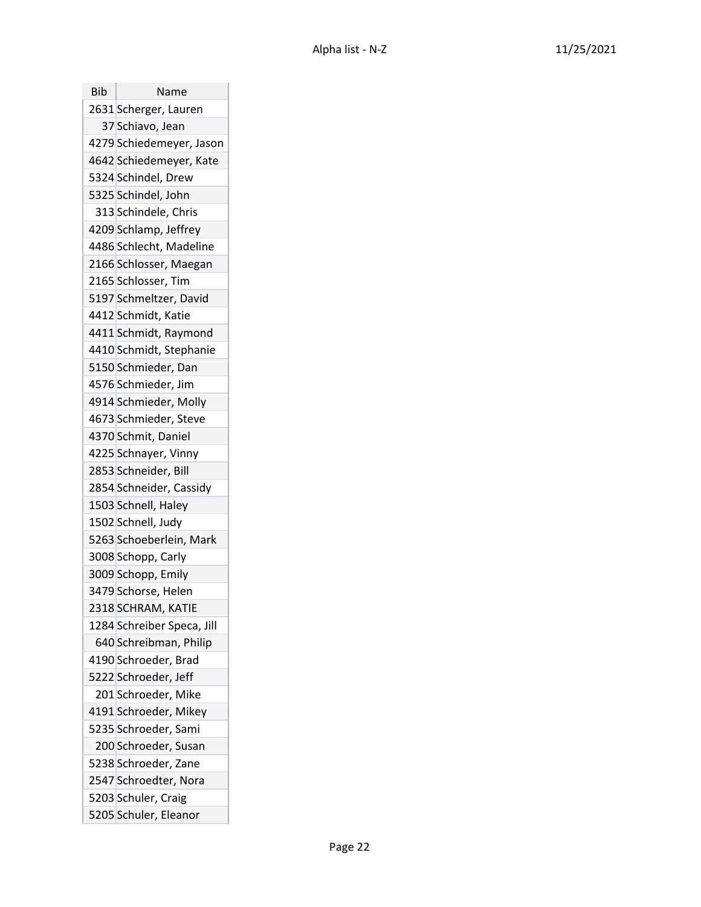| Bib | Name |
|---|---|
| 2631 | Scherger, Lauren |
| 37 | Schiavo, Jean |
| 4279 | Schiedemeyer, Jason |
| 4642 | Schiedemeyer, Kate |
| 5324 | Schindel, Drew |
| 5325 | Schindel, John |
| 313 | Schindele, Chris |
| 4209 | Schlamp, Jeffrey |
| 4486 | Schlecht, Madeline |
| 2166 | Schlosser, Maegan |
| 2165 | Schlosser, Tim |
| 5197 | Schmeltzer, David |
| 4412 | Schmidt, Katie |
| 4411 | Schmidt, Raymond |
| 4410 | Schmidt, Stephanie |
| 5150 | Schmieder, Dan |
| 4576 | Schmieder, Jim |
| 4914 | Schmieder, Molly |
| 4673 | Schmieder, Steve |
| 4370 | Schmit, Daniel |
| 4225 | Schnayer, Vinny |
| 2853 | Schneider, Bill |
| 2854 | Schneider, Cassidy |
| 1503 | Schnell, Haley |
| 1502 | Schnell, Judy |
| 5263 | Schoeberlein, Mark |
| 3008 | Schopp, Carly |
| 3009 | Schopp, Emily |
| 3479 | Schorse, Helen |
| 2318 | SCHRAM, KATIE |
| 1284 | Schreiber Speca, Jill |
| 640 | Schreibman, Philip |
| 4190 | Schroeder, Brad |
| 5222 | Schroeder, Jeff |
| 201 | Schroeder, Mike |
| 4191 | Schroeder, Mikey |
| 5235 | Schroeder, Sami |
| 200 | Schroeder, Susan |
| 5238 | Schroeder, Zane |
| 2547 | Schroedter, Nora |
| 5203 | Schuler, Craig |
| 5205 | Schuler, Eleanor |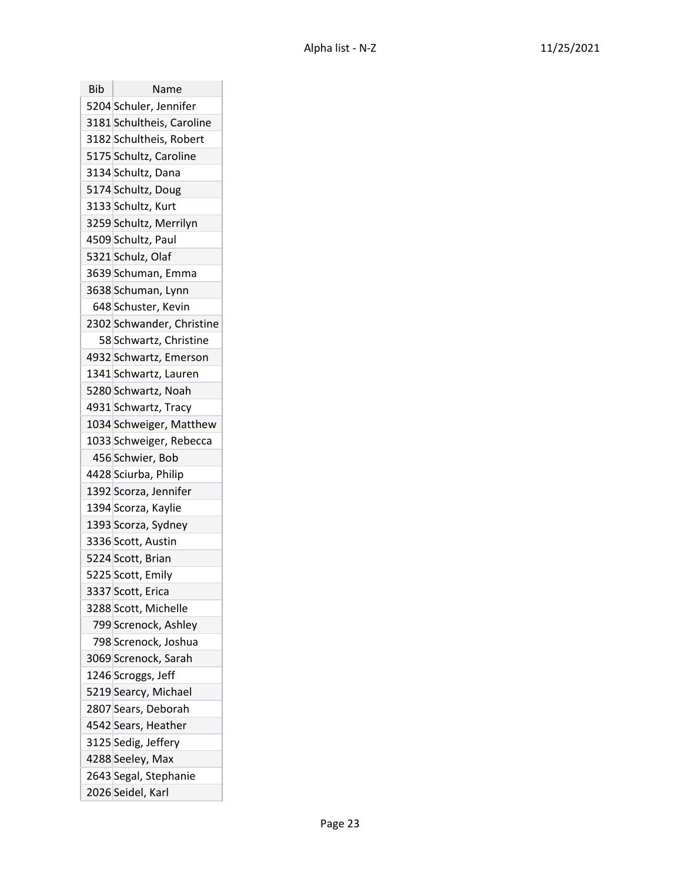| Bib | Name |
|---|---|
| 5204 | Schuler, Jennifer |
| 3181 | Schultheis, Caroline |
| 3182 | Schultheis, Robert |
| 5175 | Schultz, Caroline |
| 3134 | Schultz, Dana |
| 5174 | Schultz, Doug |
| 3133 | Schultz, Kurt |
| 3259 | Schultz, Merrilyn |
| 4509 | Schultz, Paul |
| 5321 | Schulz, Olaf |
| 3639 | Schuman, Emma |
| 3638 | Schuman, Lynn |
| 648 | Schuster, Kevin |
| 2302 | Schwander, Christine |
| 58 | Schwartz, Christine |
| 4932 | Schwartz, Emerson |
| 1341 | Schwartz, Lauren |
| 5280 | Schwartz, Noah |
| 4931 | Schwartz, Tracy |
| 1034 | Schweiger, Matthew |
| 1033 | Schweiger, Rebecca |
| 456 | Schwier, Bob |
| 4428 | Sciurba, Philip |
| 1392 | Scorza, Jennifer |
| 1394 | Scorza, Kaylie |
| 1393 | Scorza, Sydney |
| 3336 | Scott, Austin |
| 5224 | Scott, Brian |
| 5225 | Scott, Emily |
| 3337 | Scott, Erica |
| 3288 | Scott, Michelle |
| 799 | Screnock, Ashley |
| 798 | Screnock, Joshua |
| 3069 | Screnock, Sarah |
| 1246 | Scroggs, Jeff |
| 5219 | Searcy, Michael |
| 2807 | Sears, Deborah |
| 4542 | Sears, Heather |
| 3125 | Sedig, Jeffery |
| 4288 | Seeley, Max |
| 2643 | Segal, Stephanie |
| 2026 | Seidel, Karl |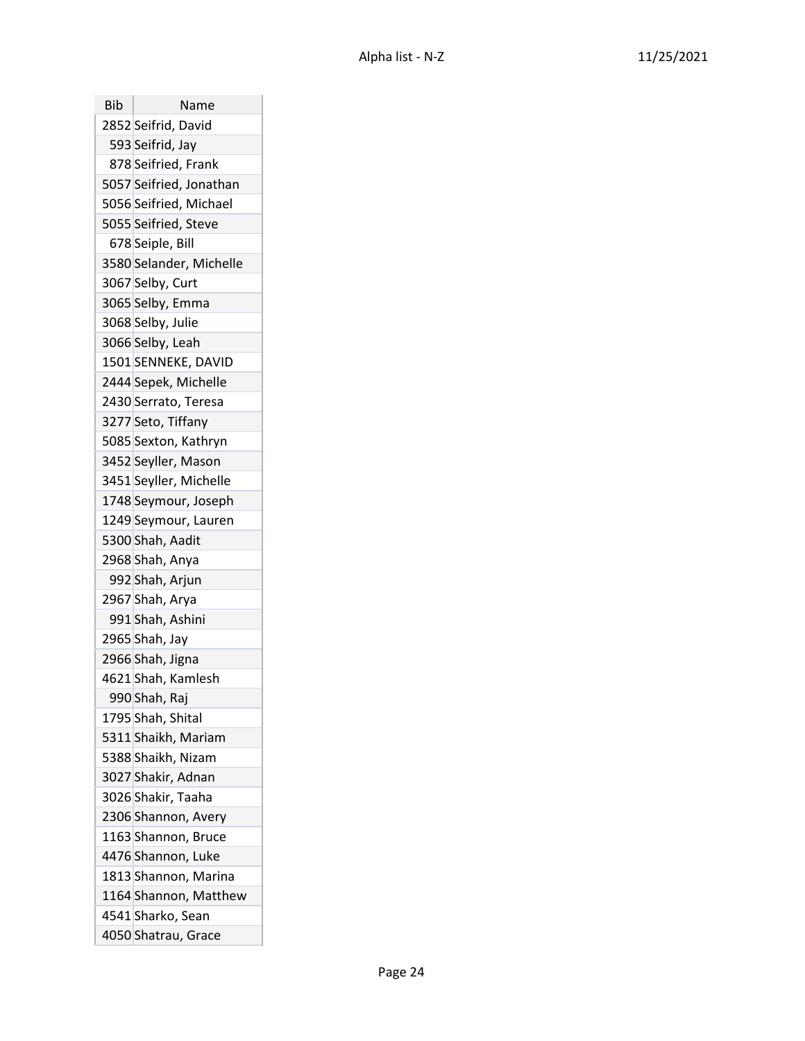| Bib | Name |
|---|---|
| 2852 | Seifrid, David |
| 593 | Seifrid, Jay |
| 878 | Seifried, Frank |
| 5057 | Seifried, Jonathan |
| 5056 | Seifried, Michael |
| 5055 | Seifried, Steve |
| 678 | Seiple, Bill |
| 3580 | Selander, Michelle |
| 3067 | Selby, Curt |
| 3065 | Selby, Emma |
| 3068 | Selby, Julie |
| 3066 | Selby, Leah |
| 1501 | SENNEKE, DAVID |
| 2444 | Sepek, Michelle |
| 2430 | Serrato, Teresa |
| 3277 | Seto, Tiffany |
| 5085 | Sexton, Kathryn |
| 3452 | Seyller, Mason |
| 3451 | Seyller, Michelle |
| 1748 | Seymour, Joseph |
| 1249 | Seymour, Lauren |
| 5300 | Shah, Aadit |
| 2968 | Shah, Anya |
| 992 | Shah, Arjun |
| 2967 | Shah, Arya |
| 991 | Shah, Ashini |
| 2965 | Shah, Jay |
| 2966 | Shah, Jigna |
| 4621 | Shah, Kamlesh |
| 990 | Shah, Raj |
| 1795 | Shah, Shital |
| 5311 | Shaikh, Mariam |
| 5388 | Shaikh, Nizam |
| 3027 | Shakir, Adnan |
| 3026 | Shakir, Taaha |
| 2306 | Shannon, Avery |
| 1163 | Shannon, Bruce |
| 4476 | Shannon, Luke |
| 1813 | Shannon, Marina |
| 1164 | Shannon, Matthew |
| 4541 | Sharko, Sean |
| 4050 | Shatrau, Grace |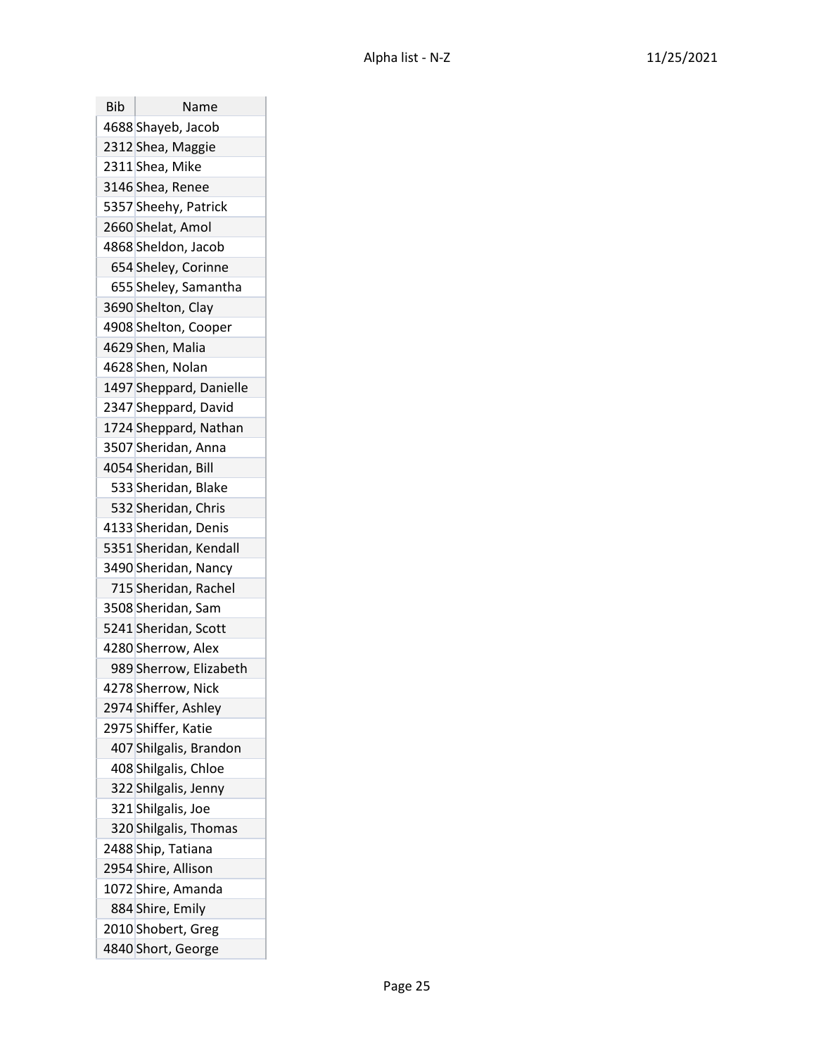| Bib | Name |
|---|---|
| 4688 | Shayeb, Jacob |
| 2312 | Shea, Maggie |
| 2311 | Shea, Mike |
| 3146 | Shea, Renee |
| 5357 | Sheehy, Patrick |
| 2660 | Shelat, Amol |
| 4868 | Sheldon, Jacob |
| 654 | Sheley, Corinne |
| 655 | Sheley, Samantha |
| 3690 | Shelton, Clay |
| 4908 | Shelton, Cooper |
| 4629 | Shen, Malia |
| 4628 | Shen, Nolan |
| 1497 | Sheppard, Danielle |
| 2347 | Sheppard, David |
| 1724 | Sheppard, Nathan |
| 3507 | Sheridan, Anna |
| 4054 | Sheridan, Bill |
| 533 | Sheridan, Blake |
| 532 | Sheridan, Chris |
| 4133 | Sheridan, Denis |
| 5351 | Sheridan, Kendall |
| 3490 | Sheridan, Nancy |
| 715 | Sheridan, Rachel |
| 3508 | Sheridan, Sam |
| 5241 | Sheridan, Scott |
| 4280 | Sherrow, Alex |
| 989 | Sherrow, Elizabeth |
| 4278 | Sherrow, Nick |
| 2974 | Shiffer, Ashley |
| 2975 | Shiffer, Katie |
| 407 | Shilgalis, Brandon |
| 408 | Shilgalis, Chloe |
| 322 | Shilgalis, Jenny |
| 321 | Shilgalis, Joe |
| 320 | Shilgalis, Thomas |
| 2488 | Ship, Tatiana |
| 2954 | Shire, Allison |
| 1072 | Shire, Amanda |
| 884 | Shire, Emily |
| 2010 | Shobert, Greg |
| 4840 | Short, George |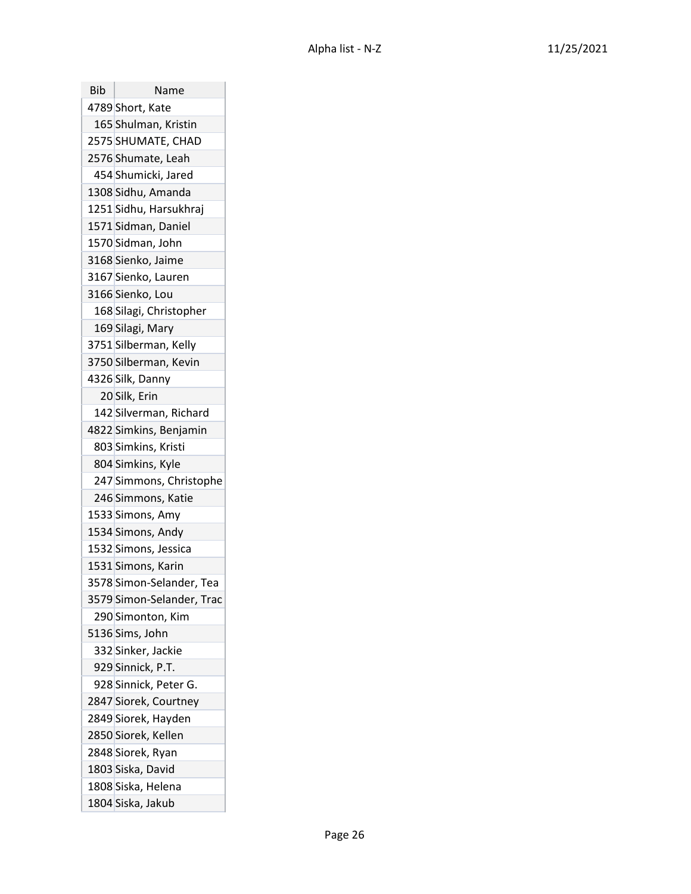| Bib | Name |
|---|---|
| 4789 | Short, Kate |
| 165 | Shulman, Kristin |
| 2575 | SHUMATE, CHAD |
| 2576 | Shumate, Leah |
| 454 | Shumicki, Jared |
| 1308 | Sidhu, Amanda |
| 1251 | Sidhu, Harsukhraj |
| 1571 | Sidman, Daniel |
| 1570 | Sidman, John |
| 3168 | Sienko, Jaime |
| 3167 | Sienko, Lauren |
| 3166 | Sienko, Lou |
| 168 | Silagi, Christopher |
| 169 | Silagi, Mary |
| 3751 | Silberman, Kelly |
| 3750 | Silberman, Kevin |
| 4326 | Silk, Danny |
| 20 | Silk, Erin |
| 142 | Silverman, Richard |
| 4822 | Simkins, Benjamin |
| 803 | Simkins, Kristi |
| 804 | Simkins, Kyle |
| 247 | Simmons, Christophe |
| 246 | Simmons, Katie |
| 1533 | Simons, Amy |
| 1534 | Simons, Andy |
| 1532 | Simons, Jessica |
| 1531 | Simons, Karin |
| 3578 | Simon-Selander, Tea |
| 3579 | Simon-Selander, Trac |
| 290 | Simonton, Kim |
| 5136 | Sims, John |
| 332 | Sinker, Jackie |
| 929 | Sinnick, P.T. |
| 928 | Sinnick, Peter G. |
| 2847 | Siorek, Courtney |
| 2849 | Siorek, Hayden |
| 2850 | Siorek, Kellen |
| 2848 | Siorek, Ryan |
| 1803 | Siska, David |
| 1808 | Siska, Helena |
| 1804 | Siska, Jakub |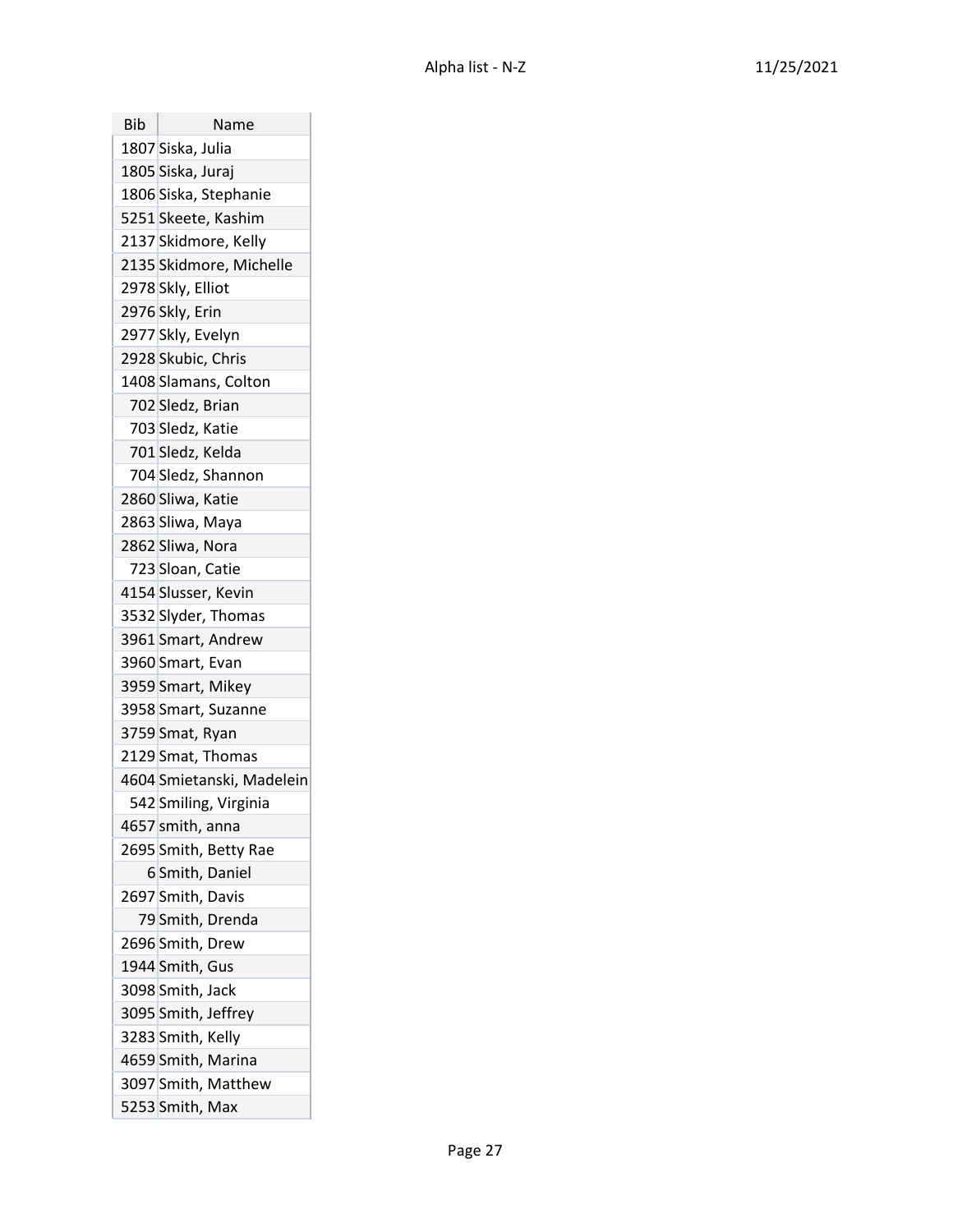| Bib | Name |
|---|---|
| 1807 | Siska, Julia |
| 1805 | Siska, Juraj |
| 1806 | Siska, Stephanie |
| 5251 | Skeete, Kashim |
| 2137 | Skidmore, Kelly |
| 2135 | Skidmore, Michelle |
| 2978 | Skly, Elliot |
| 2976 | Skly, Erin |
| 2977 | Skly, Evelyn |
| 2928 | Skubic, Chris |
| 1408 | Slamans, Colton |
| 702 | Sledz, Brian |
| 703 | Sledz, Katie |
| 701 | Sledz, Kelda |
| 704 | Sledz, Shannon |
| 2860 | Sliwa, Katie |
| 2863 | Sliwa, Maya |
| 2862 | Sliwa, Nora |
| 723 | Sloan, Catie |
| 4154 | Slusser, Kevin |
| 3532 | Slyder, Thomas |
| 3961 | Smart, Andrew |
| 3960 | Smart, Evan |
| 3959 | Smart, Mikey |
| 3958 | Smart, Suzanne |
| 3759 | Smat, Ryan |
| 2129 | Smat, Thomas |
| 4604 | Smietanski, Madelein |
| 542 | Smiling, Virginia |
| 4657 | smith, anna |
| 2695 | Smith, Betty Rae |
| 6 | Smith, Daniel |
| 2697 | Smith, Davis |
| 79 | Smith, Drenda |
| 2696 | Smith, Drew |
| 1944 | Smith, Gus |
| 3098 | Smith, Jack |
| 3095 | Smith, Jeffrey |
| 3283 | Smith, Kelly |
| 4659 | Smith, Marina |
| 3097 | Smith, Matthew |
| 5253 | Smith, Max |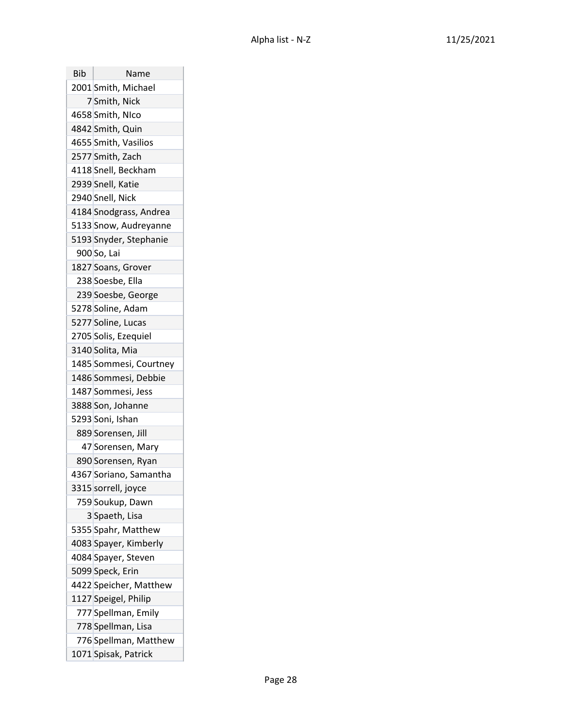| Bib | Name |
|---|---|
| 2001 | Smith, Michael |
| 7 | Smith, Nick |
| 4658 | Smith, NIco |
| 4842 | Smith, Quin |
| 4655 | Smith, Vasilios |
| 2577 | Smith, Zach |
| 4118 | Snell, Beckham |
| 2939 | Snell, Katie |
| 2940 | Snell, Nick |
| 4184 | Snodgrass, Andrea |
| 5133 | Snow, Audreyanne |
| 5193 | Snyder, Stephanie |
| 900 | So, Lai |
| 1827 | Soans, Grover |
| 238 | Soesbe, Ella |
| 239 | Soesbe, George |
| 5278 | Soline, Adam |
| 5277 | Soline, Lucas |
| 2705 | Solis, Ezequiel |
| 3140 | Solita, Mia |
| 1485 | Sommesi, Courtney |
| 1486 | Sommesi, Debbie |
| 1487 | Sommesi, Jess |
| 3888 | Son, Johanne |
| 5293 | Soni, Ishan |
| 889 | Sorensen, Jill |
| 47 | Sorensen, Mary |
| 890 | Sorensen, Ryan |
| 4367 | Soriano, Samantha |
| 3315 | sorrell, joyce |
| 759 | Soukup, Dawn |
| 3 | Spaeth, Lisa |
| 5355 | Spahr, Matthew |
| 4083 | Spayer, Kimberly |
| 4084 | Spayer, Steven |
| 5099 | Speck, Erin |
| 4422 | Speicher, Matthew |
| 1127 | Speigel, Philip |
| 777 | Spellman, Emily |
| 778 | Spellman, Lisa |
| 776 | Spellman, Matthew |
| 1071 | Spisak, Patrick |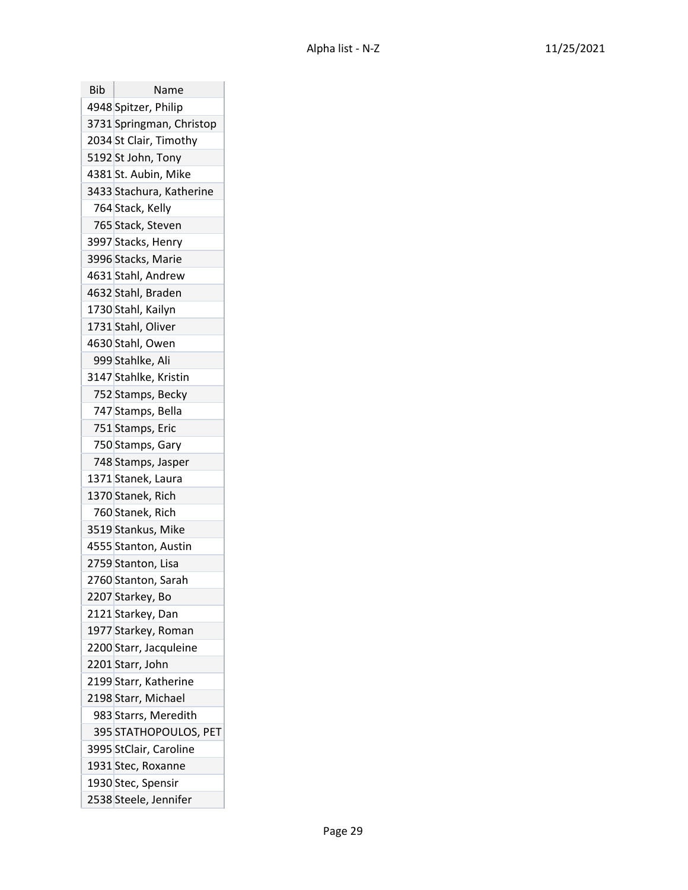| Bib | Name |
| --- | --- |
| 4948 | Spitzer, Philip |
| 3731 | Springman, Christop |
| 2034 | St Clair, Timothy |
| 5192 | St John, Tony |
| 4381 | St. Aubin, Mike |
| 3433 | Stachura, Katherine |
| 764 | Stack, Kelly |
| 765 | Stack, Steven |
| 3997 | Stacks, Henry |
| 3996 | Stacks, Marie |
| 4631 | Stahl, Andrew |
| 4632 | Stahl, Braden |
| 1730 | Stahl, Kailyn |
| 1731 | Stahl, Oliver |
| 4630 | Stahl, Owen |
| 999 | Stahlke, Ali |
| 3147 | Stahlke, Kristin |
| 752 | Stamps, Becky |
| 747 | Stamps, Bella |
| 751 | Stamps, Eric |
| 750 | Stamps, Gary |
| 748 | Stamps, Jasper |
| 1371 | Stanek, Laura |
| 1370 | Stanek, Rich |
| 760 | Stanek, Rich |
| 3519 | Stankus, Mike |
| 4555 | Stanton, Austin |
| 2759 | Stanton, Lisa |
| 2760 | Stanton, Sarah |
| 2207 | Starkey, Bo |
| 2121 | Starkey, Dan |
| 1977 | Starkey, Roman |
| 2200 | Starr, Jacquleine |
| 2201 | Starr, John |
| 2199 | Starr, Katherine |
| 2198 | Starr, Michael |
| 983 | Starrs, Meredith |
| 395 | STATHOPOULOS, PET |
| 3995 | StClair, Caroline |
| 1931 | Stec, Roxanne |
| 1930 | Stec, Spensir |
| 2538 | Steele, Jennifer |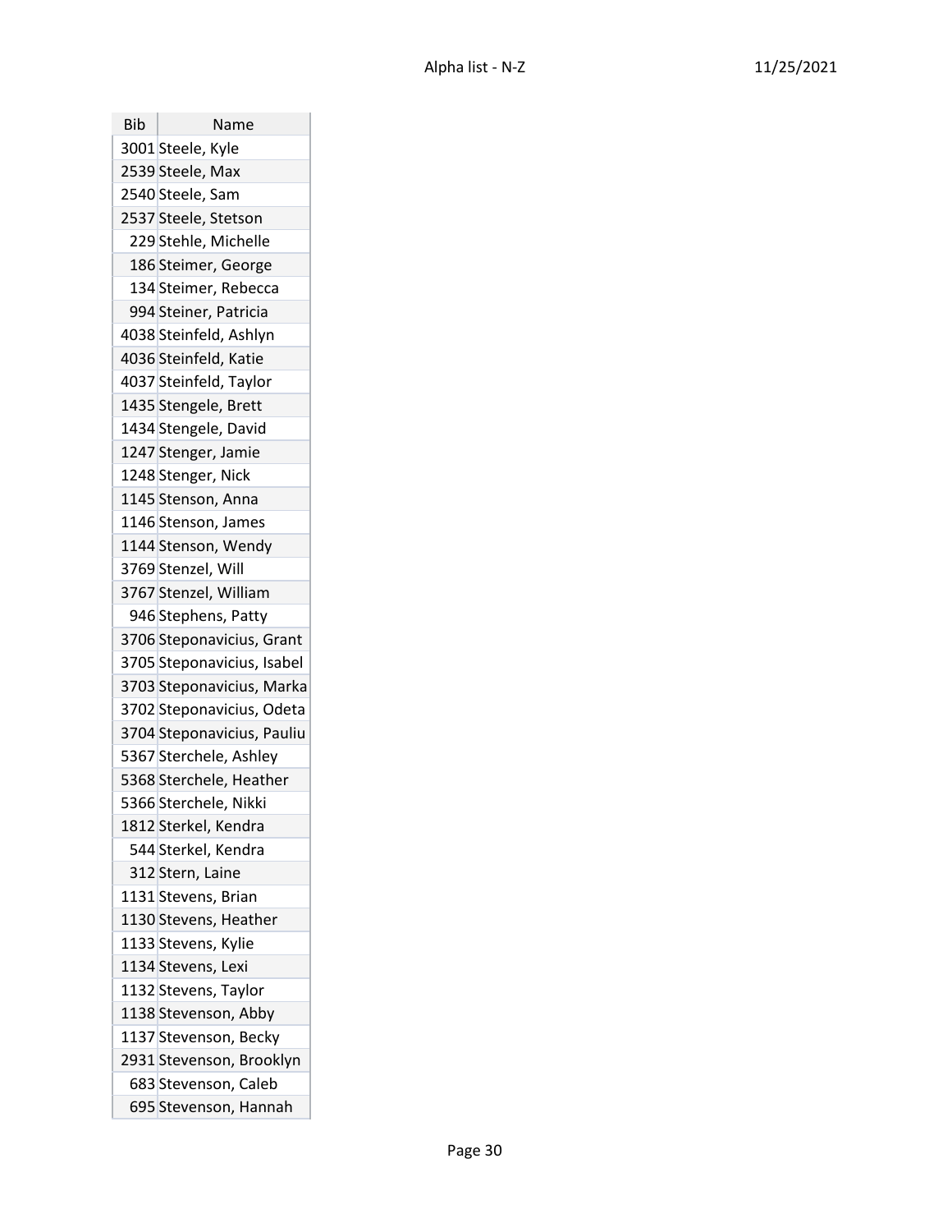| Bib | Name |
|---|---|
| 3001 | Steele, Kyle |
| 2539 | Steele, Max |
| 2540 | Steele, Sam |
| 2537 | Steele, Stetson |
| 229 | Stehle, Michelle |
| 186 | Steimer, George |
| 134 | Steimer, Rebecca |
| 994 | Steiner, Patricia |
| 4038 | Steinfeld, Ashlyn |
| 4036 | Steinfeld, Katie |
| 4037 | Steinfeld, Taylor |
| 1435 | Stengele, Brett |
| 1434 | Stengele, David |
| 1247 | Stenger, Jamie |
| 1248 | Stenger, Nick |
| 1145 | Stenson, Anna |
| 1146 | Stenson, James |
| 1144 | Stenson, Wendy |
| 3769 | Stenzel, Will |
| 3767 | Stenzel, William |
| 946 | Stephens, Patty |
| 3706 | Steponavicius, Grant |
| 3705 | Steponavicius, Isabel |
| 3703 | Steponavicius, Marka |
| 3702 | Steponavicius, Odeta |
| 3704 | Steponavicius, Pauliu |
| 5367 | Sterchele, Ashley |
| 5368 | Sterchele, Heather |
| 5366 | Sterchele, Nikki |
| 1812 | Sterkel, Kendra |
| 544 | Sterkel, Kendra |
| 312 | Stern, Laine |
| 1131 | Stevens, Brian |
| 1130 | Stevens, Heather |
| 1133 | Stevens, Kylie |
| 1134 | Stevens, Lexi |
| 1132 | Stevens, Taylor |
| 1138 | Stevenson, Abby |
| 1137 | Stevenson, Becky |
| 2931 | Stevenson, Brooklyn |
| 683 | Stevenson, Caleb |
| 695 | Stevenson, Hannah |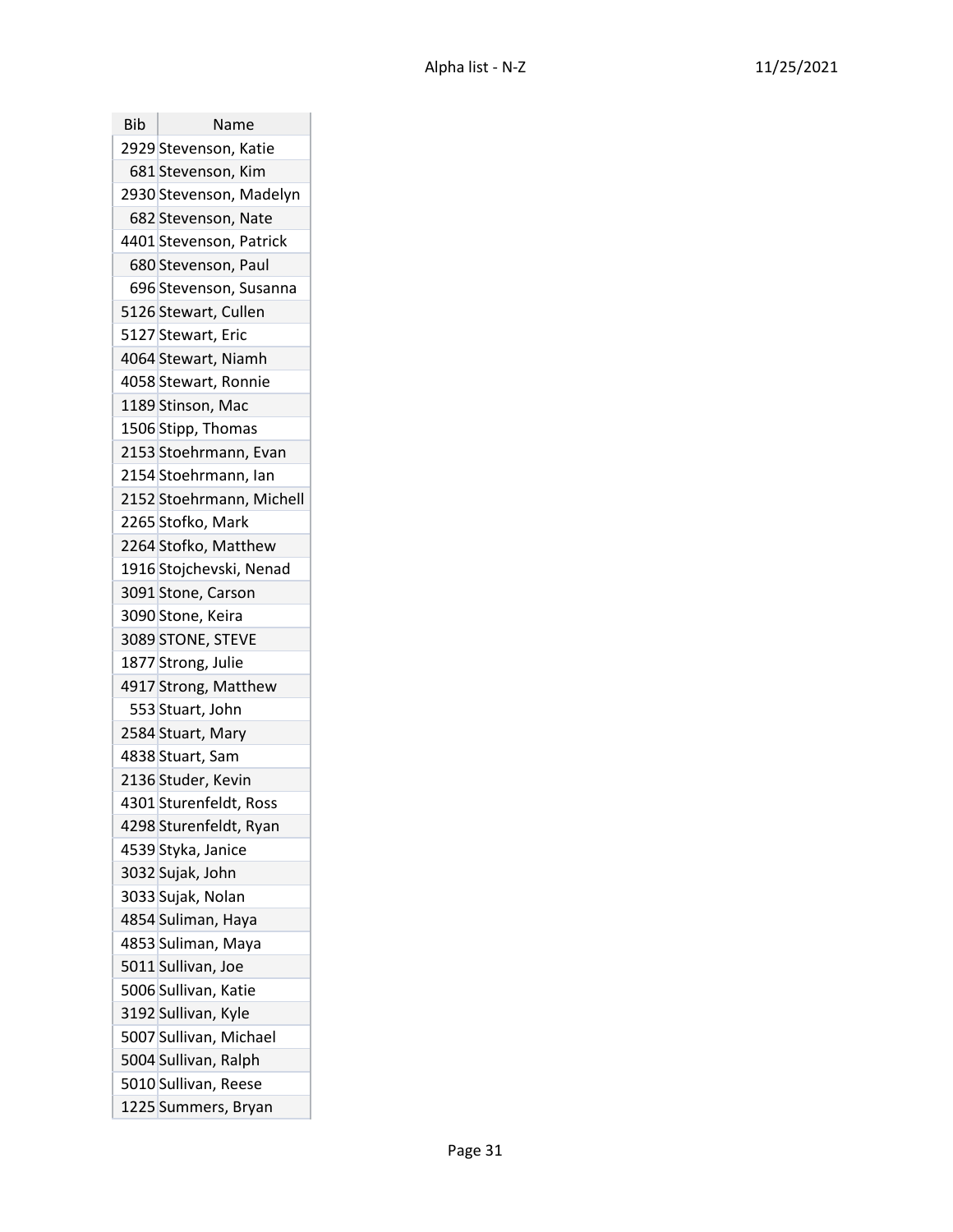| Bib | Name |
|---|---|
| 2929 | Stevenson, Katie |
| 681 | Stevenson, Kim |
| 2930 | Stevenson, Madelyn |
| 682 | Stevenson, Nate |
| 4401 | Stevenson, Patrick |
| 680 | Stevenson, Paul |
| 696 | Stevenson, Susanna |
| 5126 | Stewart, Cullen |
| 5127 | Stewart, Eric |
| 4064 | Stewart, Niamh |
| 4058 | Stewart, Ronnie |
| 1189 | Stinson, Mac |
| 1506 | Stipp, Thomas |
| 2153 | Stoehrmann, Evan |
| 2154 | Stoehrmann, Ian |
| 2152 | Stoehrmann, Michell |
| 2265 | Stofko, Mark |
| 2264 | Stofko, Matthew |
| 1916 | Stojchevski, Nenad |
| 3091 | Stone, Carson |
| 3090 | Stone, Keira |
| 3089 | STONE, STEVE |
| 1877 | Strong, Julie |
| 4917 | Strong, Matthew |
| 553 | Stuart, John |
| 2584 | Stuart, Mary |
| 4838 | Stuart, Sam |
| 2136 | Studer, Kevin |
| 4301 | Sturenfeldt, Ross |
| 4298 | Sturenfeldt, Ryan |
| 4539 | Styka, Janice |
| 3032 | Sujak, John |
| 3033 | Sujak, Nolan |
| 4854 | Suliman, Haya |
| 4853 | Suliman, Maya |
| 5011 | Sullivan, Joe |
| 5006 | Sullivan, Katie |
| 3192 | Sullivan, Kyle |
| 5007 | Sullivan, Michael |
| 5004 | Sullivan, Ralph |
| 5010 | Sullivan, Reese |
| 1225 | Summers, Bryan |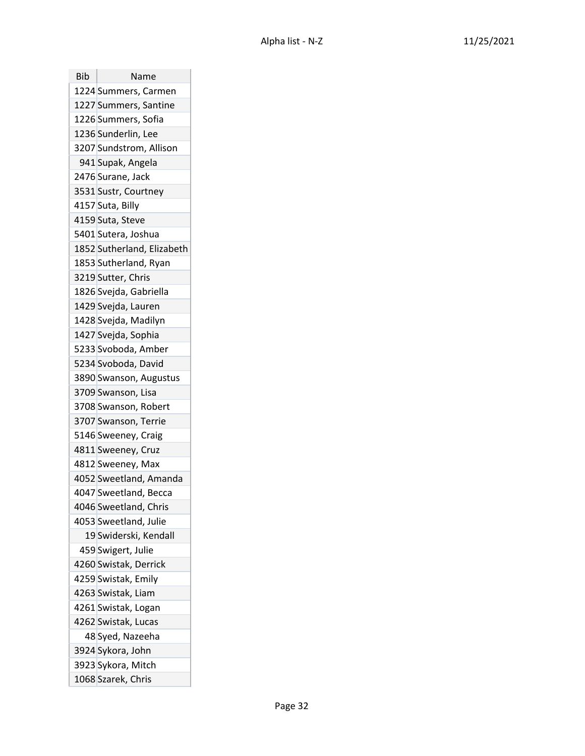| Bib | Name |
| --- | --- |
| 1224 | Summers, Carmen |
| 1227 | Summers, Santine |
| 1226 | Summers, Sofia |
| 1236 | Sunderlin, Lee |
| 3207 | Sundstrom, Allison |
| 941 | Supak, Angela |
| 2476 | Surane, Jack |
| 3531 | Sustr, Courtney |
| 4157 | Suta, Billy |
| 4159 | Suta, Steve |
| 5401 | Sutera, Joshua |
| 1852 | Sutherland, Elizabeth |
| 1853 | Sutherland, Ryan |
| 3219 | Sutter, Chris |
| 1826 | Svejda, Gabriella |
| 1429 | Svejda, Lauren |
| 1428 | Svejda, Madilyn |
| 1427 | Svejda, Sophia |
| 5233 | Svoboda, Amber |
| 5234 | Svoboda, David |
| 3890 | Swanson, Augustus |
| 3709 | Swanson, Lisa |
| 3708 | Swanson, Robert |
| 3707 | Swanson, Terrie |
| 5146 | Sweeney, Craig |
| 4811 | Sweeney, Cruz |
| 4812 | Sweeney, Max |
| 4052 | Sweetland, Amanda |
| 4047 | Sweetland, Becca |
| 4046 | Sweetland, Chris |
| 4053 | Sweetland, Julie |
| 19 | Swiderski, Kendall |
| 459 | Swigert, Julie |
| 4260 | Swistak, Derrick |
| 4259 | Swistak, Emily |
| 4263 | Swistak, Liam |
| 4261 | Swistak, Logan |
| 4262 | Swistak, Lucas |
| 48 | Syed, Nazeeha |
| 3924 | Sykora, John |
| 3923 | Sykora, Mitch |
| 1068 | Szarek, Chris |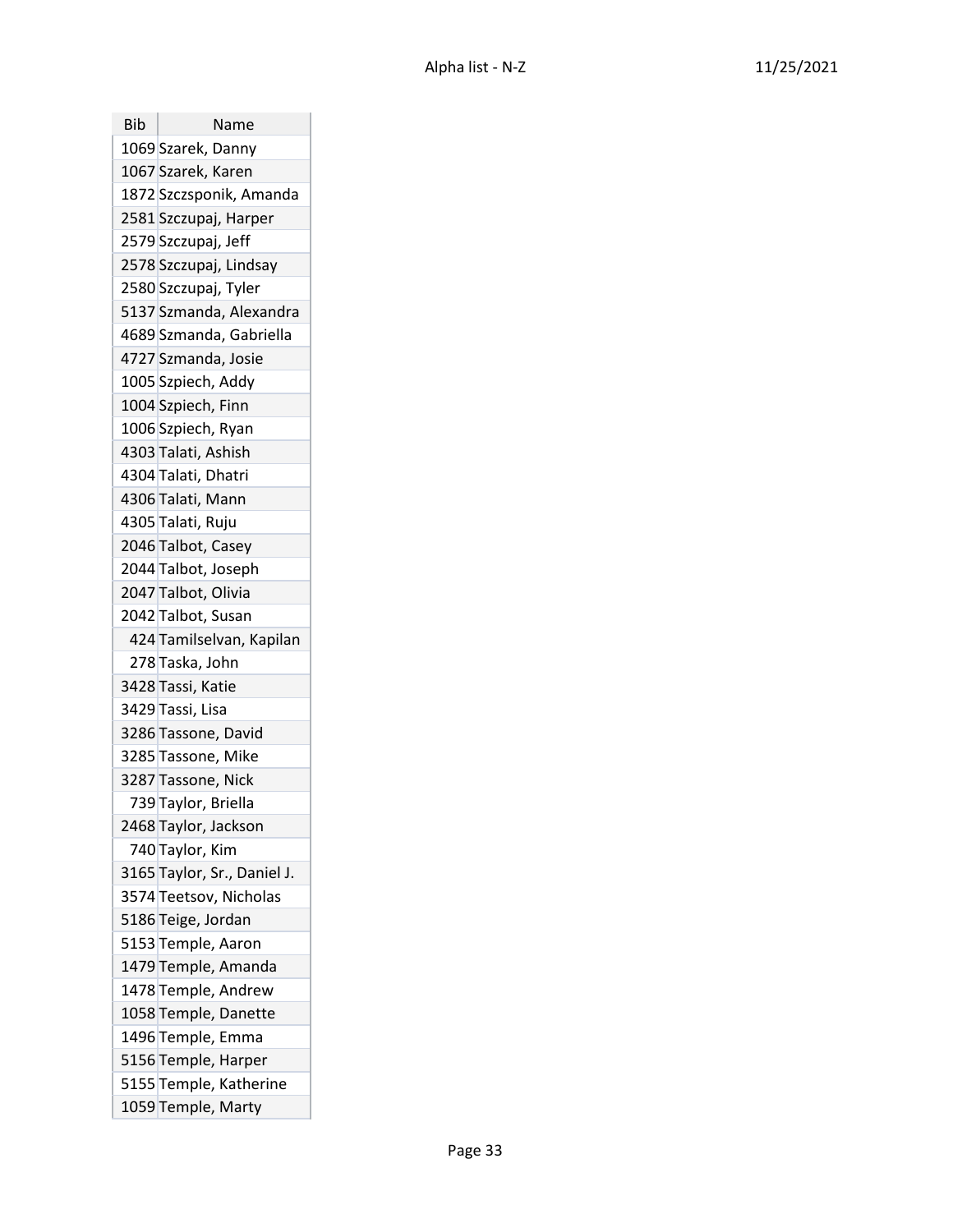| Bib | Name |
|---|---|
| 1069 | Szarek, Danny |
| 1067 | Szarek, Karen |
| 1872 | Szczsponik, Amanda |
| 2581 | Szczupaj, Harper |
| 2579 | Szczupaj, Jeff |
| 2578 | Szczupaj, Lindsay |
| 2580 | Szczupaj, Tyler |
| 5137 | Szmanda, Alexandra |
| 4689 | Szmanda, Gabriella |
| 4727 | Szmanda, Josie |
| 1005 | Szpiech, Addy |
| 1004 | Szpiech, Finn |
| 1006 | Szpiech, Ryan |
| 4303 | Talati, Ashish |
| 4304 | Talati, Dhatri |
| 4306 | Talati, Mann |
| 4305 | Talati, Ruju |
| 2046 | Talbot, Casey |
| 2044 | Talbot, Joseph |
| 2047 | Talbot, Olivia |
| 2042 | Talbot, Susan |
| 424 | Tamilselvan, Kapilan |
| 278 | Taska, John |
| 3428 | Tassi, Katie |
| 3429 | Tassi, Lisa |
| 3286 | Tassone, David |
| 3285 | Tassone, Mike |
| 3287 | Tassone, Nick |
| 739 | Taylor, Briella |
| 2468 | Taylor, Jackson |
| 740 | Taylor, Kim |
| 3165 | Taylor, Sr., Daniel J. |
| 3574 | Teetsov, Nicholas |
| 5186 | Teige, Jordan |
| 5153 | Temple, Aaron |
| 1479 | Temple, Amanda |
| 1478 | Temple, Andrew |
| 1058 | Temple, Danette |
| 1496 | Temple, Emma |
| 5156 | Temple, Harper |
| 5155 | Temple, Katherine |
| 1059 | Temple, Marty |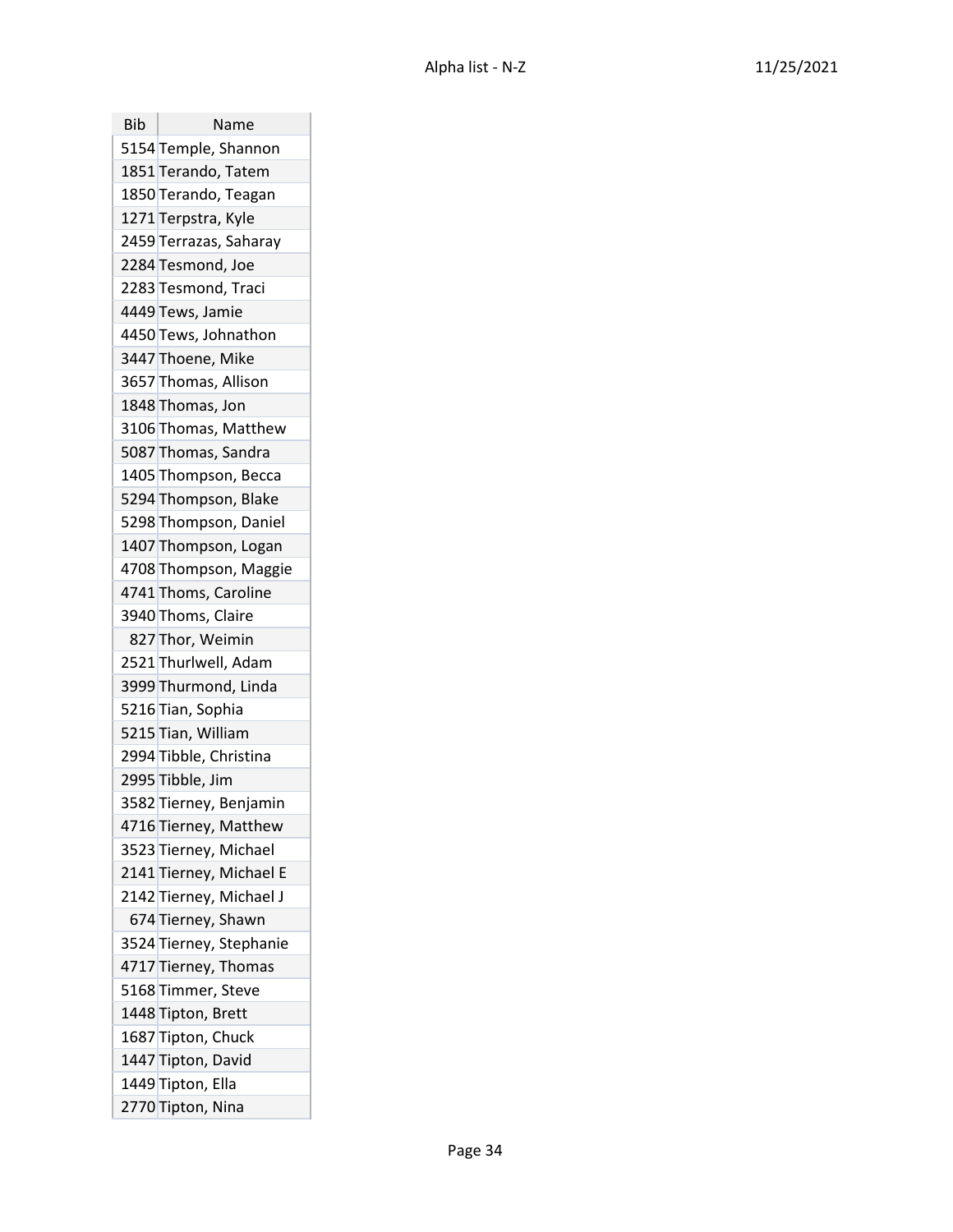| Bib | Name |
|---|---|
| 5154 | Temple, Shannon |
| 1851 | Terando, Tatem |
| 1850 | Terando, Teagan |
| 1271 | Terpstra, Kyle |
| 2459 | Terrazas, Saharay |
| 2284 | Tesmond, Joe |
| 2283 | Tesmond, Traci |
| 4449 | Tews, Jamie |
| 4450 | Tews, Johnathon |
| 3447 | Thoene, Mike |
| 3657 | Thomas, Allison |
| 1848 | Thomas, Jon |
| 3106 | Thomas, Matthew |
| 5087 | Thomas, Sandra |
| 1405 | Thompson, Becca |
| 5294 | Thompson, Blake |
| 5298 | Thompson, Daniel |
| 1407 | Thompson, Logan |
| 4708 | Thompson, Maggie |
| 4741 | Thoms, Caroline |
| 3940 | Thoms, Claire |
| 827 | Thor, Weimin |
| 2521 | Thurlwell, Adam |
| 3999 | Thurmond, Linda |
| 5216 | Tian, Sophia |
| 5215 | Tian, William |
| 2994 | Tibble, Christina |
| 2995 | Tibble, Jim |
| 3582 | Tierney, Benjamin |
| 4716 | Tierney, Matthew |
| 3523 | Tierney, Michael |
| 2141 | Tierney, Michael E |
| 2142 | Tierney, Michael J |
| 674 | Tierney, Shawn |
| 3524 | Tierney, Stephanie |
| 4717 | Tierney, Thomas |
| 5168 | Timmer, Steve |
| 1448 | Tipton, Brett |
| 1687 | Tipton, Chuck |
| 1447 | Tipton, David |
| 1449 | Tipton, Ella |
| 2770 | Tipton, Nina |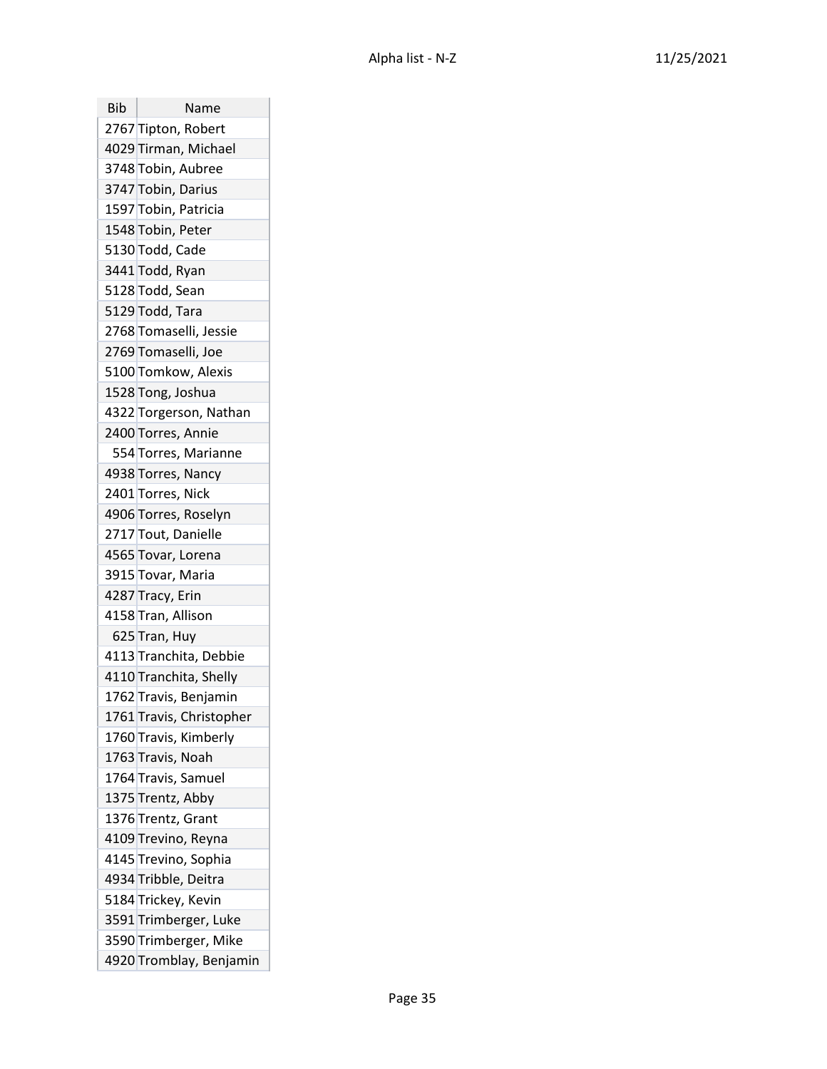| Bib | Name |
|---|---|
| 2767 | Tipton, Robert |
| 4029 | Tirman, Michael |
| 3748 | Tobin, Aubree |
| 3747 | Tobin, Darius |
| 1597 | Tobin, Patricia |
| 1548 | Tobin, Peter |
| 5130 | Todd, Cade |
| 3441 | Todd, Ryan |
| 5128 | Todd, Sean |
| 5129 | Todd, Tara |
| 2768 | Tomaselli, Jessie |
| 2769 | Tomaselli, Joe |
| 5100 | Tomkow, Alexis |
| 1528 | Tong, Joshua |
| 4322 | Torgerson, Nathan |
| 2400 | Torres, Annie |
| 554 | Torres, Marianne |
| 4938 | Torres, Nancy |
| 2401 | Torres, Nick |
| 4906 | Torres, Roselyn |
| 2717 | Tout, Danielle |
| 4565 | Tovar, Lorena |
| 3915 | Tovar, Maria |
| 4287 | Tracy, Erin |
| 4158 | Tran, Allison |
| 625 | Tran, Huy |
| 4113 | Tranchita, Debbie |
| 4110 | Tranchita, Shelly |
| 1762 | Travis, Benjamin |
| 1761 | Travis, Christopher |
| 1760 | Travis, Kimberly |
| 1763 | Travis, Noah |
| 1764 | Travis, Samuel |
| 1375 | Trentz, Abby |
| 1376 | Trentz, Grant |
| 4109 | Trevino, Reyna |
| 4145 | Trevino, Sophia |
| 4934 | Tribble, Deitra |
| 5184 | Trickey, Kevin |
| 3591 | Trimberger, Luke |
| 3590 | Trimberger, Mike |
| 4920 | Tromblay, Benjamin |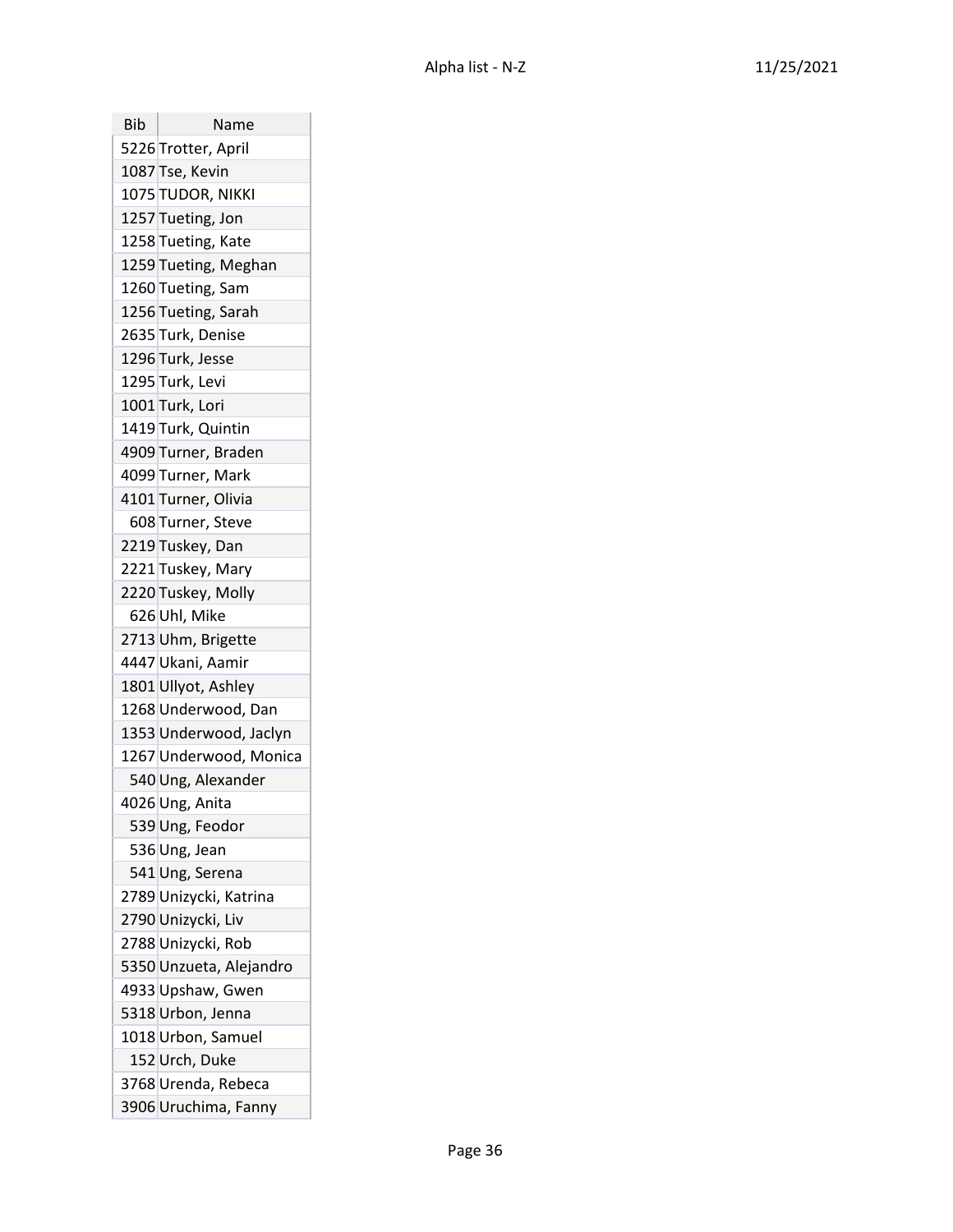| Bib | Name |
|---|---|
| 5226 | Trotter, April |
| 1087 | Tse, Kevin |
| 1075 | TUDOR, NIKKI |
| 1257 | Tueting, Jon |
| 1258 | Tueting, Kate |
| 1259 | Tueting, Meghan |
| 1260 | Tueting, Sam |
| 1256 | Tueting, Sarah |
| 2635 | Turk, Denise |
| 1296 | Turk, Jesse |
| 1295 | Turk, Levi |
| 1001 | Turk, Lori |
| 1419 | Turk, Quintin |
| 4909 | Turner, Braden |
| 4099 | Turner, Mark |
| 4101 | Turner, Olivia |
| 608 | Turner, Steve |
| 2219 | Tuskey, Dan |
| 2221 | Tuskey, Mary |
| 2220 | Tuskey, Molly |
| 626 | Uhl, Mike |
| 2713 | Uhm, Brigette |
| 4447 | Ukani, Aamir |
| 1801 | Ullyot, Ashley |
| 1268 | Underwood, Dan |
| 1353 | Underwood, Jaclyn |
| 1267 | Underwood, Monica |
| 540 | Ung, Alexander |
| 4026 | Ung, Anita |
| 539 | Ung, Feodor |
| 536 | Ung, Jean |
| 541 | Ung, Serena |
| 2789 | Unizycki, Katrina |
| 2790 | Unizycki, Liv |
| 2788 | Unizycki, Rob |
| 5350 | Unzueta, Alejandro |
| 4933 | Upshaw, Gwen |
| 5318 | Urbon, Jenna |
| 1018 | Urbon, Samuel |
| 152 | Urch, Duke |
| 3768 | Urenda, Rebeca |
| 3906 | Uruchima, Fanny |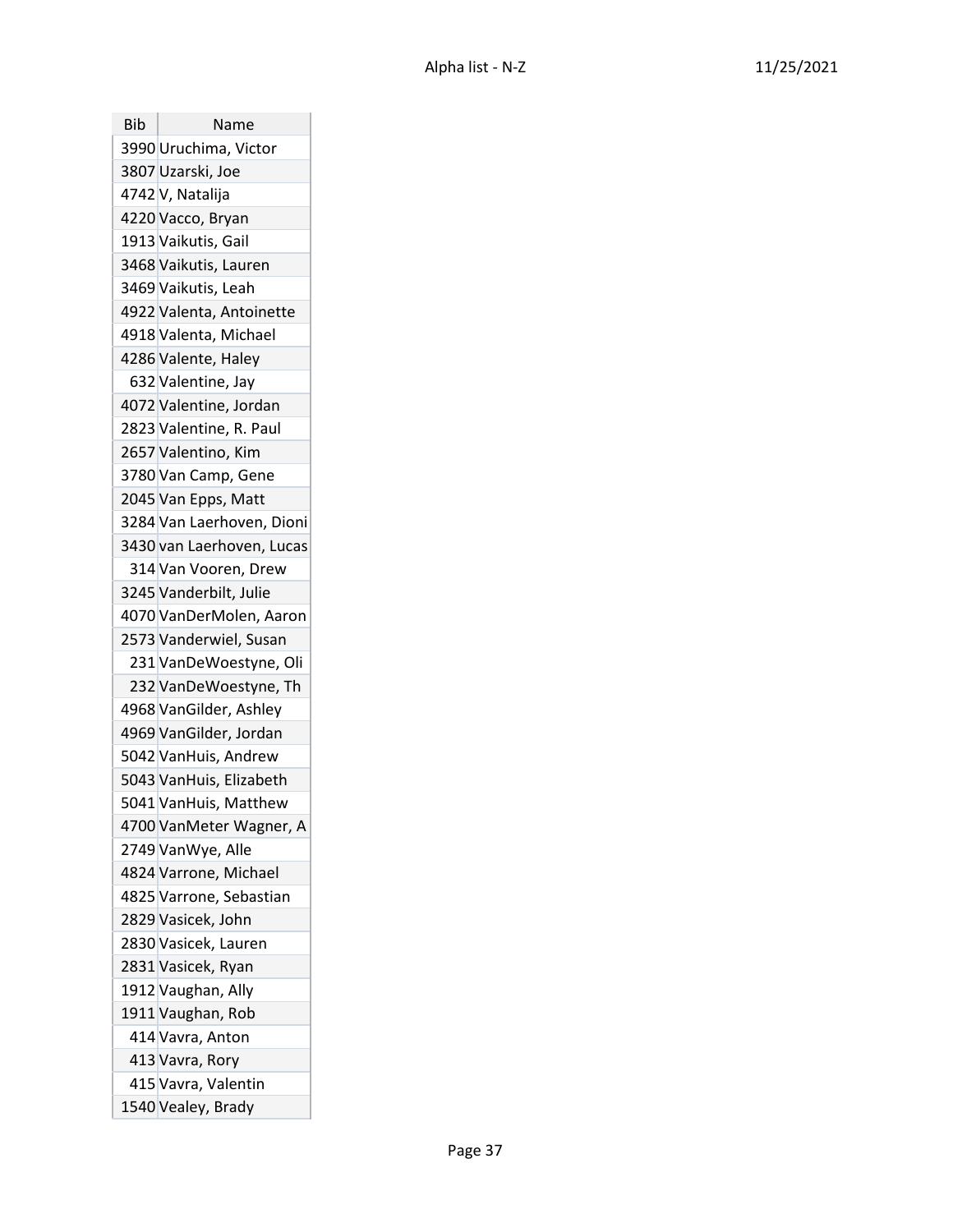| Bib | Name |
|---|---|
| 3990 | Uruchima, Victor |
| 3807 | Uzarski, Joe |
| 4742 | V, Natalija |
| 4220 | Vacco, Bryan |
| 1913 | Vaikutis, Gail |
| 3468 | Vaikutis, Lauren |
| 3469 | Vaikutis, Leah |
| 4922 | Valenta, Antoinette |
| 4918 | Valenta, Michael |
| 4286 | Valente, Haley |
| 632 | Valentine, Jay |
| 4072 | Valentine, Jordan |
| 2823 | Valentine, R. Paul |
| 2657 | Valentino, Kim |
| 3780 | Van Camp, Gene |
| 2045 | Van Epps, Matt |
| 3284 | Van Laerhoven, Dioni |
| 3430 | van Laerhoven, Lucas |
| 314 | Van Vooren, Drew |
| 3245 | Vanderbilt, Julie |
| 4070 | VanDerMolen, Aaron |
| 2573 | Vanderwiel, Susan |
| 231 | VanDeWoestyne, Oli |
| 232 | VanDeWoestyne, Th |
| 4968 | VanGilder, Ashley |
| 4969 | VanGilder, Jordan |
| 5042 | VanHuis, Andrew |
| 5043 | VanHuis, Elizabeth |
| 5041 | VanHuis, Matthew |
| 4700 | VanMeter Wagner, A |
| 2749 | VanWye, Alle |
| 4824 | Varrone, Michael |
| 4825 | Varrone, Sebastian |
| 2829 | Vasicek, John |
| 2830 | Vasicek, Lauren |
| 2831 | Vasicek, Ryan |
| 1912 | Vaughan, Ally |
| 1911 | Vaughan, Rob |
| 414 | Vavra, Anton |
| 413 | Vavra, Rory |
| 415 | Vavra, Valentin |
| 1540 | Vealey, Brady |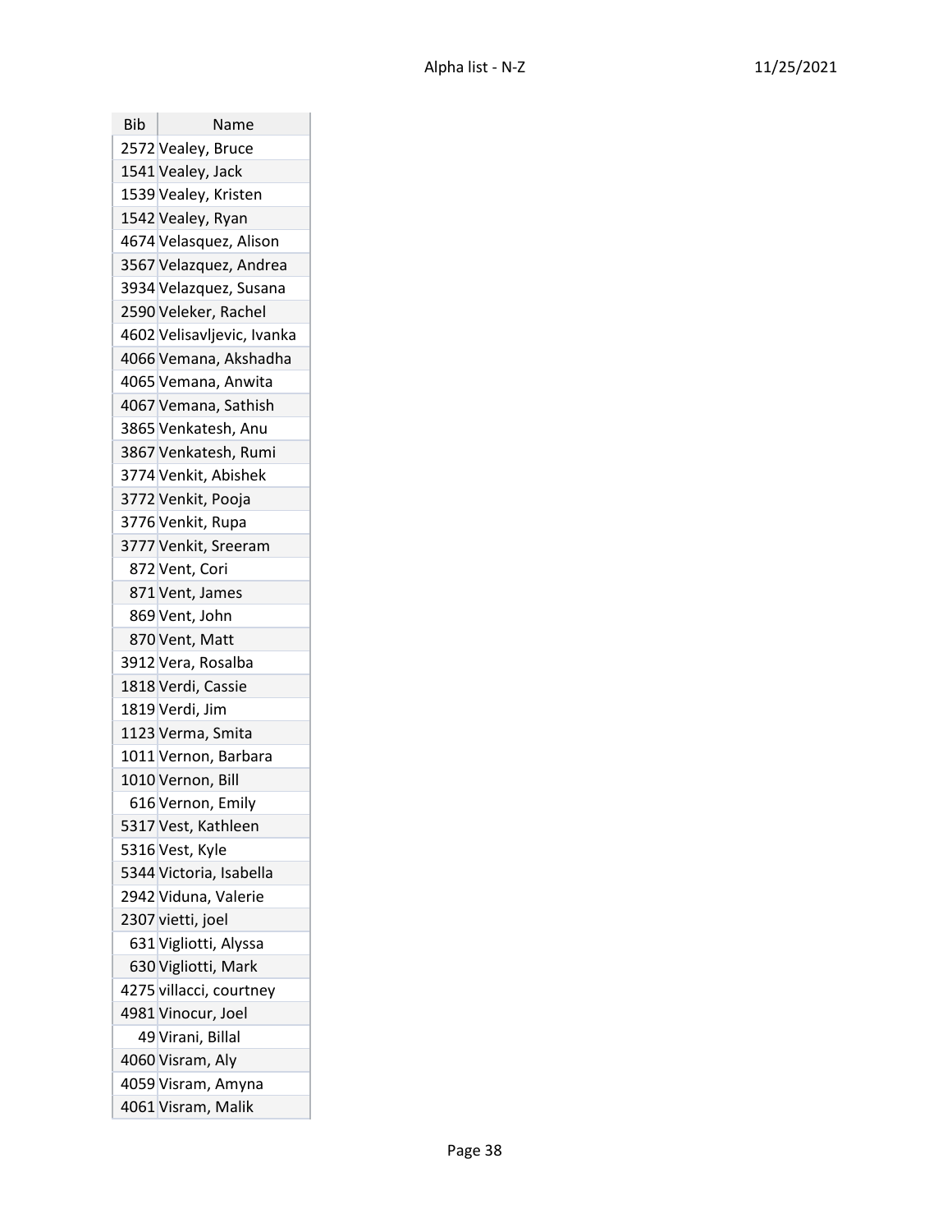| Bib | Name |
| --- | --- |
| 2572 | Vealey, Bruce |
| 1541 | Vealey, Jack |
| 1539 | Vealey, Kristen |
| 1542 | Vealey, Ryan |
| 4674 | Velasquez, Alison |
| 3567 | Velazquez, Andrea |
| 3934 | Velazquez, Susana |
| 2590 | Veleker, Rachel |
| 4602 | Velisavljevic, Ivanka |
| 4066 | Vemana, Akshadha |
| 4065 | Vemana, Anwita |
| 4067 | Vemana, Sathish |
| 3865 | Venkatesh, Anu |
| 3867 | Venkatesh, Rumi |
| 3774 | Venkit, Abishek |
| 3772 | Venkit, Pooja |
| 3776 | Venkit, Rupa |
| 3777 | Venkit, Sreeram |
| 872 | Vent, Cori |
| 871 | Vent, James |
| 869 | Vent, John |
| 870 | Vent, Matt |
| 3912 | Vera, Rosalba |
| 1818 | Verdi, Cassie |
| 1819 | Verdi, Jim |
| 1123 | Verma, Smita |
| 1011 | Vernon, Barbara |
| 1010 | Vernon, Bill |
| 616 | Vernon, Emily |
| 5317 | Vest, Kathleen |
| 5316 | Vest, Kyle |
| 5344 | Victoria, Isabella |
| 2942 | Viduna, Valerie |
| 2307 | vietti, joel |
| 631 | Vigliotti, Alyssa |
| 630 | Vigliotti, Mark |
| 4275 | villacci, courtney |
| 4981 | Vinocur, Joel |
| 49 | Virani, Billal |
| 4060 | Visram, Aly |
| 4059 | Visram, Amyna |
| 4061 | Visram, Malik |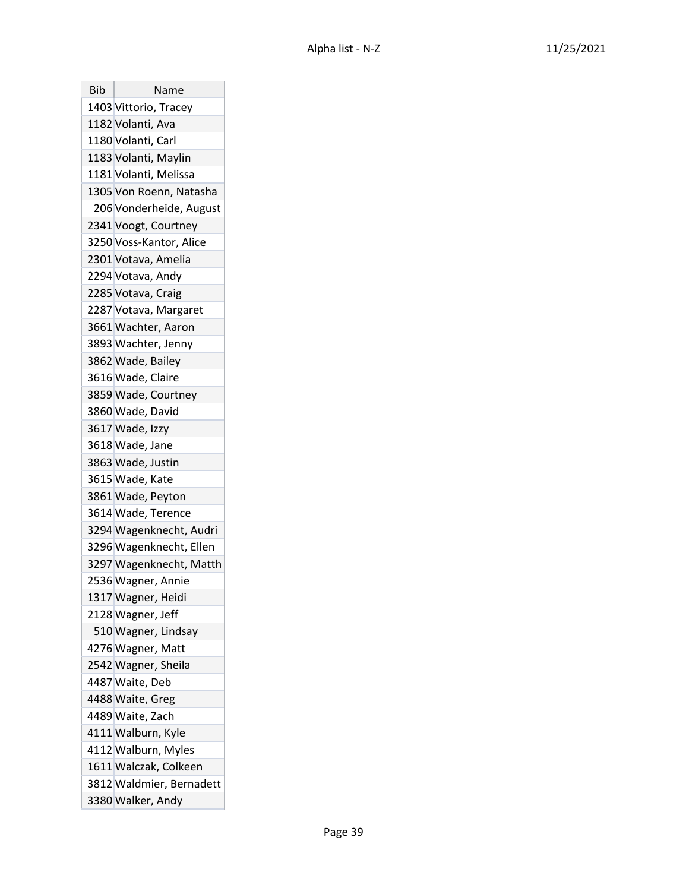| Bib | Name |
|---|---|
| 1403 | Vittorio, Tracey |
| 1182 | Volanti, Ava |
| 1180 | Volanti, Carl |
| 1183 | Volanti, Maylin |
| 1181 | Volanti, Melissa |
| 1305 | Von Roenn, Natasha |
| 206 | Vonderheide, August |
| 2341 | Voogt, Courtney |
| 3250 | Voss-Kantor, Alice |
| 2301 | Votava, Amelia |
| 2294 | Votava, Andy |
| 2285 | Votava, Craig |
| 2287 | Votava, Margaret |
| 3661 | Wachter, Aaron |
| 3893 | Wachter, Jenny |
| 3862 | Wade, Bailey |
| 3616 | Wade, Claire |
| 3859 | Wade, Courtney |
| 3860 | Wade, David |
| 3617 | Wade, Izzy |
| 3618 | Wade, Jane |
| 3863 | Wade, Justin |
| 3615 | Wade, Kate |
| 3861 | Wade, Peyton |
| 3614 | Wade, Terence |
| 3294 | Wagenknecht, Audri |
| 3296 | Wagenknecht, Ellen |
| 3297 | Wagenknecht, Matth |
| 2536 | Wagner, Annie |
| 1317 | Wagner, Heidi |
| 2128 | Wagner, Jeff |
| 510 | Wagner, Lindsay |
| 4276 | Wagner, Matt |
| 2542 | Wagner, Sheila |
| 4487 | Waite, Deb |
| 4488 | Waite, Greg |
| 4489 | Waite, Zach |
| 4111 | Walburn, Kyle |
| 4112 | Walburn, Myles |
| 1611 | Walczak, Colkeen |
| 3812 | Waldmier, Bernadett |
| 3380 | Walker, Andy |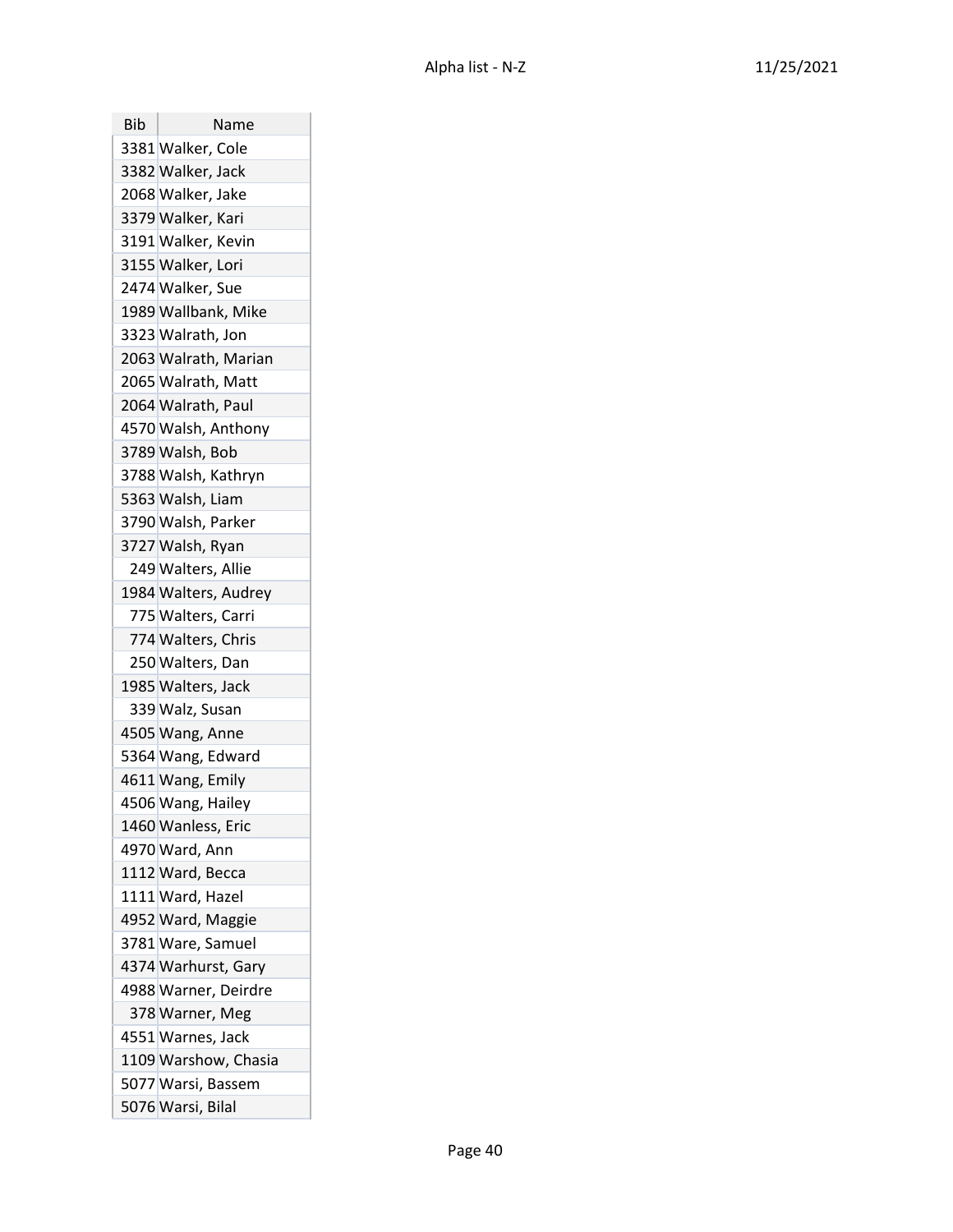| Bib | Name |
| --- | --- |
| 3381 | Walker, Cole |
| 3382 | Walker, Jack |
| 2068 | Walker, Jake |
| 3379 | Walker, Kari |
| 3191 | Walker, Kevin |
| 3155 | Walker, Lori |
| 2474 | Walker, Sue |
| 1989 | Wallbank, Mike |
| 3323 | Walrath, Jon |
| 2063 | Walrath, Marian |
| 2065 | Walrath, Matt |
| 2064 | Walrath, Paul |
| 4570 | Walsh, Anthony |
| 3789 | Walsh, Bob |
| 3788 | Walsh, Kathryn |
| 5363 | Walsh, Liam |
| 3790 | Walsh, Parker |
| 3727 | Walsh, Ryan |
| 249 | Walters, Allie |
| 1984 | Walters, Audrey |
| 775 | Walters, Carri |
| 774 | Walters, Chris |
| 250 | Walters, Dan |
| 1985 | Walters, Jack |
| 339 | Walz, Susan |
| 4505 | Wang, Anne |
| 5364 | Wang, Edward |
| 4611 | Wang, Emily |
| 4506 | Wang, Hailey |
| 1460 | Wanless, Eric |
| 4970 | Ward, Ann |
| 1112 | Ward, Becca |
| 1111 | Ward, Hazel |
| 4952 | Ward, Maggie |
| 3781 | Ware, Samuel |
| 4374 | Warhurst, Gary |
| 4988 | Warner, Deirdre |
| 378 | Warner, Meg |
| 4551 | Warnes, Jack |
| 1109 | Warshow, Chasia |
| 5077 | Warsi, Bassem |
| 5076 | Warsi, Bilal |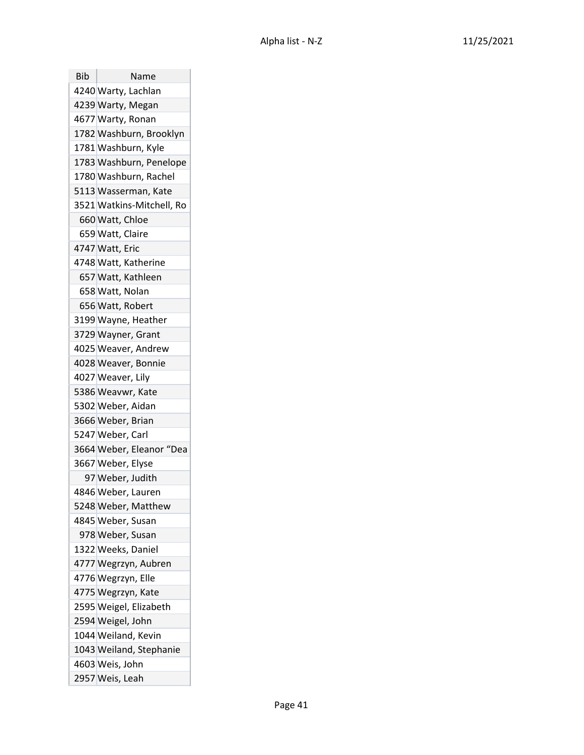| Bib | Name |
|---|---|
| 4240 | Warty, Lachlan |
| 4239 | Warty, Megan |
| 4677 | Warty, Ronan |
| 1782 | Washburn, Brooklyn |
| 1781 | Washburn, Kyle |
| 1783 | Washburn, Penelope |
| 1780 | Washburn, Rachel |
| 5113 | Wasserman, Kate |
| 3521 | Watkins-Mitchell, Ro |
| 660 | Watt, Chloe |
| 659 | Watt, Claire |
| 4747 | Watt, Eric |
| 4748 | Watt, Katherine |
| 657 | Watt, Kathleen |
| 658 | Watt, Nolan |
| 656 | Watt, Robert |
| 3199 | Wayne, Heather |
| 3729 | Wayner, Grant |
| 4025 | Weaver, Andrew |
| 4028 | Weaver, Bonnie |
| 4027 | Weaver, Lily |
| 5386 | Weavwr, Kate |
| 5302 | Weber, Aidan |
| 3666 | Weber, Brian |
| 5247 | Weber, Carl |
| 3664 | Weber, Eleanor "Dea |
| 3667 | Weber, Elyse |
| 97 | Weber, Judith |
| 4846 | Weber, Lauren |
| 5248 | Weber, Matthew |
| 4845 | Weber, Susan |
| 978 | Weber, Susan |
| 1322 | Weeks, Daniel |
| 4777 | Wegrzyn, Aubren |
| 4776 | Wegrzyn, Elle |
| 4775 | Wegrzyn, Kate |
| 2595 | Weigel, Elizabeth |
| 2594 | Weigel, John |
| 1044 | Weiland, Kevin |
| 1043 | Weiland, Stephanie |
| 4603 | Weis, John |
| 2957 | Weis, Leah |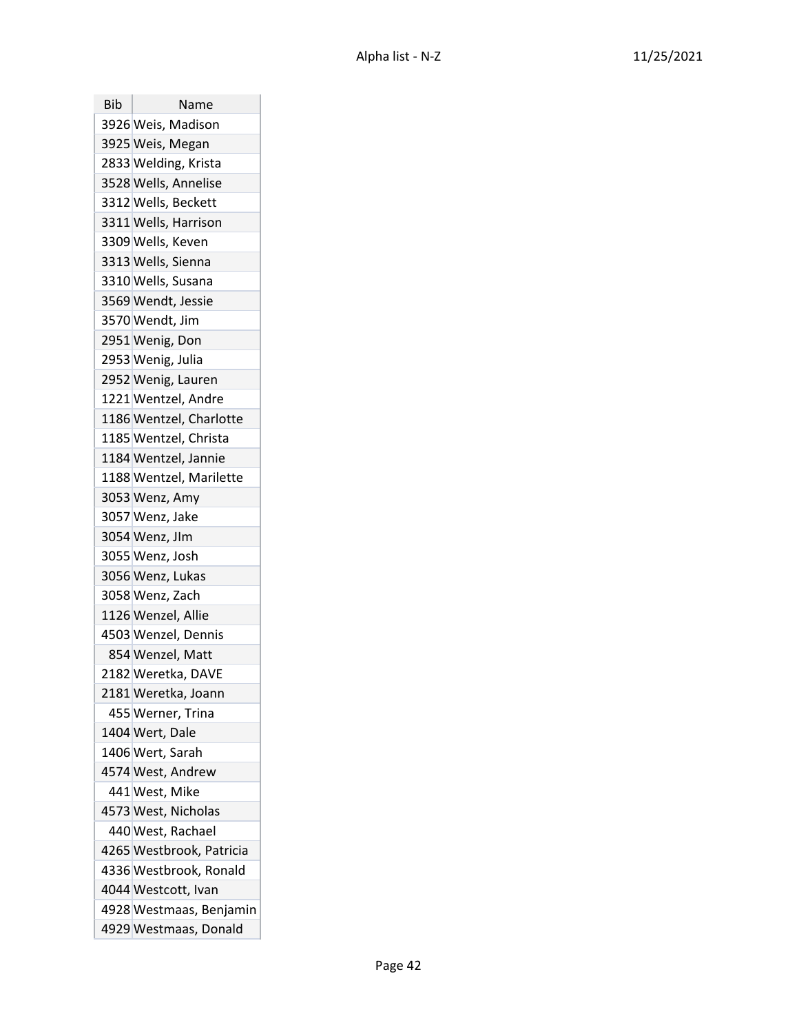| Bib | Name |
|---|---|
| 3926 | Weis, Madison |
| 3925 | Weis, Megan |
| 2833 | Welding, Krista |
| 3528 | Wells, Annelise |
| 3312 | Wells, Beckett |
| 3311 | Wells, Harrison |
| 3309 | Wells, Keven |
| 3313 | Wells, Sienna |
| 3310 | Wells, Susana |
| 3569 | Wendt, Jessie |
| 3570 | Wendt, Jim |
| 2951 | Wenig, Don |
| 2953 | Wenig, Julia |
| 2952 | Wenig, Lauren |
| 1221 | Wentzel, Andre |
| 1186 | Wentzel, Charlotte |
| 1185 | Wentzel, Christa |
| 1184 | Wentzel, Jannie |
| 1188 | Wentzel, Marilette |
| 3053 | Wenz, Amy |
| 3057 | Wenz, Jake |
| 3054 | Wenz, JIm |
| 3055 | Wenz, Josh |
| 3056 | Wenz, Lukas |
| 3058 | Wenz, Zach |
| 1126 | Wenzel, Allie |
| 4503 | Wenzel, Dennis |
| 854 | Wenzel, Matt |
| 2182 | Weretka, DAVE |
| 2181 | Weretka, Joann |
| 455 | Werner, Trina |
| 1404 | Wert, Dale |
| 1406 | Wert, Sarah |
| 4574 | West, Andrew |
| 441 | West, Mike |
| 4573 | West, Nicholas |
| 440 | West, Rachael |
| 4265 | Westbrook, Patricia |
| 4336 | Westbrook, Ronald |
| 4044 | Westcott, Ivan |
| 4928 | Westmaas, Benjamin |
| 4929 | Westmaas, Donald |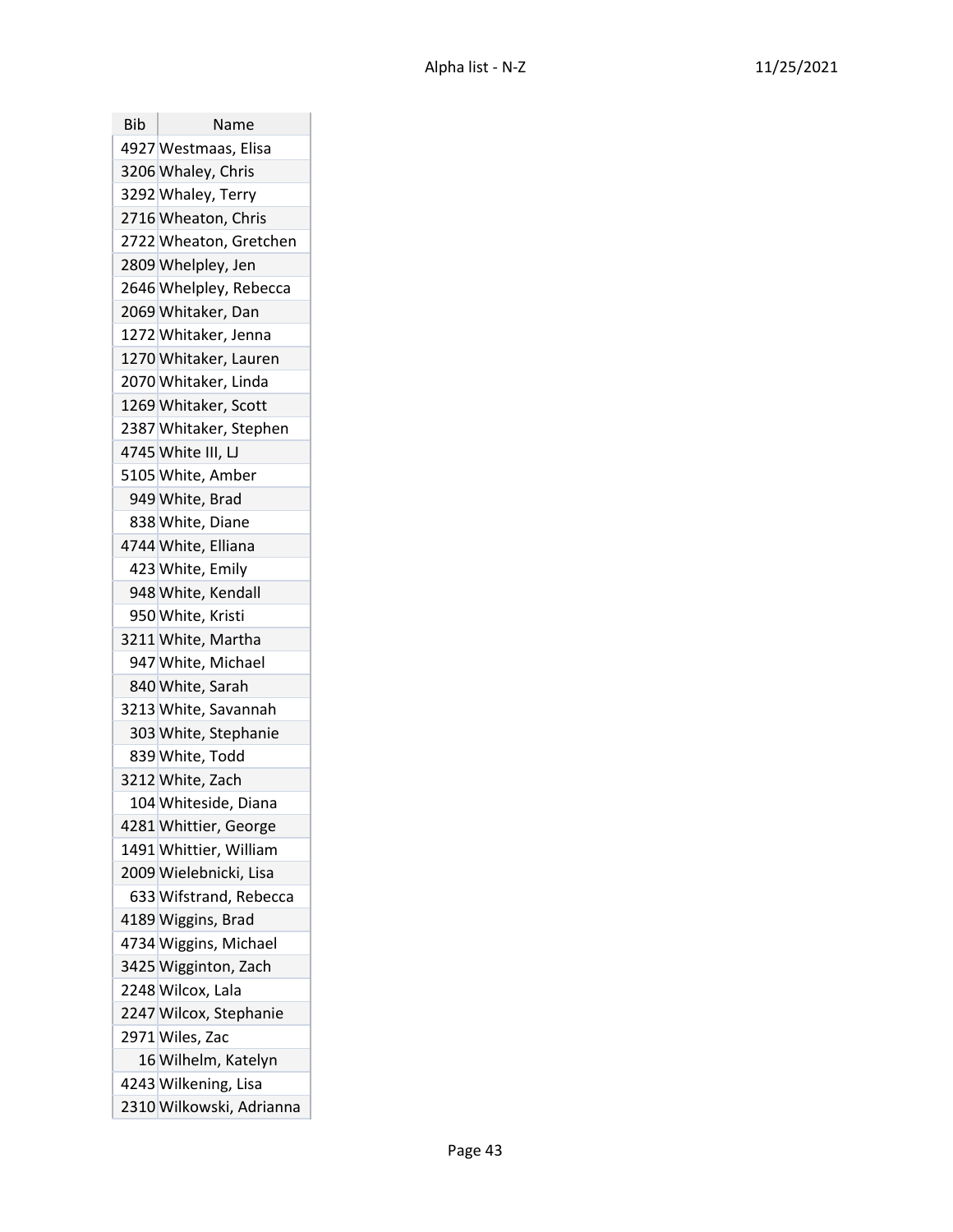| Bib | Name |
|---|---|
| 4927 | Westmaas, Elisa |
| 3206 | Whaley, Chris |
| 3292 | Whaley, Terry |
| 2716 | Wheaton, Chris |
| 2722 | Wheaton, Gretchen |
| 2809 | Whelpley, Jen |
| 2646 | Whelpley, Rebecca |
| 2069 | Whitaker, Dan |
| 1272 | Whitaker, Jenna |
| 1270 | Whitaker, Lauren |
| 2070 | Whitaker, Linda |
| 1269 | Whitaker, Scott |
| 2387 | Whitaker, Stephen |
| 4745 | White III, LJ |
| 5105 | White, Amber |
| 949 | White, Brad |
| 838 | White, Diane |
| 4744 | White, Elliana |
| 423 | White, Emily |
| 948 | White, Kendall |
| 950 | White, Kristi |
| 3211 | White, Martha |
| 947 | White, Michael |
| 840 | White, Sarah |
| 3213 | White, Savannah |
| 303 | White, Stephanie |
| 839 | White, Todd |
| 3212 | White, Zach |
| 104 | Whiteside, Diana |
| 4281 | Whittier, George |
| 1491 | Whittier, William |
| 2009 | Wielebnicki, Lisa |
| 633 | Wifstrand, Rebecca |
| 4189 | Wiggins, Brad |
| 4734 | Wiggins, Michael |
| 3425 | Wigginton, Zach |
| 2248 | Wilcox, Lala |
| 2247 | Wilcox, Stephanie |
| 2971 | Wiles, Zac |
| 16 | Wilhelm, Katelyn |
| 4243 | Wilkening, Lisa |
| 2310 | Wilkowski, Adrianna |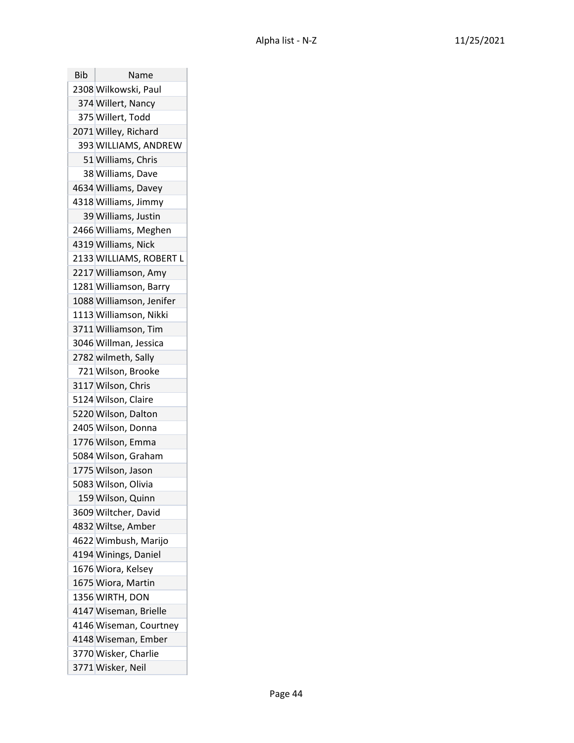| Bib | Name |
|---|---|
| 2308 | Wilkowski, Paul |
| 374 | Willert, Nancy |
| 375 | Willert, Todd |
| 2071 | Willey, Richard |
| 393 | WILLIAMS, ANDREW |
| 51 | Williams, Chris |
| 38 | Williams, Dave |
| 4634 | Williams, Davey |
| 4318 | Williams, Jimmy |
| 39 | Williams, Justin |
| 2466 | Williams, Meghen |
| 4319 | Williams, Nick |
| 2133 | WILLIAMS, ROBERT L |
| 2217 | Williamson, Amy |
| 1281 | Williamson, Barry |
| 1088 | Williamson, Jenifer |
| 1113 | Williamson, Nikki |
| 3711 | Williamson, Tim |
| 3046 | Willman, Jessica |
| 2782 | wilmeth, Sally |
| 721 | Wilson, Brooke |
| 3117 | Wilson, Chris |
| 5124 | Wilson, Claire |
| 5220 | Wilson, Dalton |
| 2405 | Wilson, Donna |
| 1776 | Wilson, Emma |
| 5084 | Wilson, Graham |
| 1775 | Wilson, Jason |
| 5083 | Wilson, Olivia |
| 159 | Wilson, Quinn |
| 3609 | Wiltcher, David |
| 4832 | Wiltse, Amber |
| 4622 | Wimbush, Marijo |
| 4194 | Winings, Daniel |
| 1676 | Wiora, Kelsey |
| 1675 | Wiora, Martin |
| 1356 | WIRTH, DON |
| 4147 | Wiseman, Brielle |
| 4146 | Wiseman, Courtney |
| 4148 | Wiseman, Ember |
| 3770 | Wisker, Charlie |
| 3771 | Wisker, Neil |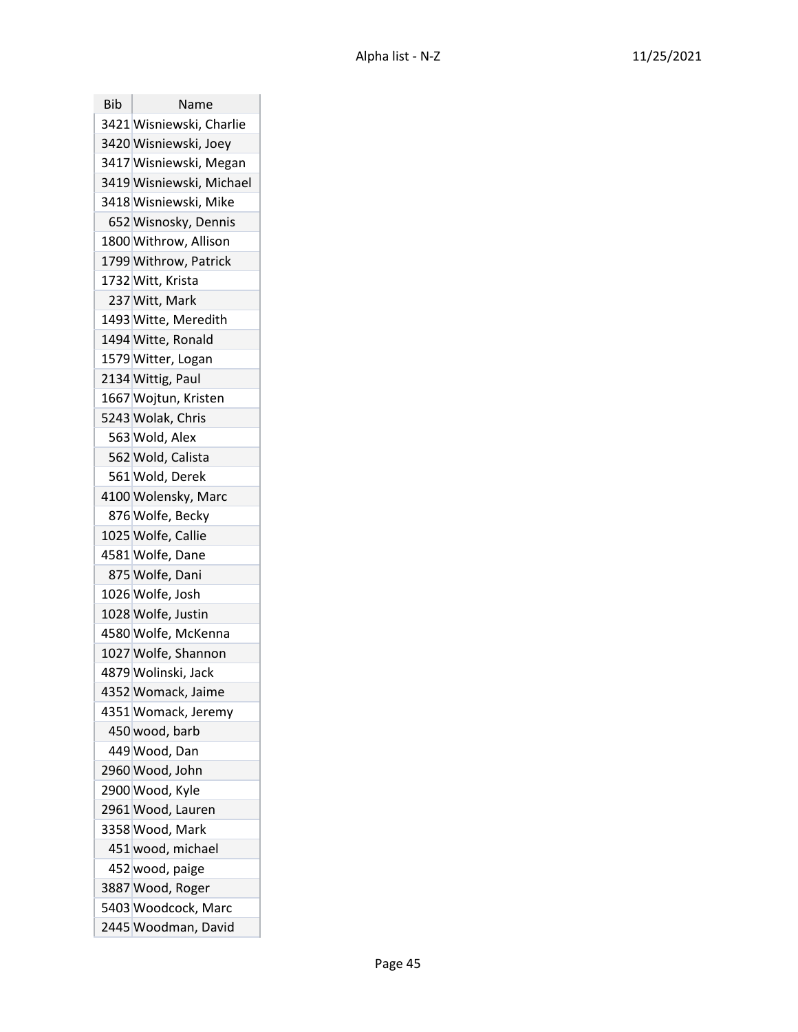| Bib | Name |
|---|---|
| 3421 | Wisniewski, Charlie |
| 3420 | Wisniewski, Joey |
| 3417 | Wisniewski, Megan |
| 3419 | Wisniewski, Michael |
| 3418 | Wisniewski, Mike |
| 652 | Wisnosky, Dennis |
| 1800 | Withrow, Allison |
| 1799 | Withrow, Patrick |
| 1732 | Witt, Krista |
| 237 | Witt, Mark |
| 1493 | Witte, Meredith |
| 1494 | Witte, Ronald |
| 1579 | Witter, Logan |
| 2134 | Wittig, Paul |
| 1667 | Wojtun, Kristen |
| 5243 | Wolak, Chris |
| 563 | Wold, Alex |
| 562 | Wold, Calista |
| 561 | Wold, Derek |
| 4100 | Wolensky, Marc |
| 876 | Wolfe, Becky |
| 1025 | Wolfe, Callie |
| 4581 | Wolfe, Dane |
| 875 | Wolfe, Dani |
| 1026 | Wolfe, Josh |
| 1028 | Wolfe, Justin |
| 4580 | Wolfe, McKenna |
| 1027 | Wolfe, Shannon |
| 4879 | Wolinski, Jack |
| 4352 | Womack, Jaime |
| 4351 | Womack, Jeremy |
| 450 | wood, barb |
| 449 | Wood, Dan |
| 2960 | Wood, John |
| 2900 | Wood, Kyle |
| 2961 | Wood, Lauren |
| 3358 | Wood, Mark |
| 451 | wood, michael |
| 452 | wood, paige |
| 3887 | Wood, Roger |
| 5403 | Woodcock, Marc |
| 2445 | Woodman, David |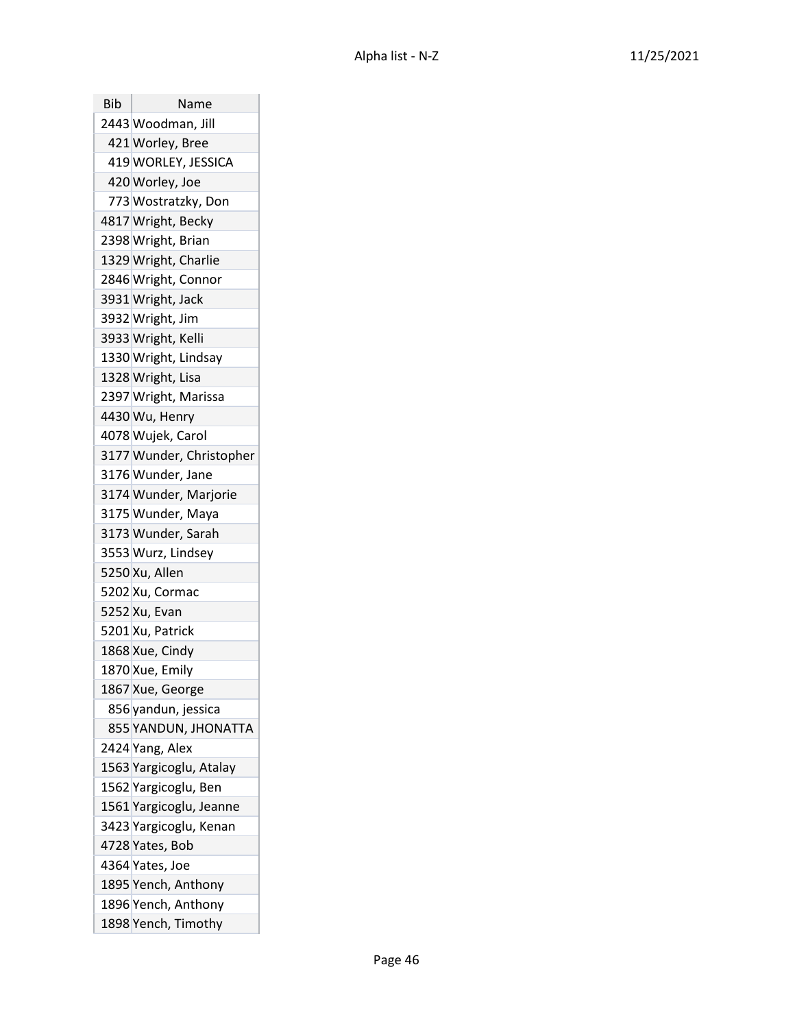| Bib | Name |
|---|---|
| 2443 | Woodman, Jill |
| 421 | Worley, Bree |
| 419 | WORLEY, JESSICA |
| 420 | Worley, Joe |
| 773 | Wostratzky, Don |
| 4817 | Wright, Becky |
| 2398 | Wright, Brian |
| 1329 | Wright, Charlie |
| 2846 | Wright, Connor |
| 3931 | Wright, Jack |
| 3932 | Wright, Jim |
| 3933 | Wright, Kelli |
| 1330 | Wright, Lindsay |
| 1328 | Wright, Lisa |
| 2397 | Wright, Marissa |
| 4430 | Wu, Henry |
| 4078 | Wujek, Carol |
| 3177 | Wunder, Christopher |
| 3176 | Wunder, Jane |
| 3174 | Wunder, Marjorie |
| 3175 | Wunder, Maya |
| 3173 | Wunder, Sarah |
| 3553 | Wurz, Lindsey |
| 5250 | Xu, Allen |
| 5202 | Xu, Cormac |
| 5252 | Xu, Evan |
| 5201 | Xu, Patrick |
| 1868 | Xue, Cindy |
| 1870 | Xue, Emily |
| 1867 | Xue, George |
| 856 | yandun, jessica |
| 855 | YANDUN, JHONATTA |
| 2424 | Yang, Alex |
| 1563 | Yargicoglu, Atalay |
| 1562 | Yargicoglu, Ben |
| 1561 | Yargicoglu, Jeanne |
| 3423 | Yargicoglu, Kenan |
| 4728 | Yates, Bob |
| 4364 | Yates, Joe |
| 1895 | Yench, Anthony |
| 1896 | Yench, Anthony |
| 1898 | Yench, Timothy |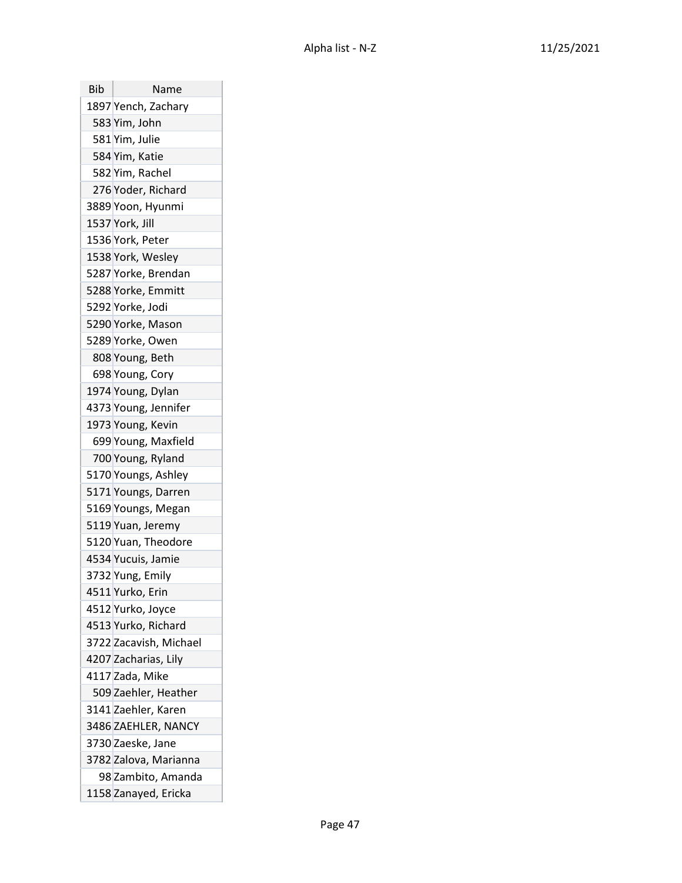| Bib | Name |
|---|---|
| 1897 | Yench, Zachary |
| 583 | Yim, John |
| 581 | Yim, Julie |
| 584 | Yim, Katie |
| 582 | Yim, Rachel |
| 276 | Yoder, Richard |
| 3889 | Yoon, Hyunmi |
| 1537 | York, Jill |
| 1536 | York, Peter |
| 1538 | York, Wesley |
| 5287 | Yorke, Brendan |
| 5288 | Yorke, Emmitt |
| 5292 | Yorke, Jodi |
| 5290 | Yorke, Mason |
| 5289 | Yorke, Owen |
| 808 | Young, Beth |
| 698 | Young, Cory |
| 1974 | Young, Dylan |
| 4373 | Young, Jennifer |
| 1973 | Young, Kevin |
| 699 | Young, Maxfield |
| 700 | Young, Ryland |
| 5170 | Youngs, Ashley |
| 5171 | Youngs, Darren |
| 5169 | Youngs, Megan |
| 5119 | Yuan, Jeremy |
| 5120 | Yuan, Theodore |
| 4534 | Yucuis, Jamie |
| 3732 | Yung, Emily |
| 4511 | Yurko, Erin |
| 4512 | Yurko, Joyce |
| 4513 | Yurko, Richard |
| 3722 | Zacavish, Michael |
| 4207 | Zacharias, Lily |
| 4117 | Zada, Mike |
| 509 | Zaehler, Heather |
| 3141 | Zaehler, Karen |
| 3486 | ZAEHLER, NANCY |
| 3730 | Zaeske, Jane |
| 3782 | Zalova, Marianna |
| 98 | Zambito, Amanda |
| 1158 | Zanayed, Ericka |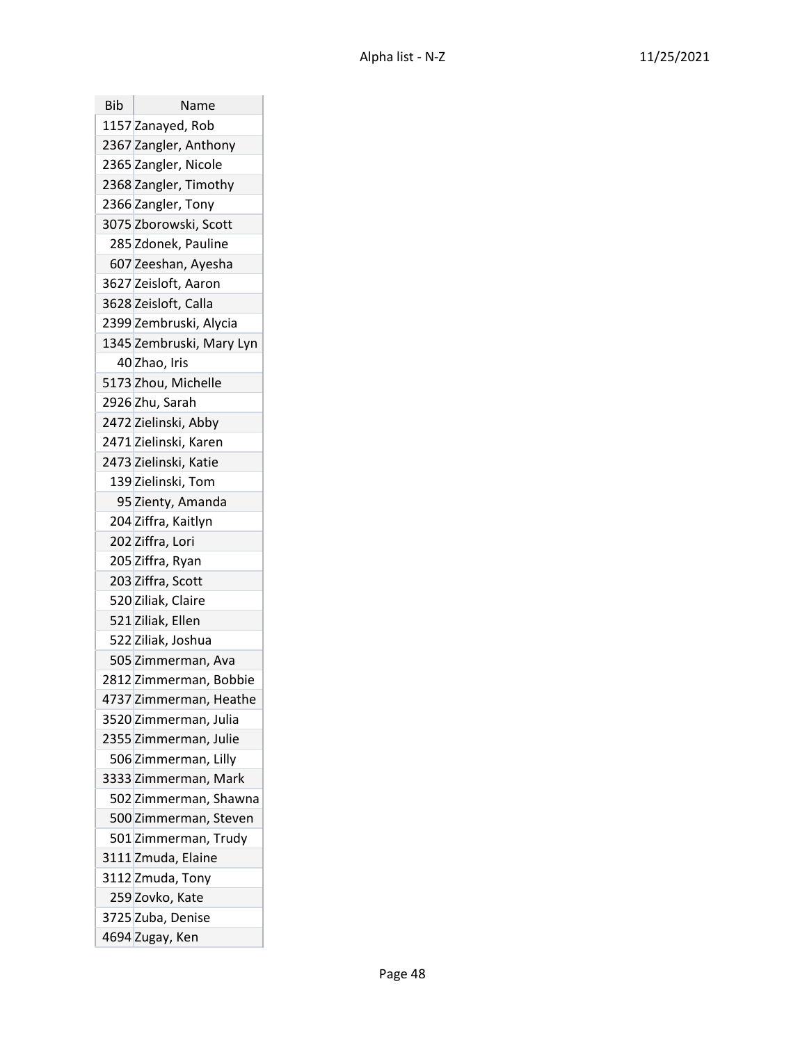| Bib | Name |
|---|---|
| 1157 | Zanayed, Rob |
| 2367 | Zangler, Anthony |
| 2365 | Zangler, Nicole |
| 2368 | Zangler, Timothy |
| 2366 | Zangler, Tony |
| 3075 | Zborowski, Scott |
| 285 | Zdonek, Pauline |
| 607 | Zeeshan, Ayesha |
| 3627 | Zeisloft, Aaron |
| 3628 | Zeisloft, Calla |
| 2399 | Zembruski, Alycia |
| 1345 | Zembruski, Mary Lyn |
| 40 | Zhao, Iris |
| 5173 | Zhou, Michelle |
| 2926 | Zhu, Sarah |
| 2472 | Zielinski, Abby |
| 2471 | Zielinski, Karen |
| 2473 | Zielinski, Katie |
| 139 | Zielinski, Tom |
| 95 | Zienty, Amanda |
| 204 | Ziffra, Kaitlyn |
| 202 | Ziffra, Lori |
| 205 | Ziffra, Ryan |
| 203 | Ziffra, Scott |
| 520 | Ziliak, Claire |
| 521 | Ziliak, Ellen |
| 522 | Ziliak, Joshua |
| 505 | Zimmerman, Ava |
| 2812 | Zimmerman, Bobbie |
| 4737 | Zimmerman, Heathe |
| 3520 | Zimmerman, Julia |
| 2355 | Zimmerman, Julie |
| 506 | Zimmerman, Lilly |
| 3333 | Zimmerman, Mark |
| 502 | Zimmerman, Shawna |
| 500 | Zimmerman, Steven |
| 501 | Zimmerman, Trudy |
| 3111 | Zmuda, Elaine |
| 3112 | Zmuda, Tony |
| 259 | Zovko, Kate |
| 3725 | Zuba, Denise |
| 4694 | Zugay, Ken |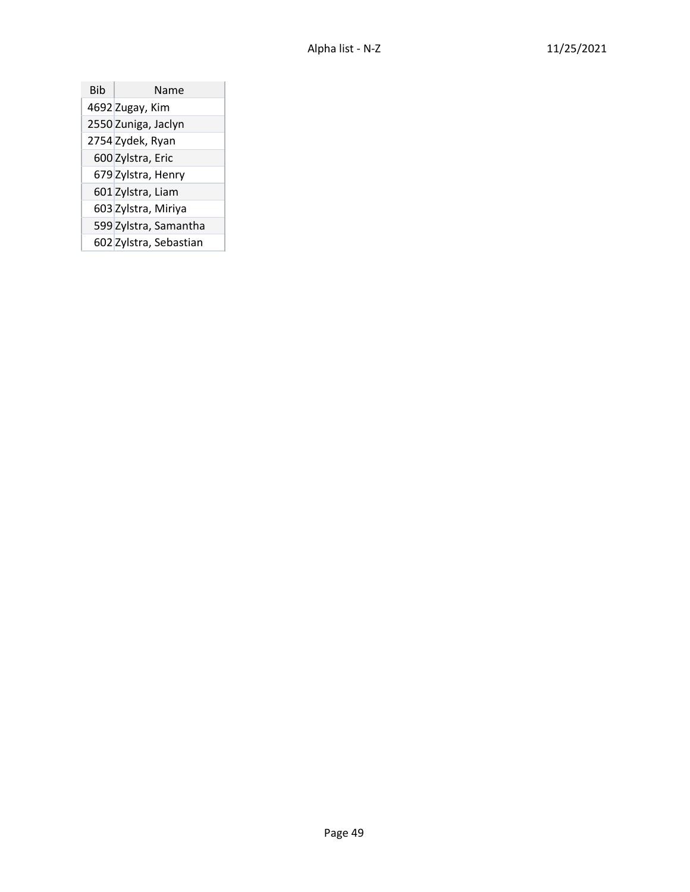| Bib | Name |
|---|---|
| 4692 | Zugay, Kim |
| 2550 | Zuniga, Jaclyn |
| 2754 | Zydek, Ryan |
| 600 | Zylstra, Eric |
| 679 | Zylstra, Henry |
| 601 | Zylstra, Liam |
| 603 | Zylstra, Miriya |
| 599 | Zylstra, Samantha |
| 602 | Zylstra, Sebastian |